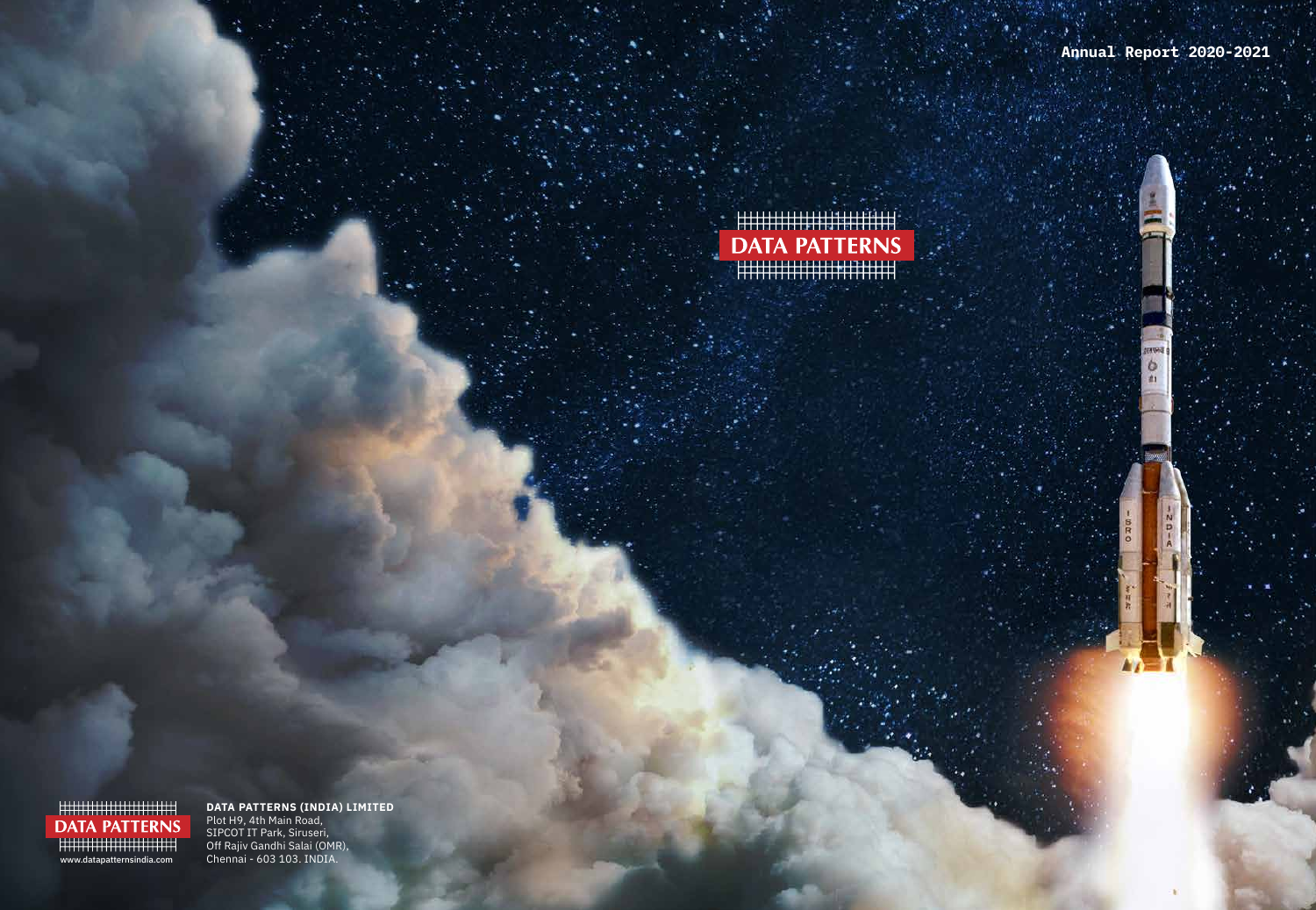Annual Report 2020-2021

# DATA PATTERNS

DATA PATTERNS

www.datapatternsindia.com

**DATA PATTERNS (INDIA) LIMITED**
Plot H9, 4th Main Road,
SIPCOT IT Park, Siruseri,
Off Rajiv Gandhi Salai (OMR),
Chennai - 603 103. INDIA.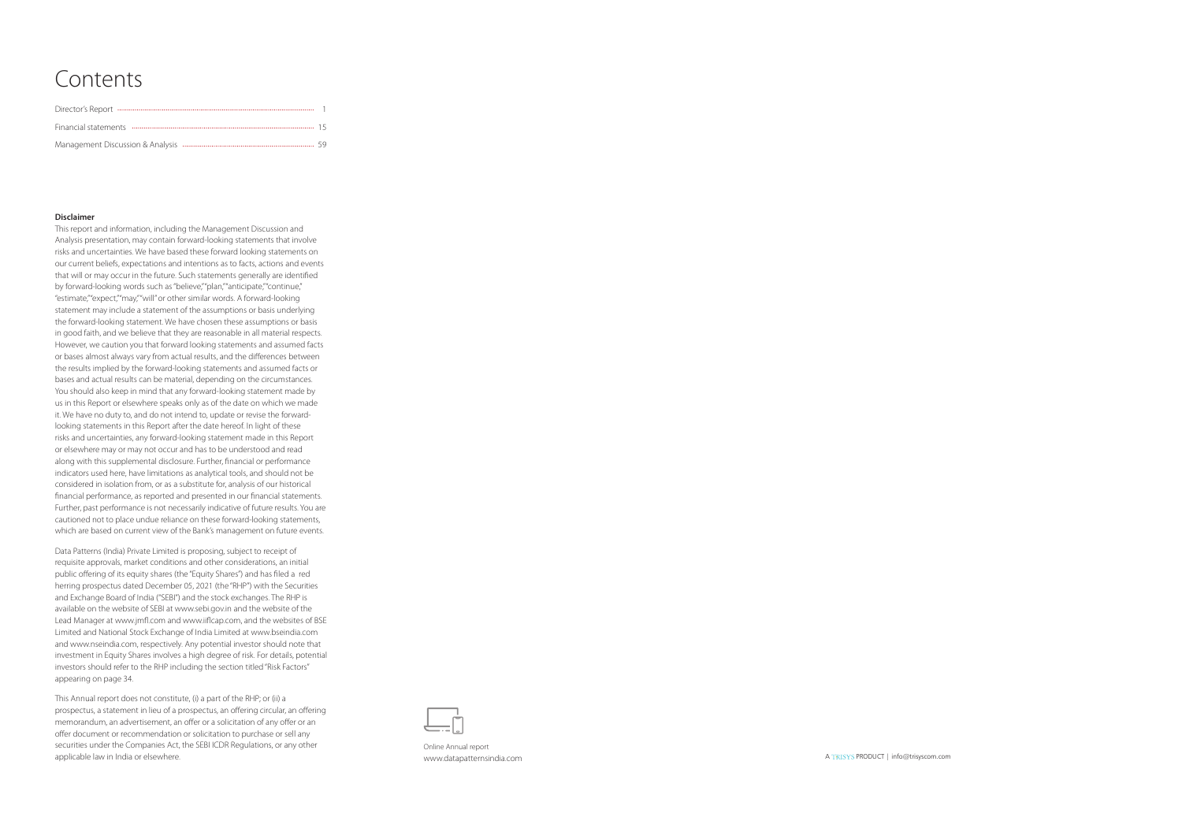# Contents

| | |
|---|---|
| Director's Report | 1 |
| Financial statements | 15 |
| Management Discussion & Analysis | 59 |

**Disclaimer**

This report and information, including the Management Discussion and Analysis presentation, may contain forward-looking statements that involve risks and uncertainties. We have based these forward looking statements on our current beliefs, expectations and intentions as to facts, actions and events that will or may occur in the future. Such statements generally are identified by forward-looking words such as "believe," "plan," "anticipate," "continue," "estimate," "expect," "may," "will" or other similar words. A forward-looking statement may include a statement of the assumptions or basis underlying the forward-looking statement. We have chosen these assumptions or basis in good faith, and we believe that they are reasonable in all material respects. However, we caution you that forward looking statements and assumed facts or bases almost always vary from actual results, and the differences between the results implied by the forward-looking statements and assumed facts or bases and actual results can be material, depending on the circumstances. You should also keep in mind that any forward-looking statement made by us in this Report or elsewhere speaks only as of the date on which we made it. We have no duty to, and do not intend to, update or revise the forward-looking statements in this Report after the date hereof. In light of these risks and uncertainties, any forward-looking statement made in this Report or elsewhere may or may not occur and has to be understood and read along with this supplemental disclosure. Further, financial or performance indicators used here, have limitations as analytical tools, and should not be considered in isolation from, or as a substitute for, analysis of our historical financial performance, as reported and presented in our financial statements. Further, past performance is not necessarily indicative of future results. You are cautioned not to place undue reliance on these forward-looking statements, which are based on current view of the Bank's management on future events.

Data Patterns (India) Private Limited is proposing, subject to receipt of requisite approvals, market conditions and other considerations, an initial public offering of its equity shares (the "Equity Shares") and has filed a red herring prospectus dated December 05, 2021 (the "RHP") with the Securities and Exchange Board of India ("SEBI") and the stock exchanges. The RHP is available on the website of SEBI at www.sebi.gov.in and the website of the Lead Manager at www.jmfl.com and www.iiflcap.com, and the websites of BSE Limited and National Stock Exchange of India Limited at www.bseindia.com and www.nseindia.com, respectively. Any potential investor should note that investment in Equity Shares involves a high degree of risk. For details, potential investors should refer to the RHP including the section titled "Risk Factors" appearing on page 34.

This Annual report does not constitute, (i) a part of the RHP; or (ii) a prospectus, a statement in lieu of a prospectus, an offering circular, an offering memorandum, an advertisement, an offer or a solicitation of any offer or an offer document or recommendation or solicitation to purchase or sell any securities under the Companies Act, the SEBI ICDR Regulations, or any other applicable law in India or elsewhere.

Online Annual report
www.datapatternsindia.com

A TRISYS PRODUCT | info@trisyscom.com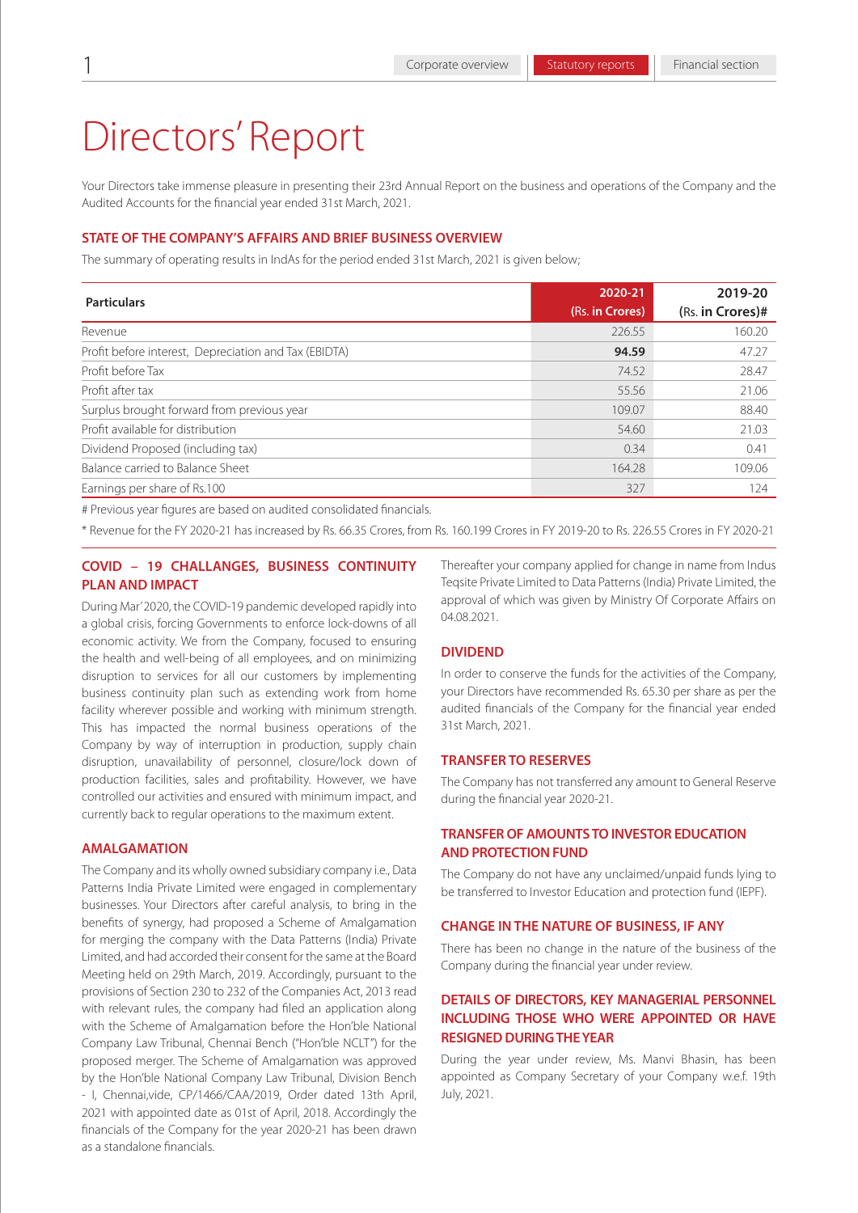# Directors' Report

Your Directors take immense pleasure in presenting their 23rd Annual Report on the business and operations of the Company and the Audited Accounts for the financial year ended 31st March, 2021.

## STATE OF THE COMPANY'S AFFAIRS AND BRIEF BUSINESS OVERVIEW

The summary of operating results in IndAs for the period ended 31st March, 2021 is given below;

| Particulars | 2020-21 (Rs. in Crores) | 2019-20 (Rs. in Crores)# |
|---|---|---|
| Revenue | 226.55 | 160.20 |
| Profit before interest, Depreciation and Tax (EBIDTA) | **94.59** | 47.27 |
| Profit before Tax | 74.52 | 28.47 |
| Profit after tax | 55.56 | 21.06 |
| Surplus brought forward from previous year | 109.07 | 88.40 |
| Profit available for distribution | 54.60 | 21.03 |
| Dividend Proposed (including tax) | 0.34 | 0.41 |
| Balance carried to Balance Sheet | 164.28 | 109.06 |
| Earnings per share of Rs.100 | 327 | 124 |

# Previous year figures are based on audited consolidated financials.

* Revenue for the FY 2020-21 has increased by Rs. 66.35 Crores, from Rs. 160.199 Crores in FY 2019-20 to Rs. 226.55 Crores in FY 2020-21

## COVID – 19 CHALLANGES, BUSINESS CONTINUITY PLAN AND IMPACT

During Mar' 2020, the COVID-19 pandemic developed rapidly into a global crisis, forcing Governments to enforce lock-downs of all economic activity. We from the Company, focused to ensuring the health and well-being of all employees, and on minimizing disruption to services for all our customers by implementing business continuity plan such as extending work from home facility wherever possible and working with minimum strength. This has impacted the normal business operations of the Company by way of interruption in production, supply chain disruption, unavailability of personnel, closure/lock down of production facilities, sales and profitability. However, we have controlled our activities and ensured with minimum impact, and currently back to regular operations to the maximum extent.

## AMALGAMATION

The Company and its wholly owned subsidiary company i.e., Data Patterns India Private Limited were engaged in complementary businesses. Your Directors after careful analysis, to bring in the benefits of synergy, had proposed a Scheme of Amalgamation for merging the company with the Data Patterns (India) Private Limited, and had accorded their consent for the same at the Board Meeting held on 29th March, 2019. Accordingly, pursuant to the provisions of Section 230 to 232 of the Companies Act, 2013 read with relevant rules, the company had filed an application along with the Scheme of Amalgamation before the Hon'ble National Company Law Tribunal, Chennai Bench ("Hon'ble NCLT") for the proposed merger. The Scheme of Amalgamation was approved by the Hon'ble National Company Law Tribunal, Division Bench - I, Chennai,vide, CP/1466/CAA/2019, Order dated 13th April, 2021 with appointed date as 01st of April, 2018. Accordingly the financials of the Company for the year 2020-21 has been drawn as a standalone financials.

Thereafter your company applied for change in name from Indus Teqsite Private Limited to Data Patterns (India) Private Limited, the approval of which was given by Ministry Of Corporate Affairs on 04.08.2021.

## DIVIDEND

In order to conserve the funds for the activities of the Company, your Directors have recommended Rs. 65.30 per share as per the audited financials of the Company for the financial year ended 31st March, 2021.

## TRANSFER TO RESERVES

The Company has not transferred any amount to General Reserve during the financial year 2020-21.

## TRANSFER OF AMOUNTS TO INVESTOR EDUCATION AND PROTECTION FUND

The Company do not have any unclaimed/unpaid funds lying to be transferred to Investor Education and protection fund (IEPF).

## CHANGE IN THE NATURE OF BUSINESS, IF ANY

There has been no change in the nature of the business of the Company during the financial year under review.

## DETAILS OF DIRECTORS, KEY MANAGERIAL PERSONNEL INCLUDING THOSE WHO WERE APPOINTED OR HAVE RESIGNED DURING THE YEAR

During the year under review, Ms. Manvi Bhasin, has been appointed as Company Secretary of your Company w.e.f. 19th July, 2021.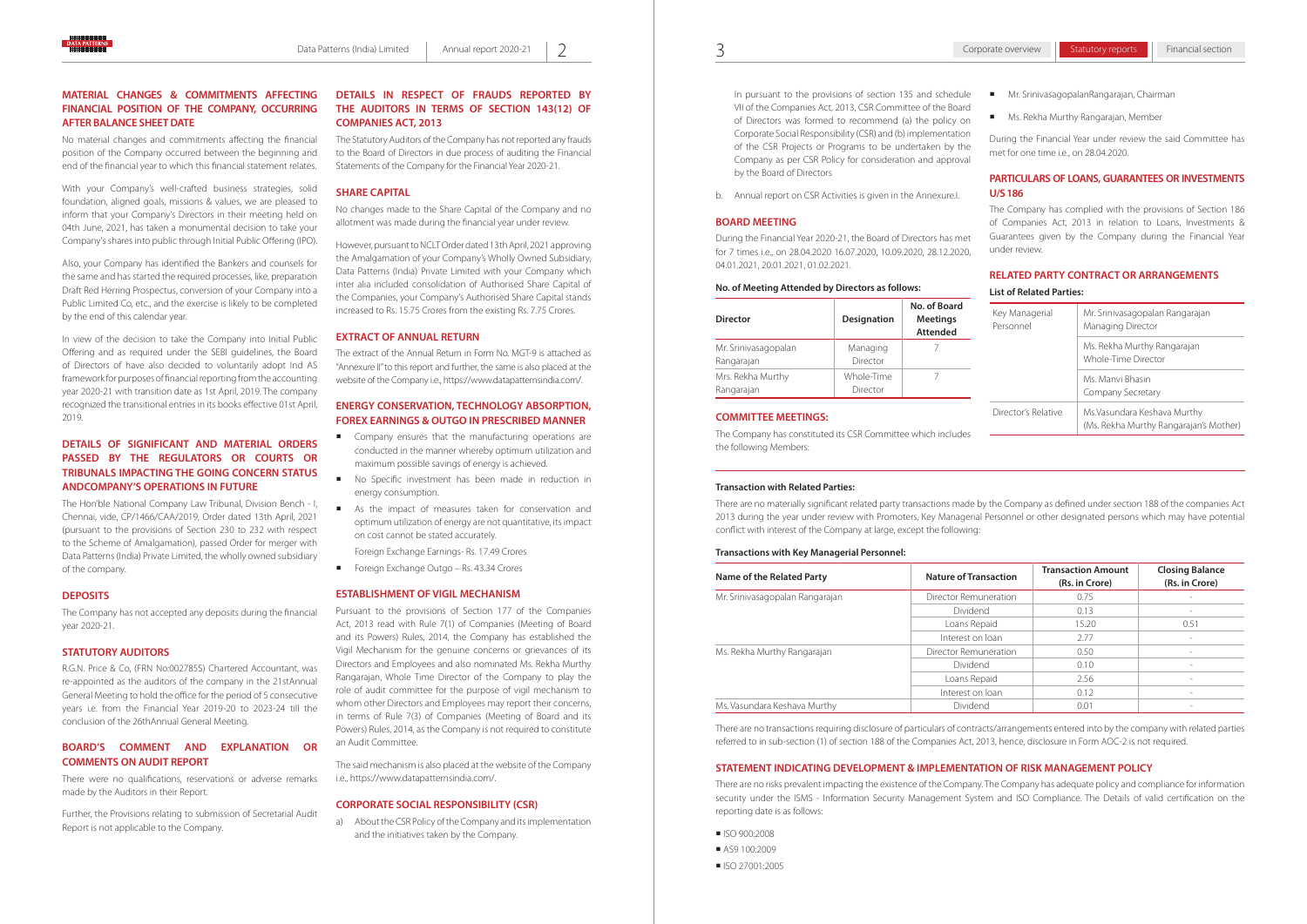## MATERIAL CHANGES & COMMITMENTS AFFECTING FINANCIAL POSITION OF THE COMPANY, OCCURRING AFTER BALANCE SHEET DATE

No material changes and commitments affecting the financial position of the Company occurred between the beginning and end of the financial year to which this financial statement relates.

With your Company's well-crafted business strategies, solid foundation, aligned goals, missions & values, we are pleased to inform that your Company's Directors in their meeting held on 04th June, 2021, has taken a monumental decision to take your Company's shares into public through Initial Public Offering (IPO).

Also, your Company has identified the Bankers and counsels for the same and has started the required processes, like, preparation Draft Red Herring Prospectus, conversion of your Company into a Public Limited Co, etc., and the exercise is likely to be completed by the end of this calendar year.

In view of the decision to take the Company into Initial Public Offering and as required under the SEBI guidelines, the Board of Directors of have also decided to voluntarily adopt Ind AS framework for purposes of financial reporting from the accounting year 2020-21 with transition date as 1st April, 2019. The company recognized the transitional entries in its books effective 01st April, 2019.

## DETAILS OF SIGNIFICANT AND MATERIAL ORDERS PASSED BY THE REGULATORS OR COURTS OR TRIBUNALS IMPACTING THE GOING CONCERN STATUS ANDCOMPANY'S OPERATIONS IN FUTURE

The Hon'ble National Company Law Tribunal, Division Bench - I, Chennai, vide, CP/1466/CAA/2019, Order dated 13th April, 2021 (pursuant to the provisions of Section 230 to 232 with respect to the Scheme of Amalgamation), passed Order for merger with Data Patterns (India) Private Limited, the wholly owned subsidiary of the company.

## DEPOSITS

The Company has not accepted any deposits during the financial year 2020-21.

## STATUTORY AUDITORS

R.G.N. Price & Co, (FRN No:002785S) Chartered Accountant, was re-appointed as the auditors of the company in the 21stAnnual General Meeting to hold the office for the period of 5 consecutive years i.e. from the Financial Year 2019-20 to 2023-24 till the conclusion of the 26thAnnual General Meeting.

## BOARD'S COMMENT AND EXPLANATION OR COMMENTS ON AUDIT REPORT

There were no qualifications, reservations or adverse remarks made by the Auditors in their Report.

Further, the Provisions relating to submission of Secretarial Audit Report is not applicable to the Company.

## DETAILS IN RESPECT OF FRAUDS REPORTED BY THE AUDITORS IN TERMS OF SECTION 143(12) OF COMPANIES ACT, 2013

The Statutory Auditors of the Company has not reported any frauds to the Board of Directors in due process of auditing the Financial Statements of the Company for the Financial Year 2020-21.

## SHARE CAPITAL

No changes made to the Share Capital of the Company and no allotment was made during the financial year under review.

However, pursuant to NCLT Order dated 13th April, 2021 approving the Amalgamation of your Company's Wholly Owned Subsidiary, Data Patterns (India) Private Limited with your Company which inter alia included consolidation of Authorised Share Capital of the Companies, your Company's Authorised Share Capital stands increased to Rs. 15.75 Crores from the existing Rs. 7.75 Crores.

## EXTRACT OF ANNUAL RETURN

The extract of the Annual Return in Form No. MGT-9 is attached as "Annexure II" to this report and further, the same is also placed at the website of the Company i.e., https://www.datapatternsindia.com/.

## ENERGY CONSERVATION, TECHNOLOGY ABSORPTION, FOREX EARNINGS & OUTGO IN PRESCRIBED MANNER

- Company ensures that the manufacturing operations are conducted in the manner whereby optimum utilization and maximum possible savings of energy is achieved.
- No Specific investment has been made in reduction in energy consumption.
- As the impact of measures taken for conservation and optimum utilization of energy are not quantitative, its impact on cost cannot be stated accurately.

  Foreign Exchange Earnings- Rs. 17.49 Crores
- Foreign Exchange Outgo – Rs. 43.34 Crores

## ESTABLISHMENT OF VIGIL MECHANISM

Pursuant to the provisions of Section 177 of the Companies Act, 2013 read with Rule 7(1) of Companies (Meeting of Board and its Powers) Rules, 2014, the Company has established the Vigil Mechanism for the genuine concerns or grievances of its Directors and Employees and also nominated Ms. Rekha Murthy Rangarajan, Whole Time Director of the Company to play the role of audit committee for the purpose of vigil mechanism to whom other Directors and Employees may report their concerns, in terms of Rule 7(3) of Companies (Meeting of Board and its Powers) Rules, 2014, as the Company is not required to constitute an Audit Committee.

The said mechanism is also placed at the website of the Company i.e., https://www.datapatternsindia.com/.

## CORPORATE SOCIAL RESPONSIBILITY (CSR)

a) About the CSR Policy of the Company and its implementation and the initiatives taken by the Company.

In pursuant to the provisions of section 135 and schedule VII of the Companies Act, 2013, CSR Committee of the Board of Directors was formed to recommend (a) the policy on Corporate Social Responsibility (CSR) and (b) implementation of the CSR Projects or Programs to be undertaken by the Company as per CSR Policy for consideration and approval by the Board of Directors

b. Annual report on CSR Activities is given in the Annexure.I.

## BOARD MEETING

During the Financial Year 2020-21, the Board of Directors has met for 7 times i.e., on 28.04.2020 16.07.2020, 10.09.2020, 28.12.2020, 04.01.2021, 20.01.2021, 01.02.2021.

**No. of Meeting Attended by Directors as follows:**

| Director | Designation | No. of Board Meetings Attended |
|---|---|---|
| Mr. Srinivasagopalan Rangarajan | Managing Director | 7 |
| Mrs. Rekha Murthy Rangarajan | Whole-Time Director | 7 |

## COMMITTEE MEETINGS:

The Company has constituted its CSR Committee which includes the following Members:

- Mr. SrinivasagopalanRangarajan, Chairman
- Ms. Rekha Murthy Rangarajan, Member

During the Financial Year under review the said Committee has met for one time i.e., on 28.04.2020.

## PARTICULARS OF LOANS, GUARANTEES OR INVESTMENTS U/S 186

The Company has complied with the provisions of Section 186 of Companies Act, 2013 in relation to Loans, Investments & Guarantees given by the Company during the Financial Year under review.

## RELATED PARTY CONTRACT OR ARRANGEMENTS

**List of Related Parties:**

| | |
|---|---|
| Key Managerial Personnel | Mr. Srinivasagopalan Rangarajan Managing Director |
| | Ms. Rekha Murthy Rangarajan Whole-Time Director |
| | Ms. Manvi Bhasin Company Secretary |
| Director's Relative | Ms.Vasundara Keshava Murthy (Ms. Rekha Murthy Rangarajan's Mother) |

**Transaction with Related Parties:**

There are no materially significant related party transactions made by the Company as defined under section 188 of the companies Act 2013 during the year under review with Promoters, Key Managerial Personnel or other designated persons which may have potential conflict with interest of the Company at large, except the following:

**Transactions with Key Managerial Personnel:**

| Name of the Related Party | Nature of Transaction | Transaction Amount (Rs. in Crore) | Closing Balance (Rs. in Crore) |
|---|---|---|---|
| Mr. Srinivasagopalan Rangarajan | Director Remuneration | 0.75 | - |
| | Dividend | 0.13 | - |
| | Loans Repaid | 15.20 | 0.51 |
| | Interest on loan | 2.77 | - |
| Ms. Rekha Murthy Rangarajan | Director Remuneration | 0.50 | - |
| | Dividend | 0.10 | - |
| | Loans Repaid | 2.56 | - |
| | Interest on loan | 0.12 | - |
| Ms. Vasundara Keshava Murthy | Dividend | 0.01 | - |

There are no transactions requiring disclosure of particulars of contracts/arrangements entered into by the company with related parties referred to in sub-section (1) of section 188 of the Companies Act, 2013, hence, disclosure in Form AOC-2 is not required.

## STATEMENT INDICATING DEVELOPMENT & IMPLEMENTATION OF RISK MANAGEMENT POLICY

There are no risks prevalent impacting the existence of the Company. The Company has adequate policy and compliance for information security under the ISMS - Information Security Management System and ISO Compliance. The Details of valid certification on the reporting date is as follows:

- ISO 900:2008
- AS9 100:2009
- ISO 27001:2005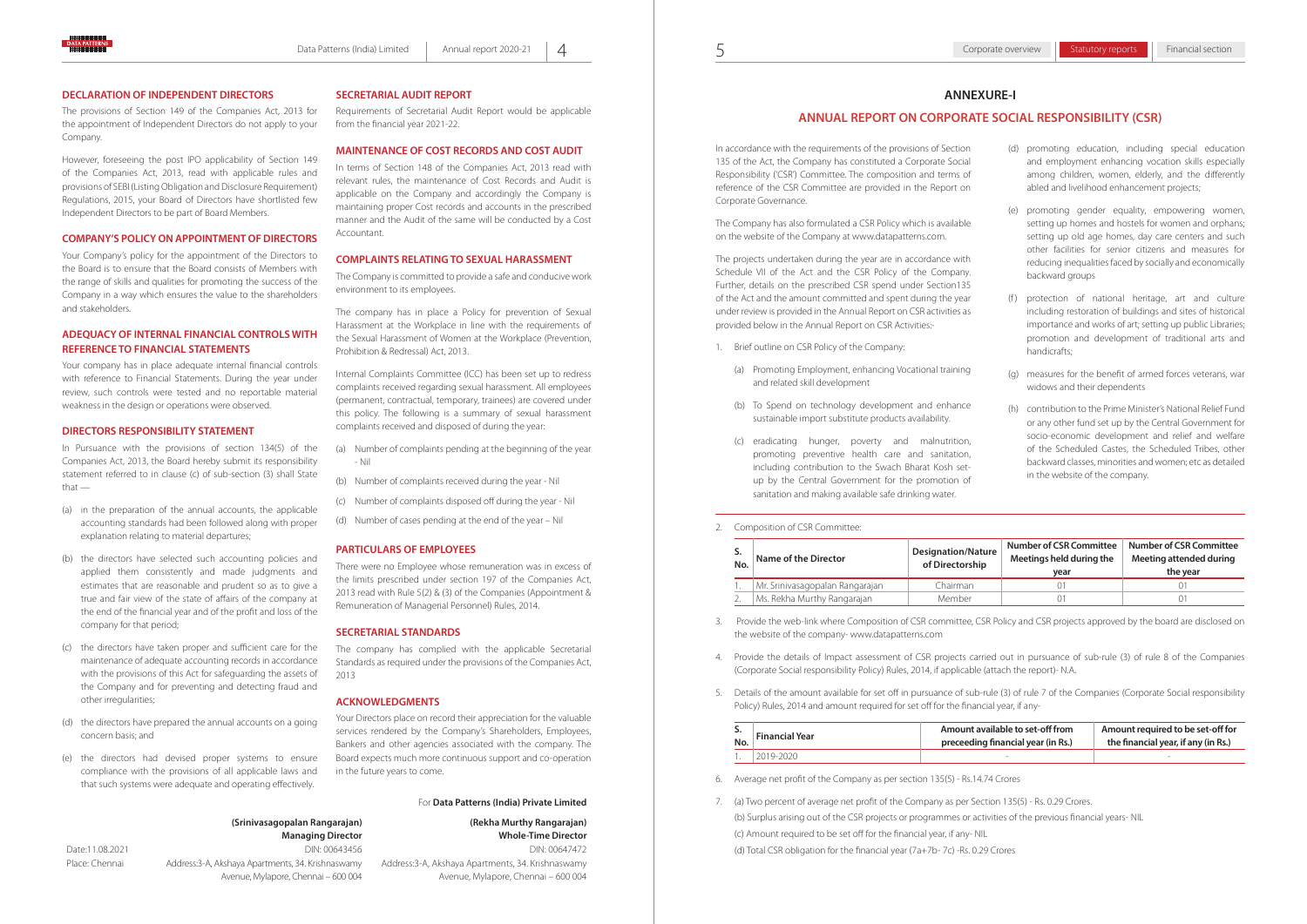### DECLARATION OF INDEPENDENT DIRECTORS

The provisions of Section 149 of the Companies Act, 2013 for the appointment of Independent Directors do not apply to your Company.

However, foreseeing the post IPO applicability of Section 149 of the Companies Act, 2013, read with applicable rules and provisions of SEBI (Listing Obligation and Disclosure Requirement) Regulations, 2015, your Board of Directors have shortlisted few Independent Directors to be part of Board Members.

### COMPANY'S POLICY ON APPOINTMENT OF DIRECTORS

Your Company's policy for the appointment of the Directors to the Board is to ensure that the Board consists of Members with the range of skills and qualities for promoting the success of the Company in a way which ensures the value to the shareholders and stakeholders.

### ADEQUACY OF INTERNAL FINANCIAL CONTROLS WITH REFERENCE TO FINANCIAL STATEMENTS

Your company has in place adequate internal financial controls with reference to Financial Statements. During the year under review, such controls were tested and no reportable material weakness in the design or operations were observed.

### DIRECTORS RESPONSIBILITY STATEMENT

In Pursuance with the provisions of section 134(5) of the Companies Act, 2013, the Board hereby submit its responsibility statement referred to in clause (c) of sub-section (3) shall State that —

(a) in the preparation of the annual accounts, the applicable accounting standards had been followed along with proper explanation relating to material departures;

(b) the directors have selected such accounting policies and applied them consistently and made judgments and estimates that are reasonable and prudent so as to give a true and fair view of the state of affairs of the company at the end of the financial year and of the profit and loss of the company for that period;

(c) the directors have taken proper and sufficient care for the maintenance of adequate accounting records in accordance with the provisions of this Act for safeguarding the assets of the Company and for preventing and detecting fraud and other irregularities;

(d) the directors have prepared the annual accounts on a going concern basis; and

(e) the directors had devised proper systems to ensure compliance with the provisions of all applicable laws and that such systems were adequate and operating effectively.

### SECRETARIAL AUDIT REPORT

Requirements of Secretarial Audit Report would be applicable from the financial year 2021-22.

### MAINTENANCE OF COST RECORDS AND COST AUDIT

In terms of Section 148 of the Companies Act, 2013 read with relevant rules, the maintenance of Cost Records and Audit is applicable on the Company and accordingly the Company is maintaining proper Cost records and accounts in the prescribed manner and the Audit of the same will be conducted by a Cost Accountant.

### COMPLAINTS RELATING TO SEXUAL HARASSMENT

The Company is committed to provide a safe and conducive work environment to its employees.

The company has in place a Policy for prevention of Sexual Harassment at the Workplace in line with the requirements of the Sexual Harassment of Women at the Workplace (Prevention, Prohibition & Redressal) Act, 2013.

Internal Complaints Committee (ICC) has been set up to redress complaints received regarding sexual harassment. All employees (permanent, contractual, temporary, trainees) are covered under this policy. The following is a summary of sexual harassment complaints received and disposed of during the year:

(a) Number of complaints pending at the beginning of the year - Nil

(b) Number of complaints received during the year - Nil

(c) Number of complaints disposed off during the year - Nil

(d) Number of cases pending at the end of the year – Nil

### PARTICULARS OF EMPLOYEES

There were no Employee whose remuneration was in excess of the limits prescribed under section 197 of the Companies Act, 2013 read with Rule 5(2) & (3) of the Companies (Appointment & Remuneration of Managerial Personnel) Rules, 2014.

### SECRETARIAL STANDARDS

The company has complied with the applicable Secretarial Standards as required under the provisions of the Companies Act, 2013

### ACKNOWLEDGMENTS

Your Directors place on record their appreciation for the valuable services rendered by the Company's Shareholders, Employees, Bankers and other agencies associated with the company. The Board expects much more continuous support and co-operation in the future years to come.

For **Data Patterns (India) Private Limited**

**(Srinivasagopalan Rangarajan)**
**Managing Director**
DIN: 00643456
Address:3-A, Akshaya Apartments, 34. Krishnaswamy Avenue, Mylapore, Chennai – 600 004

**(Rekha Murthy Rangarajan)**
**Whole-Time Director**
DIN: 00647472
Address:3-A, Akshaya Apartments, 34. Krishnaswamy Avenue, Mylapore, Chennai – 600 004

Date:11.08.2021
Place: Chennai

## ANNEXURE-I

## ANNUAL REPORT ON CORPORATE SOCIAL RESPONSIBILITY (CSR)

In accordance with the requirements of the provisions of Section 135 of the Act, the Company has constituted a Corporate Social Responsibility ('CSR') Committee. The composition and terms of reference of the CSR Committee are provided in the Report on Corporate Governance.

The Company has also formulated a CSR Policy which is available on the website of the Company at www.datapatterns.com.

The projects undertaken during the year are in accordance with Schedule VII of the Act and the CSR Policy of the Company. Further, details on the prescribed CSR spend under Section135 of the Act and the amount committed and spent during the year under review is provided in the Annual Report on CSR activities as provided below in the Annual Report on CSR Activities:-

1. Brief outline on CSR Policy of the Company:

   (a) Promoting Employment, enhancing Vocational training and related skill development

   (b) To Spend on technology development and enhance sustainable import substitute products availability.

   (c) eradicating hunger, poverty and malnutrition, promoting preventive health care and sanitation, including contribution to the Swach Bharat Kosh set-up by the Central Government for the promotion of sanitation and making available safe drinking water.

   (d) promoting education, including special education and employment enhancing vocation skills especially among children, women, elderly, and the differently abled and livelihood enhancement projects;

   (e) promoting gender equality, empowering women, setting up homes and hostels for women and orphans; setting up old age homes, day care centers and such other facilities for senior citizens and measures for reducing inequalities faced by socially and economically backward groups

   (f) protection of national heritage, art and culture including restoration of buildings and sites of historical importance and works of art; setting up public Libraries; promotion and development of traditional arts and handicrafts;

   (g) measures for the benefit of armed forces veterans, war widows and their dependents

   (h) contribution to the Prime Minister's National Relief Fund or any other fund set up by the Central Government for socio-economic development and relief and welfare of the Scheduled Castes, the Scheduled Tribes, other backward classes, minorities and women; etc as detailed in the website of the company.

2. Composition of CSR Committee:

| S. No. | Name of the Director | Designation/Nature of Directorship | Number of CSR Committee Meetings held during the year | Number of CSR Committee Meeting attended during the year |
|---|---|---|---|---|
| 1. | Mr. Srinivasagopalan Rangarajan | Chairman | 01 | 01 |
| 2. | Ms. Rekha Murthy Rangarajan | Member | 01 | 01 |

3. Provide the web-link where Composition of CSR committee, CSR Policy and CSR projects approved by the board are disclosed on the website of the company- www.datapatterns.com

4. Provide the details of Impact assessment of CSR projects carried out in pursuance of sub-rule (3) of rule 8 of the Companies (Corporate Social responsibility Policy) Rules, 2014, if applicable (attach the report)- N.A.

5. Details of the amount available for set off in pursuance of sub-rule (3) of rule 7 of the Companies (Corporate Social responsibility Policy) Rules, 2014 and amount required for set off for the financial year, if any-

| S. No. | Financial Year | Amount available to set-off from preceeding financial year (in Rs.) | Amount required to be set-off for the financial year, if any (in Rs.) |
|---|---|---|---|
| 1. | 2019-2020 | - | - |

6. Average net profit of the Company as per section 135(5) - Rs.14.74 Crores

7. (a) Two percent of average net profit of the Company as per Section 135(5) - Rs. 0.29 Crores.

   (b) Surplus arising out of the CSR projects or programmes or activities of the previous financial years- NIL

   (c) Amount required to be set off for the financial year, if any- NIL

   (d) Total CSR obligation for the financial year (7a+7b- 7c) -Rs. 0.29 Crores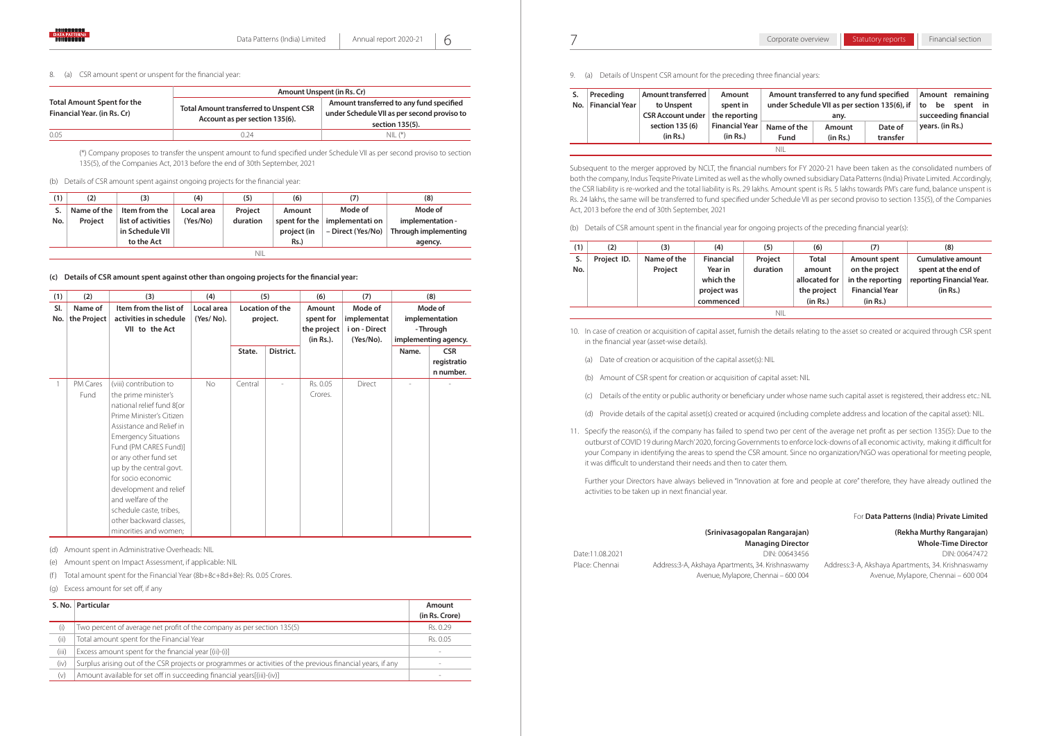8. (a) CSR amount spent or unspent for the financial year:

| Total Amount Spent for the Financial Year. (in Rs. Cr) | Amount Unspent (in Rs. Cr) | |
|---|---|---|
| | Total Amount transferred to Unspent CSR Account as per section 135(6). | Amount transferred to any fund specified under Schedule VII as per second proviso to section 135(5). |
| 0.05 | 0.24 | NIL (*) |

(*) Company proposes to transfer the unspent amount to fund specified under Schedule VII as per second proviso to section 135(5), of the Companies Act, 2013 before the end of 30th September, 2021

(b) Details of CSR amount spent against ongoing projects for the financial year:

| (1) | (2) | (3) | (4) | (5) | (6) | (7) | (8) |
|---|---|---|---|---|---|---|---|
| S. No. | Name of the Project | Item from the list of activities in Schedule VII to the Act | Local area (Yes/No) | Project duration | Amount spent for the project (in Rs.) | Mode of implementati on – Direct (Yes/No) | Mode of implementation - Through implementing agency. |
| NIL | | | | | | | |

**(c) Details of CSR amount spent against other than ongoing projects for the financial year:**

| (1) | (2) | (3) | (4) | (5) | | (6) | (7) | (8) | |
|---|---|---|---|---|---|---|---|---|---|
| Sl. No. | Name of the Project | Item from the list of activities in schedule VII to the Act | Local area (Yes/ No). | Location of the project. | | Amount spent for the project (in Rs.). | Mode of implementat i on - Direct (Yes/No). | Mode of implementation - Through implementing agency. | |
| | | | | State. | District. | | | Name. | CSR registratio n number. |
| 1 | PM Cares Fund | (viii) contribution to the prime minister's national relief fund 8[or Prime Minister's Citizen Assistance and Relief in Emergency Situations Fund (PM CARES Fund)] or any other fund set up by the central govt. for socio economic development and relief and welfare of the schedule caste, tribes, other backward classes, minorities and women; | No | Central | - | Rs. 0.05 Crores. | Direct | - | - |

(d) Amount spent in Administrative Overheads: NIL

(e) Amount spent on Impact Assessment, if applicable: NIL

(f) Total amount spent for the Financial Year (8b+8c+8d+8e): Rs. 0.05 Crores.

(g) Excess amount for set off, if any

| S. No. | Particular | Amount (in Rs. Crore) |
|---|---|---|
| (i) | Two percent of average net profit of the company as per section 135(5) | Rs. 0.29 |
| (ii) | Total amount spent for the Financial Year | Rs. 0.05 |
| (iii) | Excess amount spent for the financial year [(ii)-(i)] | - |
| (iv) | Surplus arising out of the CSR projects or programmes or activities of the previous financial years, if any | - |
| (v) | Amount available for set off in succeeding financial years[(iii)-(iv)] | - |

9. (a) Details of Unspent CSR amount for the preceding three financial years:

| S. No. | Preceding Financial Year | Amount transferred to Unspent CSR Account under section 135 (6) (in Rs.) | Amount spent in the reporting Financial Year (in Rs.) | Amount transferred to any fund specified under Schedule VII as per section 135(6), if any. | | | Amount remaining to be spent in succeeding financial years. (in Rs.) |
|---|---|---|---|---|---|---|---|
| | | | | Name of the Fund | Amount (in Rs.) | Date of transfer | |
| NIL | | | | | | | |

Subsequent to the merger approved by NCLT, the financial numbers for FY 2020-21 have been taken as the consolidated numbers of both the company, Indus Teqsite Private Limited as well as the wholly owned subsidiary Data Patterns (India) Private Limited. Accordingly, the CSR liability is re-worked and the total liability is Rs. 29 lakhs. Amount spent is Rs. 5 lakhs towards PM's care fund, balance unspent is Rs. 24 lakhs, the same will be transferred to fund specified under Schedule VII as per second proviso to section 135(5), of the Companies Act, 2013 before the end of 30th September, 2021

(b) Details of CSR amount spent in the financial year for ongoing projects of the preceding financial year(s):

| (1) | (2) | (3) | (4) | (5) | (6) | (7) | (8) |
|---|---|---|---|---|---|---|---|
| S. No. | Project ID. | Name of the Project | Financial Year in which the project was commenced | Project duration | Total amount allocated for the project (in Rs.) | Amount spent on the project in the reporting Financial Year (in Rs.) | Cumulative amount spent at the end of reporting Financial Year. (in Rs.) |
| NIL | | | | | | | |

10. In case of creation or acquisition of capital asset, furnish the details relating to the asset so created or acquired through CSR spent in the financial year (asset-wise details).

    (a) Date of creation or acquisition of the capital asset(s): NIL

    (b) Amount of CSR spent for creation or acquisition of capital asset: NIL

    (c) Details of the entity or public authority or beneficiary under whose name such capital asset is registered, their address etc.: NIL

    (d) Provide details of the capital asset(s) created or acquired (including complete address and location of the capital asset): NIL.

11. Specify the reason(s), if the company has failed to spend two per cent of the average net profit as per section 135(5): Due to the outburst of COVID 19 during March' 2020, forcing Governments to enforce lock-downs of all economic activity, making it difficult for your Company in identifying the areas to spend the CSR amount. Since no organization/NGO was operational for meeting people, it was difficult to understand their needs and then to cater them.

    Further your Directors have always believed in "Innovation at fore and people at core" therefore, they have already outlined the activities to be taken up in next financial year.

For **Data Patterns (India) Private Limited**

Date:11.08.2021
Place: Chennai

**(Srinivasagopalan Rangarajan)**
**Managing Director**
DIN: 00643456
Address:3-A, Akshaya Apartments, 34. Krishnaswamy Avenue, Mylapore, Chennai – 600 004

**(Rekha Murthy Rangarajan)**
**Whole-Time Director**
DIN: 00647472
Address:3-A, Akshaya Apartments, 34. Krishnaswamy Avenue, Mylapore, Chennai – 600 004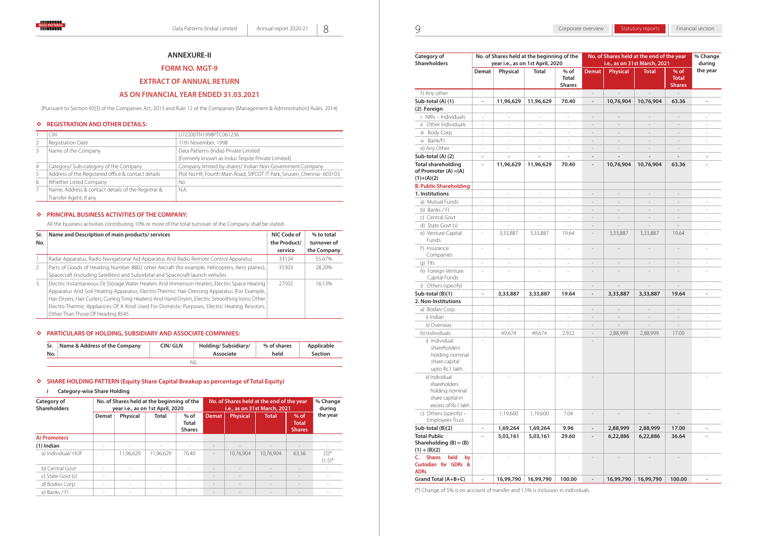# ANNEXURE-II

## FORM NO. MGT-9

## EXTRACT OF ANNUAL RETURN

## AS ON FINANCIAL YEAR ENDED 31.03.2021

[Pursuant to Section 92(3) of the Companies Act, 2013 and Rule 12 of the Companies (Management & Administration) Rules, 2014]

### ❖ REGISTRATION AND OTHER DETAILS:

| | | |
|---|---|---|
| 1 | CIN | U72200TN1998PTC061236 |
| 2 | Registration Date | 11th November, 1998 |
| 3 | Name of the Company | Data Patterns (India) Private Limited [Formerly known as Indus Teqsite Private Limited] |
| 4 | Category/ Sub-category of the Company | Company limited by shares/ Indian Non-Government Company |
| 5 | Address of the Registered office & contact details | Plot No.H9, Fourth Main Road, SIPCOT IT Park, Siruseri, Chennai- 603103 |
| 6 | Whether Listed Company | No |
| 7 | Name, Address & contact details of the Registrar & Transfer Agent, if any | N.A. |

### ❖ PRINCIPAL BUSINESS ACTIVITIES OF THE COMPANY:

All the business activities contributing 10% or more of the total turnover of the Company shall be stated-

| Sr. No. | Name and Description of main products/ services | NIC Code of the Product/ service | % to total turnover of the Company |
|---|---|---|---|
| 1 | Radar Apparatus, Radio Navigational Aid Apparatus And Radio Remote Control Apparatus | 33124 | 55.67% |
| 2 | Parts of Goods of Heading Number 8802 other Aircraft (for example, Helicopters, Aero planes); Spacecraft (including Satellites) and Suborbital and Spacecraft launch vehicles | 35303 | 28.20% |
| 3. | Electric Instantaneous Or Storage Water Heaters And Immersion Heaters; Electric Space Heating Apparatus And Soil Heating Apparatus; Electro-Thermic Hair-Dressing Apparatus (For Example, Hair Dryers, Hair Curlers, Curling Tong Heaters) And Hand Dryers, Electric Smoothing Irons; Other Electro-Thermic Appliances Of A Kind Used For Domestic Purposes; Electric Heating Resistors, Other Than Those Of Heading 8545 | 27502 | 16.13% |

### ❖ PARTICULARS OF HOLDING, SUBSIDIARY AND ASSOCIATE COMPANIES:

| Sr. No. | Name & Address of the Company | CIN/ GLN | Holding/ Subsidiary/ Associate | % of shares held | Applicable Section |
|---|---|---|---|---|---|
| NIL | | | | | |

### ❖ SHARE HOLDING PATTERN (Equity Share Capital Breakup as percentage of Total Equity)

**i Category-wise Share Holding**

| Category of Shareholders | No. of Shares held at the beginning of the year i.e., as on 1st April, 2020 | | | | No. of Shares held at the end of the year i.e., as on 31st March, 2021 | | | | % Change during the year |
|---|---|---|---|---|---|---|---|---|---|
| | Demat | Physical | Total | % of Total Shares | Demat | Physical | Total | % of Total Shares | |
| **A) Promoters** | | | | | | | | | |
| **(1) Indian** | - | - | - | - | - | - | - | - | - |
| a) Individual/ HUF | - | 11,96,629 | 11,96,629 | 70.40 | - | 10,76,904 | 10,76,904 | 63.36 | (5)* (1.5)* |
| b) Central Govt | - | - | - | - | - | - | - | - | - |
| c) State Govt (s) | - | - | - | - | - | - | - | - | - |
| d) Bodies Corp. | - | - | - | - | - | - | - | - | - |
| e) Banks / FI | - | - | - | - | - | - | - | - | - |
| f) Any other | - | - | - | - | - | - | - | - | - |
| **Sub-total (A) (1)** | **-** | **11,96,629** | **11,96,629** | **70.40** | **-** | **10,76,904** | **10,76,904** | **63.36** | **-** |
| **(2) Foreign** | | | | | | | | | |
| i NRIs – Individuals | - | - | - | - | - | - | - | - | - |
| ii Other Individuals | - | - | - | - | - | - | - | - | - |
| iii Body Corp. | - | - | - | - | - | - | - | - | - |
| iv Bank/FI | - | - | - | - | - | - | - | - | - |
| e) Any Other | - | - | - | - | - | - | - | - | - |
| **Sub-total (A) (2)** | **-** | **-** | **-** | **-** | **-** | **-** | **-** | **-** | **-** |
| **Total shareholding of Promoter (A) =(A)(1)+(A)(2)** | **-** | **11,96,629** | **11,96,629** | **70.40** | **-** | **10,76,904** | **10,76,904** | **63.36** | **-** |
| **B. Public Shareholding** | | | | | | | | | |
| **1. Institutions** | - | - | - | - | - | - | - | - | - |
| a) Mutual Funds | - | - | - | - | - | - | - | - | - |
| b) Banks / FI | - | - | - | - | - | - | - | - | - |
| c) Central Govt | - | - | - | - | - | - | - | - | - |
| d) State Govt (s) | - | - | - | - | - | - | - | - | - |
| e) Venture Capital Funds | - | 3,33,887 | 3,33,887 | 19.64 | - | 3,33,887 | 3,33,887 | 19.64 | - |
| f) Insurance Companies | - | - | - | - | - | - | - | - | - |
| g) FIIs | - | - | - | - | - | - | - | - | - |
| h) Foreign Venture Capital Funds | - | - | - | - | - | - | - | - | - |
| i) Others (specify) | - | - | - | - | - | - | - | - | - |
| **Sub-total (B)(1)** | **-** | **3,33,887** | **3,33,887** | **19.64** | **-** | **3,33,887** | **3,33,887** | **19.64** | **-** |
| **2. Non-Institutions** | | | | | | | | | |
| a) Bodies Corp. | - | - | - | - | - | - | - | - | - |
| i) Indian | - | - | - | - | - | - | - | - | - |
| ii) Overseas | - | - | - | - | - | - | - | - | - |
| b) Individuals | - | 49,674 | 49,674 | 2.922 | - | 2,88,999 | 2,88,999 | 17.00 | - |
| i) Individual shareholders holding nominal share capital upto Rs.1 lakh | - | | | | - | | | | - |
| ii) Individual shareholders holding nominal share capital in excess of Rs.1 lakh | - | - | - | - | - | | | | - |
| c) Others (specify) – Employees Trust | - | 1,19,600 | 1,19,600 | 7.04 | - | - | - | - | - |
| **Sub-total (B)(2)** | **-** | **1,69,264** | **1,69,264** | **9.96** | **-** | **2,88,999** | **2,88,999** | **17.00** | **-** |
| **Total Public Shareholding (B) = (B)(1) + (B)(2)** | **-** | **5,03,161** | **5,03,161** | **29.60** | **-** | **6,22,886** | **6,22,886** | **36.64** | **-** |
| **C. Shares held by Custodian for GDRs & ADRs** | - | - | - | - | - | - | - | - | - |
| **Grand Total (A+B+C)** | **-** | **16,99,790** | **16,99,790** | **100.00** | **-** | **16,99,790** | **16,99,790** | **100.00** | **-** |

(*) Change of 5% is on account of transfer and 1.5% is inclusion in individuals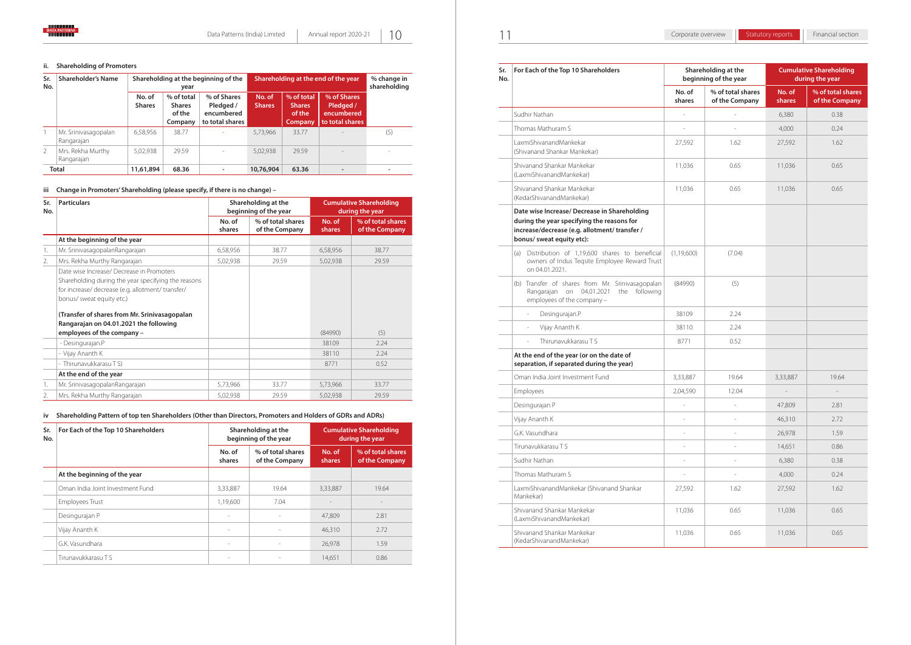### ii. Shareholding of Promoters

| Sr. No. | Shareholder's Name | Shareholding at the beginning of the year | | | Shareholding at the end of the year | | | % change in shareholding |
|---|---|---|---|---|---|---|---|---|
| | | No. of Shares | % of total Shares of the Company | % of Shares Pledged / encumbered to total shares | No. of Shares | % of total Shares of the Company | % of Shares Pledged / encumbered to total shares | |
| 1 | Mr. Srinivasagopalan Rangarajan | 6,58,956 | 38.77 | - | 5,73,966 | 33.77 | - | (5) |
| 2 | Mrs. Rekha Murthy Rangarajan | 5,02,938 | 29.59 | - | 5,02,938 | 29.59 | - | - |
| | **Total** | **11,61,894** | **68.36** | **-** | **10,76,904** | **63.36** | **-** | **-** |

### iii Change in Promoters' Shareholding (please specify, if there is no change) –

| Sr. No. | Particulars | Shareholding at the beginning of the year | | Cumulative Shareholding during the year | |
|---|---|---|---|---|---|
| | | No. of shares | % of total shares of the Company | No. of shares | % of total shares of the Company |
| | **At the beginning of the year** | | | | |
| 1. | Mr. SrinivasagopalanRangarajan | 6,58,956 | 38.77 | 6,58,956 | 38.77 |
| 2. | Mrs. Rekha Murthy Rangarajan | 5,02,938 | 29.59 | 5,02,938 | 29.59 |
| | Date wise Increase/ Decrease in Promoters Shareholding during the year specifying the reasons for increase/ decrease (e.g. allotment/ transfer/ bonus/ sweat equity etc.) **(Transfer of shares from Mr. Srinivasagopalan Rangarajan on 04.01.2021 the following employees of the company –** | | | (84990) | (5) |
| | - Desingurajan.P | | | 38109 | 2.24 |
| | - Vijay Ananth K | | | 38110 | 2.24 |
| | - Thirunavukkarasu T S) | | | 8771 | 0.52 |
| | **At the end of the year** | | | | |
| 1. | Mr. SrinivasagopalanRangarajan | 5,73,966 | 33.77 | 5,73,966 | 33.77 |
| 2. | Mrs. Rekha Murthy Rangarajan | 5,02,938 | 29.59 | 5,02,938 | 29.59 |

### iv Shareholding Pattern of top ten Shareholders (Other than Directors, Promoters and Holders of GDRs and ADRs)

| Sr. No. | For Each of the Top 10 Shareholders | Shareholding at the beginning of the year | | Cumulative Shareholding during the year | |
|---|---|---|---|---|---|
| | | No. of shares | % of total shares of the Company | No. of shares | % of total shares of the Company |
| | **At the beginning of the year** | | | | |
| | Oman India Joint Investment Fund | 3,33,887 | 19.64 | 3,33,887 | 19.64 |
| | Employees Trust | 1,19,600 | 7.04 | - | - |
| | Desingurajan P | - | - | 47,809 | 2.81 |
| | Vijay Ananth K | - | - | 46,310 | 2.72 |
| | G.K. Vasundhara | - | - | 26,978 | 1.59 |
| | Tirunavukkarasu T S | - | - | 14,651 | 0.86 |
| | Sudhir Nathan | - | - | 6,380 | 0.38 |
| | Thomas Mathuram S | - | - | 4,000 | 0.24 |
| | LaxmiShivanandMankekar (Shivanand Shankar Mankekar) | 27,592 | 1.62 | 27,592 | 1.62 |
| | Shivanand Shankar Mankekar (LaxmiShivanandMankekar) | 11,036 | 0.65 | 11,036 | 0.65 |
| | Shivanand Shankar Mankekar (KedarShivanandMankekar) | 11,036 | 0.65 | 11,036 | 0.65 |
| | **Date wise Increase/ Decrease in Shareholding during the year specifying the reasons for increase/decrease (e.g. allotment/ transfer / bonus/ sweat equity etc):** | | | | |
| | (a) Distribution of 1,19,600 shares to beneficial owners of Indus Teqsite Employee Reward Trust on 04.01.2021. | (1,19,600) | (7.04) | | |
| | (b) Transfer of shares from Mr. Srinivasagopalan Rangarajan on 04.01.2021 the following employees of the company – | (84990) | (5) | | |
| | - Desingurajan.P | 38109 | 2.24 | | |
| | - Vijay Ananth K | 38110 | 2.24 | | |
| | - Thirunavukkarasu T S | 8771 | 0.52 | | |
| | **At the end of the year (or on the date of separation, if separated during the year)** | | | | |
| | Oman India Joint Investment Fund | 3,33,887 | 19.64 | 3,33,887 | 19.64 |
| | Employees | 2,04,590 | 12.04 | - | - |
| | Desingurajan P | - | - | 47,809 | 2.81 |
| | Vijay Ananth K | - | - | 46,310 | 2.72 |
| | G.K. Vasundhara | - | - | 26,978 | 1.59 |
| | Tirunavukkarasu T S | - | - | 14,651 | 0.86 |
| | Sudhir Nathan | - | - | 6,380 | 0.38 |
| | Thomas Mathuram S | - | - | 4,000 | 0.24 |
| | LaxmiShivanandMankekar (Shivanand Shankar Mankekar) | 27,592 | 1.62 | 27,592 | 1.62 |
| | Shivanand Shankar Mankekar (LaxmiShivanandMankekar) | 11,036 | 0.65 | 11,036 | 0.65 |
| | Shivanand Shankar Mankekar (KedarShivanandMankekar) | 11,036 | 0.65 | 11,036 | 0.65 |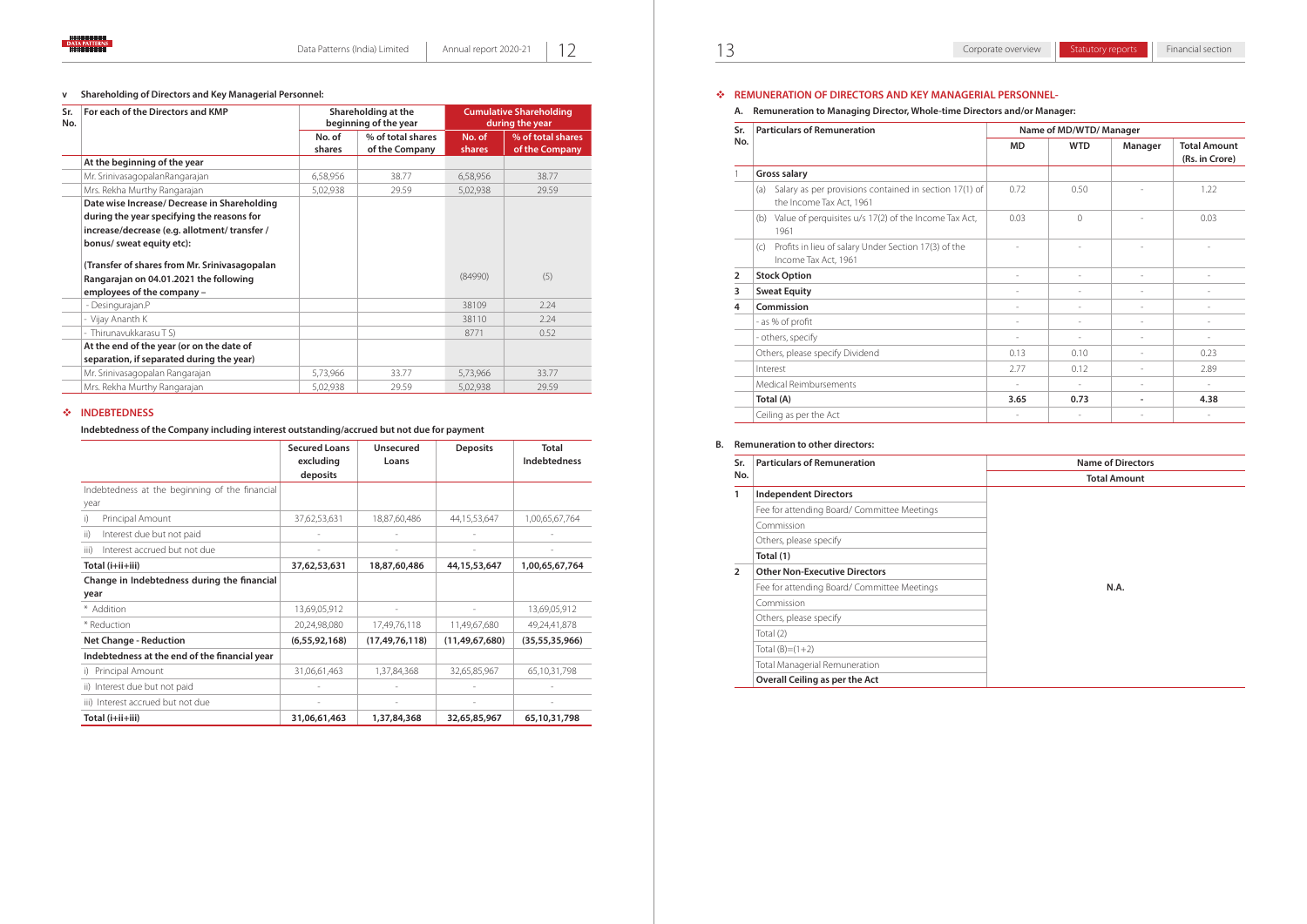### v Shareholding of Directors and Key Managerial Personnel:

| Sr. No. | For each of the Directors and KMP | Shareholding at the beginning of the year | | Cumulative Shareholding during the year | |
|---|---|---|---|---|---|
| | | No. of shares | % of total shares of the Company | No. of shares | % of total shares of the Company |
| | **At the beginning of the year** | | | | |
| | Mr. SrinivasagopalanRangarajan | 6,58,956 | 38.77 | 6,58,956 | 38.77 |
| | Mrs. Rekha Murthy Rangarajan | 5,02,938 | 29.59 | 5,02,938 | 29.59 |
| | **Date wise Increase/ Decrease in Shareholding during the year specifying the reasons for increase/decrease (e.g. allotment/ transfer / bonus/ sweat equity etc):** **(Transfer of shares from Mr. Srinivasagopalan Rangarajan on 04.01.2021 the following employees of the company –** | | | (84990) | (5) |
| | - Desingurajan.P | | | 38109 | 2.24 |
| | - Vijay Ananth K | | | 38110 | 2.24 |
| | - Thirunavukkarasu T S) | | | 8771 | 0.52 |
| | **At the end of the year (or on the date of separation, if separated during the year)** | | | | |
| | Mr. Srinivasagopalan Rangarajan | 5,73,966 | 33.77 | 5,73,966 | 33.77 |
| | Mrs. Rekha Murthy Rangarajan | 5,02,938 | 29.59 | 5,02,938 | 29.59 |

## INDEBTEDNESS

**Indebtedness of the Company including interest outstanding/accrued but not due for payment**

| | Secured Loans excluding deposits | Unsecured Loans | Deposits | Total Indebtedness |
|---|---|---|---|---|
| Indebtedness at the beginning of the financial year | | | | |
| i) Principal Amount | 37,62,53,631 | 18,87,60,486 | 44,15,53,647 | 1,00,65,67,764 |
| ii) Interest due but not paid | - | - | - | - |
| iii) Interest accrued but not due | - | - | - | - |
| **Total (i+ii+iii)** | **37,62,53,631** | **18,87,60,486** | **44,15,53,647** | **1,00,65,67,764** |
| **Change in Indebtedness during the financial year** | | | | |
| * Addition | 13,69,05,912 | - | - | 13,69,05,912 |
| * Reduction | 20,24,98,080 | 17,49,76,118 | 11,49,67,680 | 49,24,41,878 |
| **Net Change - Reduction** | **(6,55,92,168)** | **(17,49,76,118)** | **(11,49,67,680)** | **(35,55,35,966)** |
| **Indebtedness at the end of the financial year** | | | | |
| i) Principal Amount | 31,06,61,463 | 1,37,84,368 | 32,65,85,967 | 65,10,31,798 |
| ii) Interest due but not paid | - | - | - | - |
| iii) Interest accrued but not due | - | - | - | - |
| **Total (i+ii+iii)** | **31,06,61,463** | **1,37,84,368** | **32,65,85,967** | **65,10,31,798** |

## REMUNERATION OF DIRECTORS AND KEY MANAGERIAL PERSONNEL-

**A. Remuneration to Managing Director, Whole-time Directors and/or Manager:**

| Sr. No. | Particulars of Remuneration | Name of MD/WTD/ Manager | | | |
|---|---|---|---|---|---|
| | | MD | WTD | Manager | Total Amount (Rs. in Crore) |
| 1 | **Gross salary** | | | | |
| | (a) Salary as per provisions contained in section 17(1) of the Income Tax Act, 1961 | 0.72 | 0.50 | - | 1.22 |
| | (b) Value of perquisites u/s 17(2) of the Income Tax Act, 1961 | 0.03 | 0 | - | 0.03 |
| | (c) Profits in lieu of salary Under Section 17(3) of the Income Tax Act, 1961 | - | - | - | - |
| 2 | **Stock Option** | - | - | - | - |
| 3 | **Sweat Equity** | - | - | - | - |
| 4 | **Commission** | - | - | - | - |
| | - as % of profit | - | - | - | - |
| | - others, specify | - | - | - | - |
| | Others, please specify Dividend | 0.13 | 0.10 | - | 0.23 |
| | Interest | 2.77 | 0.12 | - | 2.89 |
| | Medical Reimbursements | - | - | - | - |
| | **Total (A)** | **3.65** | **0.73** | **-** | **4.38** |
| | Ceiling as per the Act | - | - | - | - |

**B. Remuneration to other directors:**

| Sr. No. | Particulars of Remuneration | Name of Directors |
|---|---|---|
| | | Total Amount |
| 1 | **Independent Directors** | N.A. |
| | Fee for attending Board/ Committee Meetings | |
| | Commission | |
| | Others, please specify | |
| | **Total (1)** | |
| 2 | **Other Non-Executive Directors** | |
| | Fee for attending Board/ Committee Meetings | |
| | Commission | |
| | Others, please specify | |
| | Total (2) | |
| | Total (B)=(1+2) | |
| | Total Managerial Remuneration | |
| | **Overall Ceiling as per the Act** | |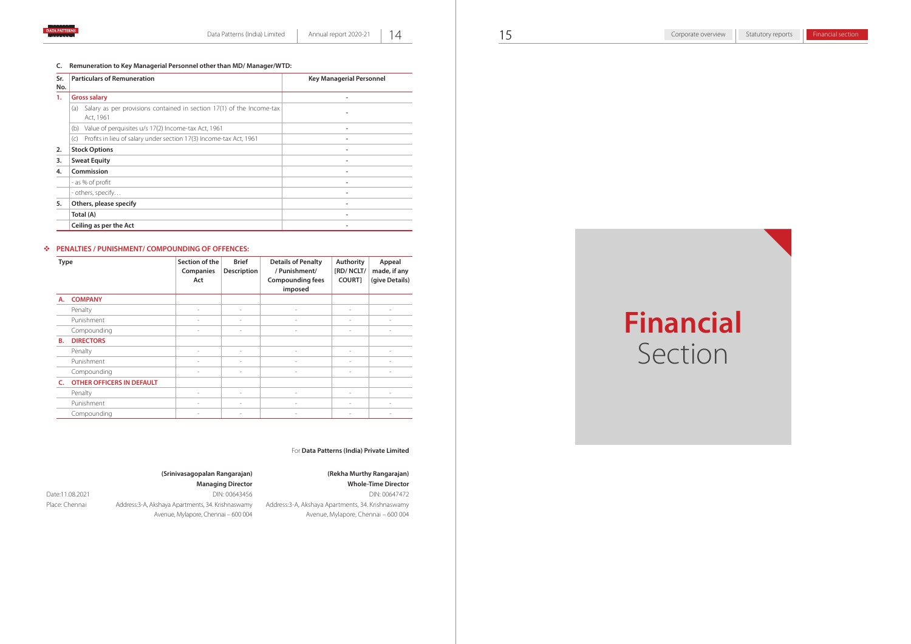#### C. Remuneration to Key Managerial Personnel other than MD/ Manager/WTD:

| Sr. No. | Particulars of Remuneration | Key Managerial Personnel |
|---|---|---|
| 1. | **Gross salary** | - |
| | (a) Salary as per provisions contained in section 17(1) of the Income-tax Act, 1961 | - |
| | (b) Value of perquisites u/s 17(2) Income-tax Act, 1961 | - |
| | (c) Profits in lieu of salary under section 17(3) Income-tax Act, 1961 | - |
| 2. | **Stock Options** | - |
| 3. | **Sweat Equity** | - |
| 4. | **Commission** | - |
| | - as % of profit | - |
| | - others, specify… | - |
| 5. | **Others, please specify** | - |
| | **Total (A)** | - |
| | **Ceiling as per the Act** | - |

### PENALTIES / PUNISHMENT/ COMPOUNDING OF OFFENCES:

| Type | Section of the Companies Act | Brief Description | Details of Penalty / Punishment/ Compounding fees imposed | Authority [RD/ NCLT/ COURT] | Appeal made, if any (give Details) |
|---|---|---|---|---|---|
| **A. COMPANY** | | | | | |
| Penalty | - | - | - | - | - |
| Punishment | - | - | - | - | - |
| Compounding | - | - | - | - | - |
| **B. DIRECTORS** | | | | | |
| Penalty | - | - | - | - | - |
| Punishment | - | - | - | - | - |
| Compounding | - | - | - | - | - |
| **C. OTHER OFFICERS IN DEFAULT** | | | | | |
| Penalty | - | - | - | - | - |
| Punishment | - | - | - | - | - |
| Compounding | - | - | - | - | - |

For **Data Patterns (India) Private Limited**

**(Srinivasagopalan Rangarajan)**
**Managing Director**
DIN: 00643456
Address:3-A, Akshaya Apartments, 34. Krishnaswamy Avenue, Mylapore, Chennai – 600 004

**(Rekha Murthy Rangarajan)**
**Whole-Time Director**
DIN: 00647472
Address:3-A, Akshaya Apartments, 34. Krishnaswamy Avenue, Mylapore, Chennai – 600 004

Date:11.08.2021
Place: Chennai

# Financial Section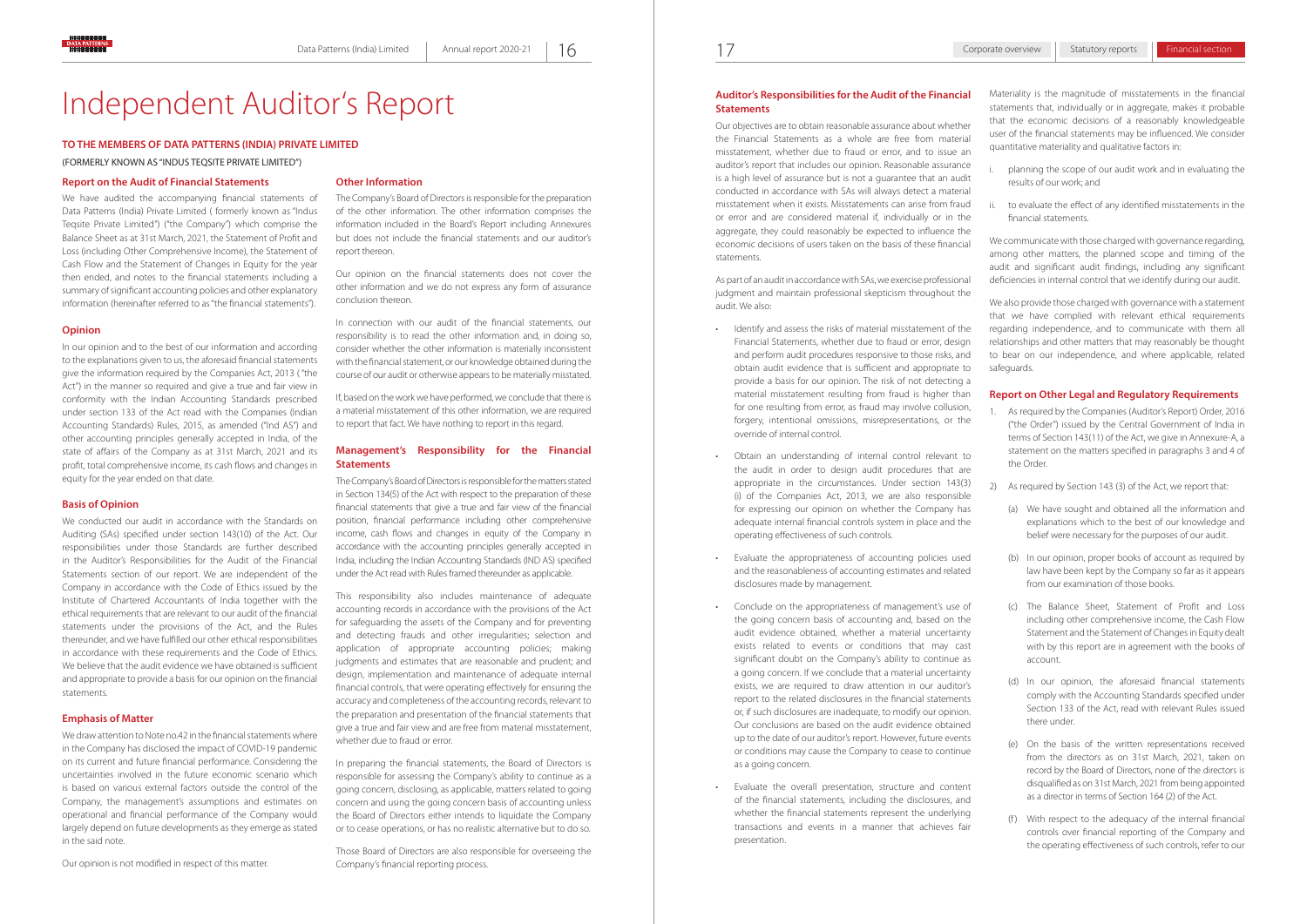# Independent Auditor's Report

## TO THE MEMBERS OF DATA PATTERNS (INDIA) PRIVATE LIMITED

(FORMERLY KNOWN AS "INDUS TEQSITE PRIVATE LIMITED")

### Report on the Audit of Financial Statements

We have audited the accompanying financial statements of Data Patterns (India) Private Limited ( formerly known as "Indus Teqsite Private Limited") ("the Company") which comprise the Balance Sheet as at 31st March, 2021, the Statement of Profit and Loss (including Other Comprehensive Income), the Statement of Cash Flow and the Statement of Changes in Equity for the year then ended, and notes to the financial statements including a summary of significant accounting policies and other explanatory information (hereinafter referred to as "the financial statements").

### Opinion

In our opinion and to the best of our information and according to the explanations given to us, the aforesaid financial statements give the information required by the Companies Act, 2013 ( "the Act") in the manner so required and give a true and fair view in conformity with the Indian Accounting Standards prescribed under section 133 of the Act read with the Companies (Indian Accounting Standards) Rules, 2015, as amended ("Ind AS") and other accounting principles generally accepted in India, of the state of affairs of the Company as at 31st March, 2021 and its profit, total comprehensive income, its cash flows and changes in equity for the year ended on that date.

### Basis of Opinion

We conducted our audit in accordance with the Standards on Auditing (SAs) specified under section 143(10) of the Act. Our responsibilities under those Standards are further described in the Auditor's Responsibilities for the Audit of the Financial Statements section of our report. We are independent of the Company in accordance with the Code of Ethics issued by the Institute of Chartered Accountants of India together with the ethical requirements that are relevant to our audit of the financial statements under the provisions of the Act, and the Rules thereunder, and we have fulfilled our other ethical responsibilities in accordance with these requirements and the Code of Ethics. We believe that the audit evidence we have obtained is sufficient and appropriate to provide a basis for our opinion on the financial statements.

### Emphasis of Matter

We draw attention to Note no.42 in the financial statements where in the Company has disclosed the impact of COVID-19 pandemic on its current and future financial performance. Considering the uncertainties involved in the future economic scenario which is based on various external factors outside the control of the Company, the management's assumptions and estimates on operational and financial performance of the Company would largely depend on future developments as they emerge as stated in the said note.

Our opinion is not modified in respect of this matter.

### Other Information

The Company's Board of Directors is responsible for the preparation of the other information. The other information comprises the information included in the Board's Report including Annexures but does not include the financial statements and our auditor's report thereon.

Our opinion on the financial statements does not cover the other information and we do not express any form of assurance conclusion thereon.

In connection with our audit of the financial statements, our responsibility is to read the other information and, in doing so, consider whether the other information is materially inconsistent with the financial statement, or our knowledge obtained during the course of our audit or otherwise appears to be materially misstated.

If, based on the work we have performed, we conclude that there is a material misstatement of this other information, we are required to report that fact. We have nothing to report in this regard.

### Management's Responsibility for the Financial Statements

The Company's Board of Directors is responsible for the matters stated in Section 134(5) of the Act with respect to the preparation of these financial statements that give a true and fair view of the financial position, financial performance including other comprehensive income, cash flows and changes in equity of the Company in accordance with the accounting principles generally accepted in India, including the Indian Accounting Standards (IND AS) specified under the Act read with Rules framed thereunder as applicable.

This responsibility also includes maintenance of adequate accounting records in accordance with the provisions of the Act for safeguarding the assets of the Company and for preventing and detecting frauds and other irregularities; selection and application of appropriate accounting policies; making judgments and estimates that are reasonable and prudent; and design, implementation and maintenance of adequate internal financial controls, that were operating effectively for ensuring the accuracy and completeness of the accounting records, relevant to the preparation and presentation of the financial statements that give a true and fair view and are free from material misstatement, whether due to fraud or error.

In preparing the financial statements, the Board of Directors is responsible for assessing the Company's ability to continue as a going concern, disclosing, as applicable, matters related to going concern and using the going concern basis of accounting unless the Board of Directors either intends to liquidate the Company or to cease operations, or has no realistic alternative but to do so.

Those Board of Directors are also responsible for overseeing the Company's financial reporting process.

### Auditor's Responsibilities for the Audit of the Financial Statements

Our objectives are to obtain reasonable assurance about whether the Financial Statements as a whole are free from material misstatement, whether due to fraud or error, and to issue an auditor's report that includes our opinion. Reasonable assurance is a high level of assurance but is not a guarantee that an audit conducted in accordance with SAs will always detect a material misstatement when it exists. Misstatements can arise from fraud or error and are considered material if, individually or in the aggregate, they could reasonably be expected to influence the economic decisions of users taken on the basis of these financial statements.

As part of an audit in accordance with SAs, we exercise professional judgment and maintain professional skepticism throughout the audit. We also:

- Identify and assess the risks of material misstatement of the Financial Statements, whether due to fraud or error, design and perform audit procedures responsive to those risks, and obtain audit evidence that is sufficient and appropriate to provide a basis for our opinion. The risk of not detecting a material misstatement resulting from fraud is higher than for one resulting from error, as fraud may involve collusion, forgery, intentional omissions, misrepresentations, or the override of internal control.
- Obtain an understanding of internal control relevant to the audit in order to design audit procedures that are appropriate in the circumstances. Under section 143(3) (i) of the Companies Act, 2013, we are also responsible for expressing our opinion on whether the Company has adequate internal financial controls system in place and the operating effectiveness of such controls.
- Evaluate the appropriateness of accounting policies used and the reasonableness of accounting estimates and related disclosures made by management.
- Conclude on the appropriateness of management's use of the going concern basis of accounting and, based on the audit evidence obtained, whether a material uncertainty exists related to events or conditions that may cast significant doubt on the Company's ability to continue as a going concern. If we conclude that a material uncertainty exists, we are required to draw attention in our auditor's report to the related disclosures in the financial statements or, if such disclosures are inadequate, to modify our opinion. Our conclusions are based on the audit evidence obtained up to the date of our auditor's report. However, future events or conditions may cause the Company to cease to continue as a going concern.
- Evaluate the overall presentation, structure and content of the financial statements, including the disclosures, and whether the financial statements represent the underlying transactions and events in a manner that achieves fair presentation.

Materiality is the magnitude of misstatements in the financial statements that, individually or in aggregate, makes it probable that the economic decisions of a reasonably knowledgeable user of the financial statements may be influenced. We consider quantitative materiality and qualitative factors in:

i. planning the scope of our audit work and in evaluating the results of our work; and

ii. to evaluate the effect of any identified misstatements in the financial statements.

We communicate with those charged with governance regarding, among other matters, the planned scope and timing of the audit and significant audit findings, including any significant deficiencies in internal control that we identify during our audit.

We also provide those charged with governance with a statement that we have complied with relevant ethical requirements regarding independence, and to communicate with them all relationships and other matters that may reasonably be thought to bear on our independence, and where applicable, related safeguards.

### Report on Other Legal and Regulatory Requirements

1. As required by the Companies (Auditor's Report) Order, 2016 ("the Order") issued by the Central Government of India in terms of Section 143(11) of the Act, we give in Annexure-A, a statement on the matters specified in paragraphs 3 and 4 of the Order.

2) As required by Section 143 (3) of the Act, we report that:

   (a) We have sought and obtained all the information and explanations which to the best of our knowledge and belief were necessary for the purposes of our audit.

   (b) In our opinion, proper books of account as required by law have been kept by the Company so far as it appears from our examination of those books.

   (c) The Balance Sheet, Statement of Profit and Loss including other comprehensive income, the Cash Flow Statement and the Statement of Changes in Equity dealt with by this report are in agreement with the books of account.

   (d) In our opinion, the aforesaid financial statements comply with the Accounting Standards specified under Section 133 of the Act, read with relevant Rules issued there under.

   (e) On the basis of the written representations received from the directors as on 31st March, 2021, taken on record by the Board of Directors, none of the directors is disqualified as on 31st March, 2021 from being appointed as a director in terms of Section 164 (2) of the Act.

   (f) With respect to the adequacy of the internal financial controls over financial reporting of the Company and the operating effectiveness of such controls, refer to our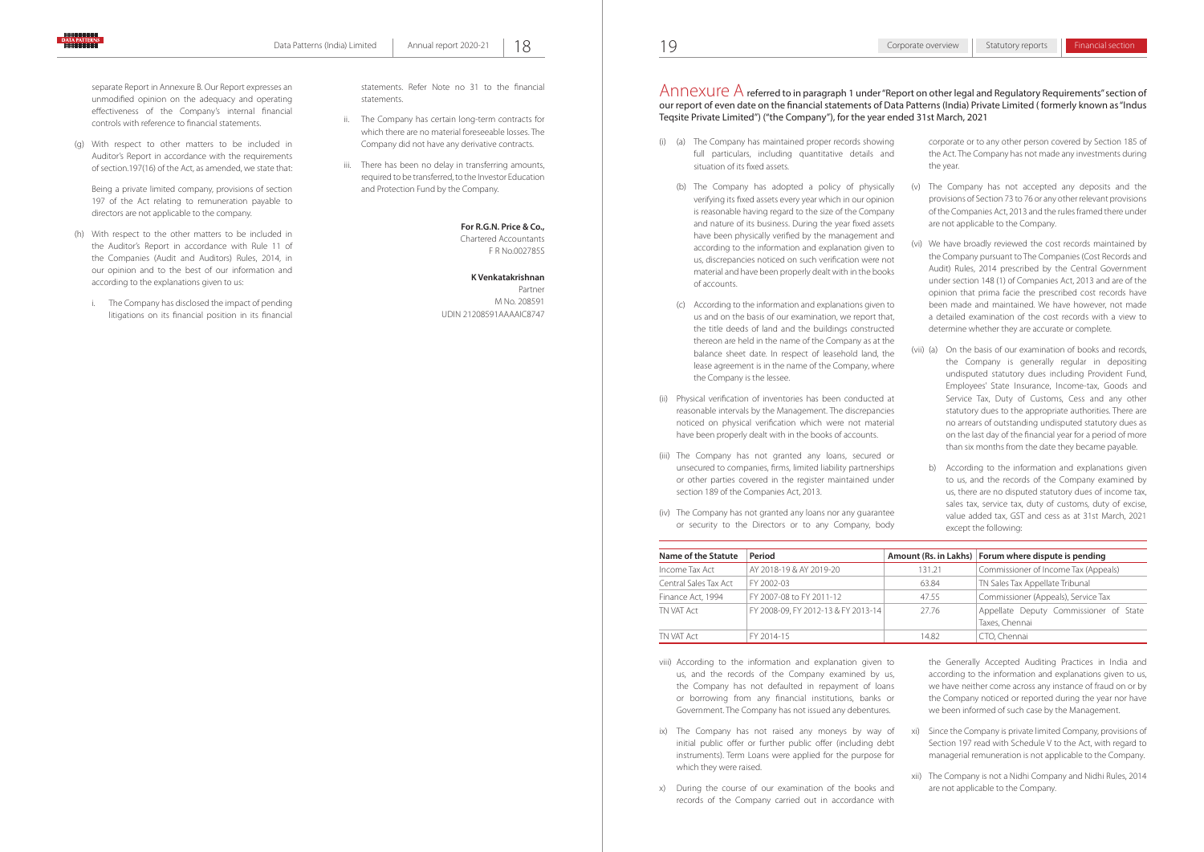separate Report in Annexure B. Our Report expresses an unmodified opinion on the adequacy and operating effectiveness of the Company's internal financial controls with reference to financial statements.

(g) With respect to other matters to be included in Auditor's Report in accordance with the requirements of section.197(16) of the Act, as amended, we state that:

Being a private limited company, provisions of section 197 of the Act relating to remuneration payable to directors are not applicable to the company.

(h) With respect to the other matters to be included in the Auditor's Report in accordance with Rule 11 of the Companies (Audit and Auditors) Rules, 2014, in our opinion and to the best of our information and according to the explanations given to us:

i. The Company has disclosed the impact of pending litigations on its financial position in its financial statements. Refer Note no 31 to the financial statements.

ii. The Company has certain long-term contracts for which there are no material foreseeable losses. The Company did not have any derivative contracts.

iii. There has been no delay in transferring amounts, required to be transferred, to the Investor Education and Protection Fund by the Company.

**For R.G.N. Price & Co.,**
Chartered Accountants
F R No.002785S

**K Venkatakrishnan**
Partner
M No. 208591
UDIN 21208591AAAAIC8747

# Annexure A referred to in paragraph 1 under "Report on other legal and Regulatory Requirements" section of our report of even date on the financial statements of Data Patterns (India) Private Limited ( formerly known as "Indus Teqsite Private Limited") ("the Company"), for the year ended 31st March, 2021

(i) (a) The Company has maintained proper records showing full particulars, including quantitative details and situation of its fixed assets.

(b) The Company has adopted a policy of physically verifying its fixed assets every year which in our opinion is reasonable having regard to the size of the Company and nature of its business. During the year fixed assets have been physically verified by the management and according to the information and explanation given to us, discrepancies noticed on such verification were not material and have been properly dealt with in the books of accounts.

(c) According to the information and explanations given to us and on the basis of our examination, we report that, the title deeds of land and the buildings constructed thereon are held in the name of the Company as at the balance sheet date. In respect of leasehold land, the lease agreement is in the name of the Company, where the Company is the lessee.

(ii) Physical verification of inventories has been conducted at reasonable intervals by the Management. The discrepancies noticed on physical verification which were not material have been properly dealt with in the books of accounts.

(iii) The Company has not granted any loans, secured or unsecured to companies, firms, limited liability partnerships or other parties covered in the register maintained under section 189 of the Companies Act, 2013.

(iv) The Company has not granted any loans nor any guarantee or security to the Directors or to any Company, body corporate or to any other person covered by Section 185 of the Act. The Company has not made any investments during the year.

(v) The Company has not accepted any deposits and the provisions of Section 73 to 76 or any other relevant provisions of the Companies Act, 2013 and the rules framed there under are not applicable to the Company.

(vi) We have broadly reviewed the cost records maintained by the Company pursuant to The Companies (Cost Records and Audit) Rules, 2014 prescribed by the Central Government under section 148 (1) of Companies Act, 2013 and are of the opinion that prima facie the prescribed cost records have been made and maintained. We have however, not made a detailed examination of the cost records with a view to determine whether they are accurate or complete.

(vii) (a) On the basis of our examination of books and records, the Company is generally regular in depositing undisputed statutory dues including Provident Fund, Employees' State Insurance, Income-tax, Goods and Service Tax, Duty of Customs, Cess and any other statutory dues to the appropriate authorities. There are no arrears of outstanding undisputed statutory dues as on the last day of the financial year for a period of more than six months from the date they became payable.

b) According to the information and explanations given to us, and the records of the Company examined by us, there are no disputed statutory dues of income tax, sales tax, service tax, duty of customs, duty of excise, value added tax, GST and cess as at 31st March, 2021 except the following:

| Name of the Statute | Period | Amount (Rs. in Lakhs) | Forum where dispute is pending |
|---|---|---|---|
| Income Tax Act | AY 2018-19 & AY 2019-20 | 131.21 | Commissioner of Income Tax (Appeals) |
| Central Sales Tax Act | FY 2002-03 | 63.84 | TN Sales Tax Appellate Tribunal |
| Finance Act, 1994 | FY 2007-08 to FY 2011-12 | 47.55 | Commissioner (Appeals), Service Tax |
| TN VAT Act | FY 2008-09, FY 2012-13 & FY 2013-14 | 27.76 | Appellate Deputy Commissioner of State Taxes, Chennai |
| TN VAT Act | FY 2014-15 | 14.82 | CTO, Chennai |

viii) According to the information and explanation given to us, and the records of the Company examined by us, the Company has not defaulted in repayment of loans or borrowing from any financial institutions, banks or Government. The Company has not issued any debentures.

ix) The Company has not raised any moneys by way of initial public offer or further public offer (including debt instruments). Term Loans were applied for the purpose for which they were raised.

x) During the course of our examination of the books and records of the Company carried out in accordance with the Generally Accepted Auditing Practices in India and according to the information and explanations given to us, we have neither come across any instance of fraud on or by the Company noticed or reported during the year nor have we been informed of such case by the Management.

xi) Since the Company is private limited Company, provisions of Section 197 read with Schedule V to the Act, with regard to managerial remuneration is not applicable to the Company.

xii) The Company is not a Nidhi Company and Nidhi Rules, 2014 are not applicable to the Company.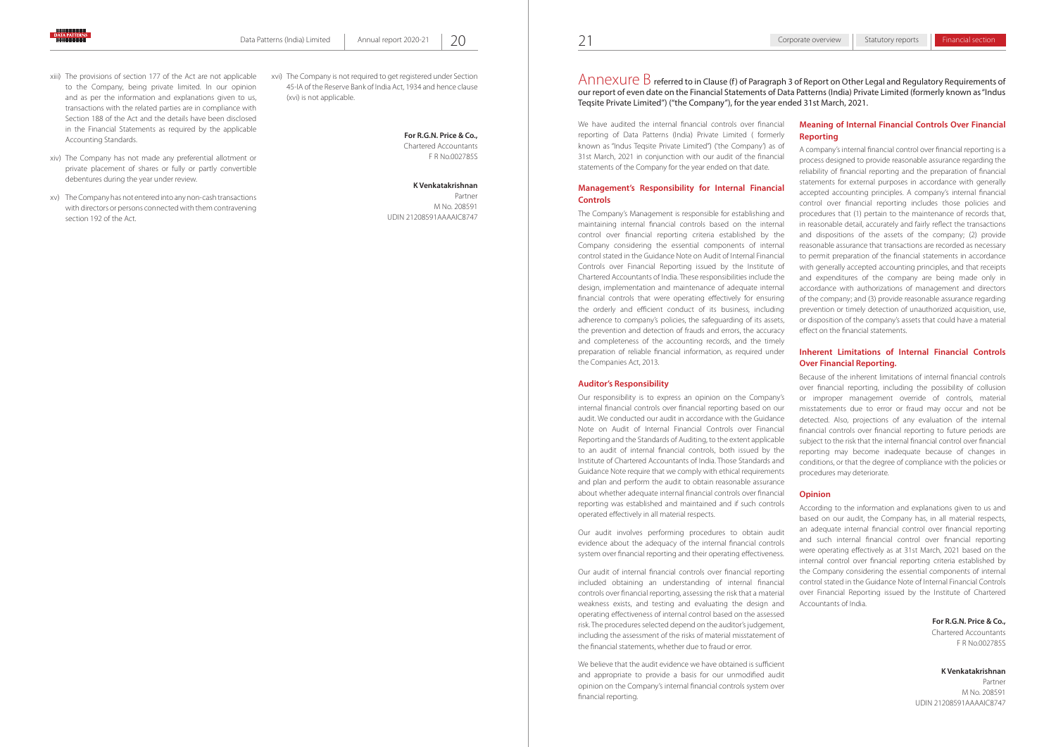xiii) The provisions of section 177 of the Act are not applicable to the Company, being private limited. In our opinion and as per the information and explanations given to us, transactions with the related parties are in compliance with Section 188 of the Act and the details have been disclosed in the Financial Statements as required by the applicable Accounting Standards.

xiv) The Company has not made any preferential allotment or private placement of shares or fully or partly convertible debentures during the year under review.

xv) The Company has not entered into any non-cash transactions with directors or persons connected with them contravening section 192 of the Act.

xvi) The Company is not required to get registered under Section 45-IA of the Reserve Bank of India Act, 1934 and hence clause (xvi) is not applicable.

**For R.G.N. Price & Co.,**
Chartered Accountants
F R No.002785S

**K Venkatakrishnan**
Partner
M No. 208591
UDIN 21208591AAAAIC8747

# Annexure B referred to in Clause (f) of Paragraph 3 of Report on Other Legal and Regulatory Requirements of our report of even date on the Financial Statements of Data Patterns (India) Private Limited (formerly known as "Indus Teqsite Private Limited") ("the Company"), for the year ended 31st March, 2021.

We have audited the internal financial controls over financial reporting of Data Patterns (India) Private Limited ( formerly known as "Indus Teqsite Private Limited") ('the Company') as of 31st March, 2021 in conjunction with our audit of the financial statements of the Company for the year ended on that date.

## Management's Responsibility for Internal Financial Controls

The Company's Management is responsible for establishing and maintaining internal financial controls based on the internal control over financial reporting criteria established by the Company considering the essential components of internal control stated in the Guidance Note on Audit of Internal Financial Controls over Financial Reporting issued by the Institute of Chartered Accountants of India. These responsibilities include the design, implementation and maintenance of adequate internal financial controls that were operating effectively for ensuring the orderly and efficient conduct of its business, including adherence to company's policies, the safeguarding of its assets, the prevention and detection of frauds and errors, the accuracy and completeness of the accounting records, and the timely preparation of reliable financial information, as required under the Companies Act, 2013.

## Auditor's Responsibility

Our responsibility is to express an opinion on the Company's internal financial controls over financial reporting based on our audit. We conducted our audit in accordance with the Guidance Note on Audit of Internal Financial Controls over Financial Reporting and the Standards of Auditing, to the extent applicable to an audit of internal financial controls, both issued by the Institute of Chartered Accountants of India. Those Standards and Guidance Note require that we comply with ethical requirements and plan and perform the audit to obtain reasonable assurance about whether adequate internal financial controls over financial reporting was established and maintained and if such controls operated effectively in all material respects.

Our audit involves performing procedures to obtain audit evidence about the adequacy of the internal financial controls system over financial reporting and their operating effectiveness.

Our audit of internal financial controls over financial reporting included obtaining an understanding of internal financial controls over financial reporting, assessing the risk that a material weakness exists, and testing and evaluating the design and operating effectiveness of internal control based on the assessed risk. The procedures selected depend on the auditor's judgement, including the assessment of the risks of material misstatement of the financial statements, whether due to fraud or error.

We believe that the audit evidence we have obtained is sufficient and appropriate to provide a basis for our unmodified audit opinion on the Company's internal financial controls system over financial reporting.

## Meaning of Internal Financial Controls Over Financial Reporting

A company's internal financial control over financial reporting is a process designed to provide reasonable assurance regarding the reliability of financial reporting and the preparation of financial statements for external purposes in accordance with generally accepted accounting principles. A company's internal financial control over financial reporting includes those policies and procedures that (1) pertain to the maintenance of records that, in reasonable detail, accurately and fairly reflect the transactions and dispositions of the assets of the company; (2) provide reasonable assurance that transactions are recorded as necessary to permit preparation of the financial statements in accordance with generally accepted accounting principles, and that receipts and expenditures of the company are being made only in accordance with authorizations of management and directors of the company; and (3) provide reasonable assurance regarding prevention or timely detection of unauthorized acquisition, use, or disposition of the company's assets that could have a material effect on the financial statements.

## Inherent Limitations of Internal Financial Controls Over Financial Reporting.

Because of the inherent limitations of internal financial controls over financial reporting, including the possibility of collusion or improper management override of controls, material misstatements due to error or fraud may occur and not be detected. Also, projections of any evaluation of the internal financial controls over financial reporting to future periods are subject to the risk that the internal financial control over financial reporting may become inadequate because of changes in conditions, or that the degree of compliance with the policies or procedures may deteriorate.

## Opinion

According to the information and explanations given to us and based on our audit, the Company has, in all material respects, an adequate internal financial control over financial reporting and such internal financial control over financial reporting were operating effectively as at 31st March, 2021 based on the internal control over financial reporting criteria established by the Company considering the essential components of internal control stated in the Guidance Note of Internal Financial Controls over Financial Reporting issued by the Institute of Chartered Accountants of India.

**For R.G.N. Price & Co.,**
Chartered Accountants
F R No.002785S

**K Venkatakrishnan**
Partner
M No. 208591
UDIN 21208591AAAAIC8747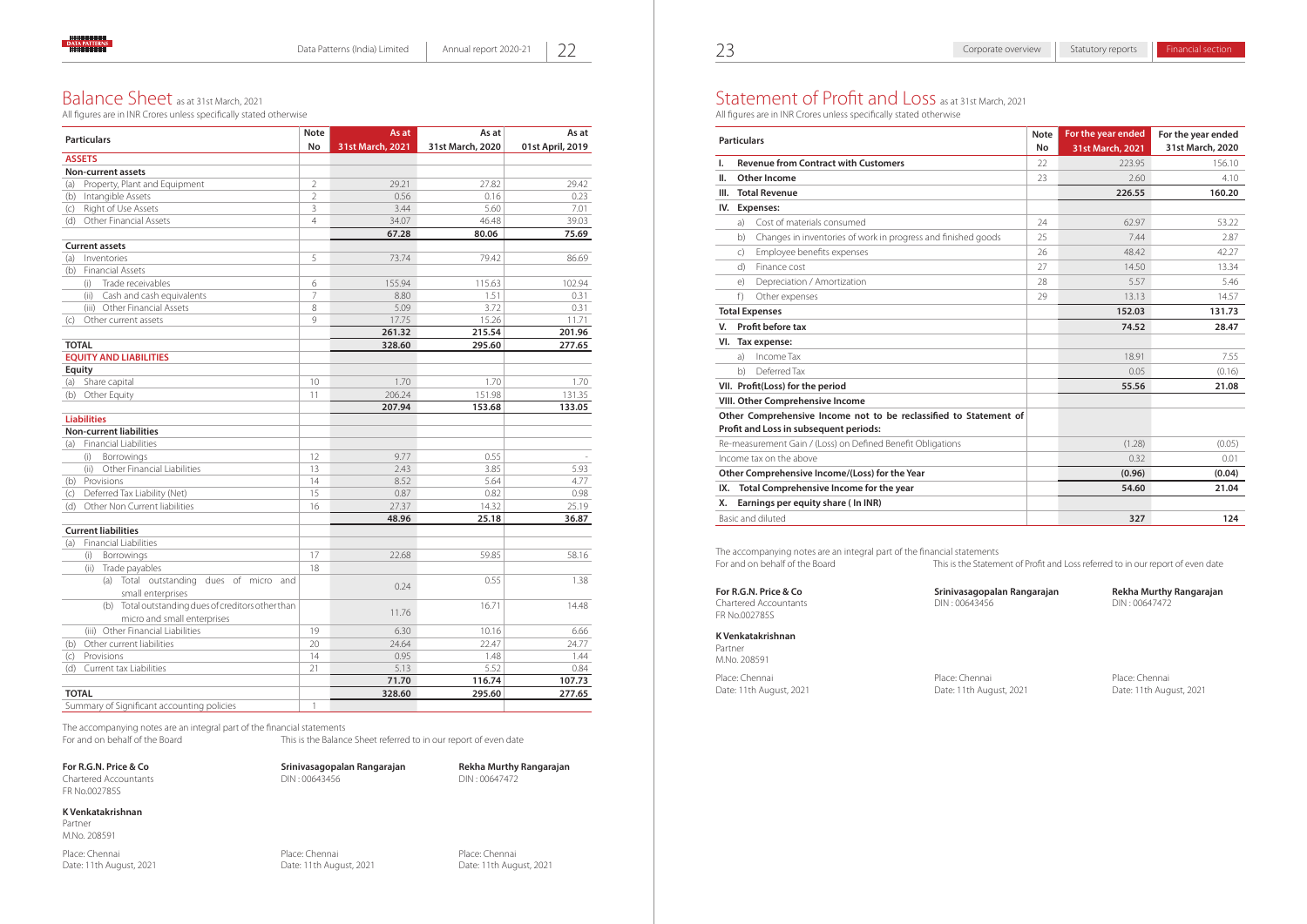# Balance Sheet as at 31st March, 2021

All figures are in INR Crores unless specifically stated otherwise

| Particulars | Note No | As at 31st March, 2021 | As at 31st March, 2020 | As at 01st April, 2019 |
|---|---|---|---|---|
| **ASSETS** | | | | |
| **Non-current assets** | | | | |
| (a) Property, Plant and Equipment | 2 | 29.21 | 27.82 | 29.42 |
| (b) Intangible Assets | 2 | 0.56 | 0.16 | 0.23 |
| (c) Right of Use Assets | 3 | 3.44 | 5.60 | 7.01 |
| (d) Other Financial Assets | 4 | 34.07 | 46.48 | 39.03 |
| | | **67.28** | **80.06** | **75.69** |
| **Current assets** | | | | |
| (a) Inventories | 5 | 73.74 | 79.42 | 86.69 |
| (b) Financial Assets | | | | |
| (i) Trade receivables | 6 | 155.94 | 115.63 | 102.94 |
| (ii) Cash and cash equivalents | 7 | 8.80 | 1.51 | 0.31 |
| (iii) Other Financial Assets | 8 | 5.09 | 3.72 | 0.31 |
| (c) Other current assets | 9 | 17.75 | 15.26 | 11.71 |
| | | **261.32** | **215.54** | **201.96** |
| **TOTAL** | | **328.60** | **295.60** | **277.65** |
| **EQUITY AND LIABILITIES** | | | | |
| **Equity** | | | | |
| (a) Share capital | 10 | 1.70 | 1.70 | 1.70 |
| (b) Other Equity | 11 | 206.24 | 151.98 | 131.35 |
| | | **207.94** | **153.68** | **133.05** |
| **Liabilities** | | | | |
| **Non-current liabilities** | | | | |
| (a) Financial Liabilities | | | | |
| (i) Borrowings | 12 | 9.77 | 0.55 | - |
| (ii) Other Financial Liabilities | 13 | 2.43 | 3.85 | 5.93 |
| (b) Provisions | 14 | 8.52 | 5.64 | 4.77 |
| (c) Deferred Tax Liability (Net) | 15 | 0.87 | 0.82 | 0.98 |
| (d) Other Non Current liabilities | 16 | 27.37 | 14.32 | 25.19 |
| | | **48.96** | **25.18** | **36.87** |
| **Current liabilities** | | | | |
| (a) Financial Liabilities | | | | |
| (i) Borrowings | 17 | 22.68 | 59.85 | 58.16 |
| (ii) Trade payables | 18 | | | |
| (a) Total outstanding dues of micro and small enterprises | | 0.24 | 0.55 | 1.38 |
| (b) Total outstanding dues of creditors other than micro and small enterprises | | 11.76 | 16.71 | 14.48 |
| (iii) Other Financial Liabilities | 19 | 6.30 | 10.16 | 6.66 |
| (b) Other current liabilities | 20 | 24.64 | 22.47 | 24.77 |
| (c) Provisions | 14 | 0.95 | 1.48 | 1.44 |
| (d) Current tax Liabilities | 21 | 5.13 | 5.52 | 0.84 |
| | | **71.70** | **116.74** | **107.73** |
| **TOTAL** | | **328.60** | **295.60** | **277.65** |
| Summary of Significant accounting policies | 1 | | | |

The accompanying notes are an integral part of the financial statements
For and on behalf of the Board

This is the Balance Sheet referred to in our report of even date

**For R.G.N. Price & Co**
Chartered Accountants
FR No.002785S

**K Venkatakrishnan**
Partner
M.No. 208591

Place: Chennai
Date: 11th August, 2021

**Srinivasagopalan Rangarajan**
DIN : 00643456

Place: Chennai
Date: 11th August, 2021

**Rekha Murthy Rangarajan**
DIN : 00647472

Place: Chennai
Date: 11th August, 2021

# Statement of Profit and Loss as at 31st March, 2021

All figures are in INR Crores unless specifically stated otherwise

| Particulars | Note No | For the year ended 31st March, 2021 | For the year ended 31st March, 2020 |
|---|---|---|---|
| **I. Revenue from Contract with Customers** | 22 | 223.95 | 156.10 |
| **II. Other Income** | 23 | 2.60 | 4.10 |
| **III. Total Revenue** | | **226.55** | **160.20** |
| **IV. Expenses:** | | | |
| a) Cost of materials consumed | 24 | 62.97 | 53.22 |
| b) Changes in inventories of work in progress and finished goods | 25 | 7.44 | 2.87 |
| c) Employee benefits expenses | 26 | 48.42 | 42.27 |
| d) Finance cost | 27 | 14.50 | 13.34 |
| e) Depreciation / Amortization | 28 | 5.57 | 5.46 |
| f) Other expenses | 29 | 13.13 | 14.57 |
| **Total Expenses** | | **152.03** | **131.73** |
| **V. Profit before tax** | | **74.52** | **28.47** |
| **VI. Tax expense:** | | | |
| a) Income Tax | | 18.91 | 7.55 |
| b) Deferred Tax | | 0.05 | (0.16) |
| **VII. Profit(Loss) for the period** | | **55.56** | **21.08** |
| **VIII. Other Comprehensive Income** | | | |
| **Other Comprehensive Income not to be reclassified to Statement of Profit and Loss in subsequent periods:** | | | |
| Re-measurement Gain / (Loss) on Defined Benefit Obligations | | (1.28) | (0.05) |
| Income tax on the above | | 0.32 | 0.01 |
| **Other Comprehensive Income/(Loss) for the Year** | | **(0.96)** | **(0.04)** |
| **IX. Total Comprehensive Income for the year** | | **54.60** | **21.04** |
| **X. Earnings per equity share ( In INR)** | | | |
| Basic and diluted | | **327** | **124** |

The accompanying notes are an integral part of the financial statements
For and on behalf of the Board

This is the Statement of Profit and Loss referred to in our report of even date

**For R.G.N. Price & Co**
Chartered Accountants
FR No.002785S

**K Venkatakrishnan**
Partner
M.No. 208591

Place: Chennai
Date: 11th August, 2021

**Srinivasagopalan Rangarajan**
DIN : 00643456

Place: Chennai
Date: 11th August, 2021

**Rekha Murthy Rangarajan**
DIN : 00647472

Place: Chennai
Date: 11th August, 2021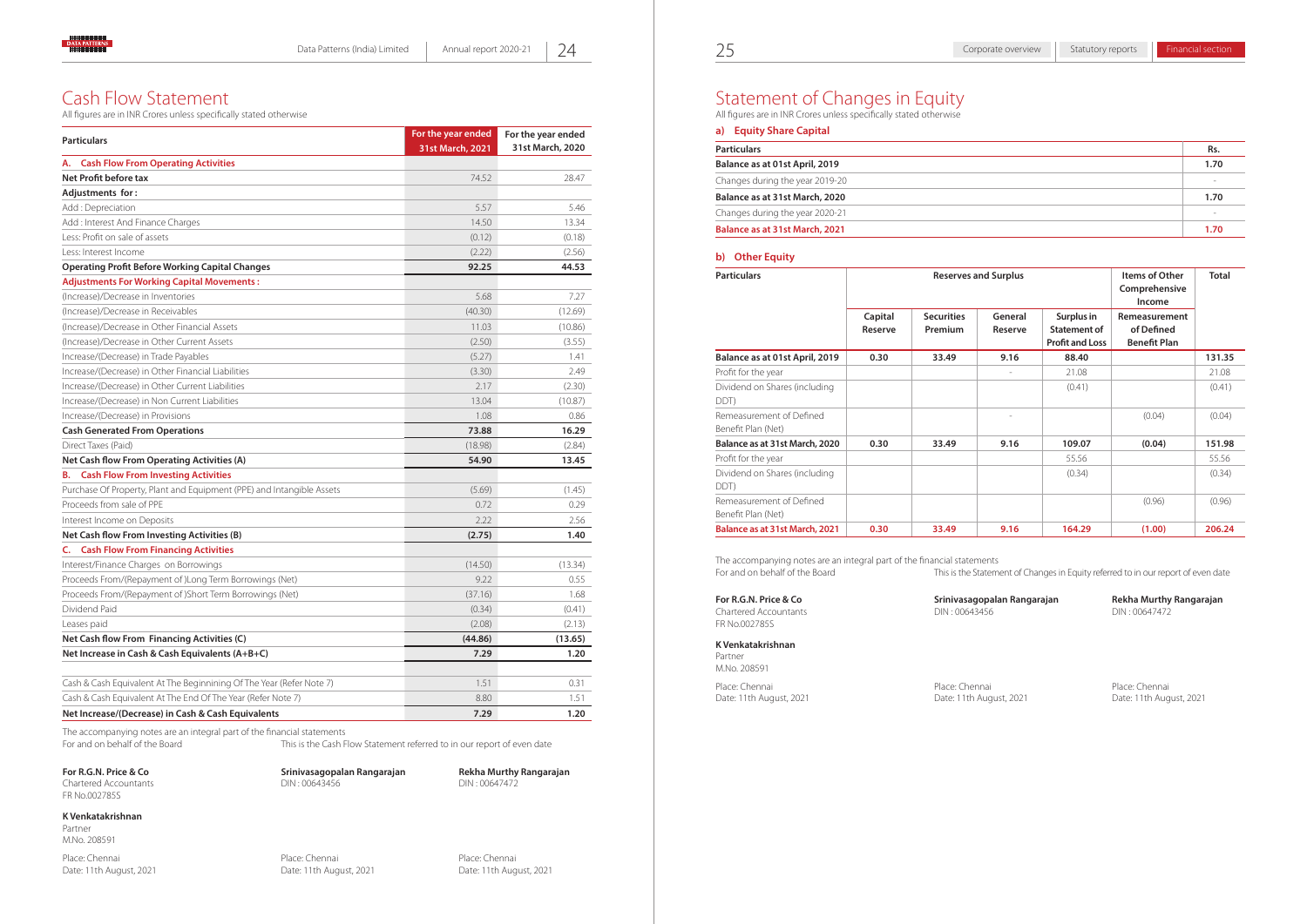# Cash Flow Statement

All figures are in INR Crores unless specifically stated otherwise

| Particulars | For the year ended 31st March, 2021 | For the year ended 31st March, 2020 |
|---|---|---|
| **A. Cash Flow From Operating Activities** | | |
| **Net Profit before tax** | 74.52 | 28.47 |
| **Adjustments for :** | | |
| Add : Depreciation | 5.57 | 5.46 |
| Add : Interest And Finance Charges | 14.50 | 13.34 |
| Less: Profit on sale of assets | (0.12) | (0.18) |
| Less: Interest Income | (2.22) | (2.56) |
| **Operating Profit Before Working Capital Changes** | **92.25** | **44.53** |
| **Adjustments For Working Capital Movements :** | | |
| (Increase)/Decrease in Inventories | 5.68 | 7.27 |
| (Increase)/Decrease in Receivables | (40.30) | (12.69) |
| (Increase)/Decrease in Other Financial Assets | 11.03 | (10.86) |
| (Increase)/Decrease in Other Current Assets | (2.50) | (3.55) |
| Increase/(Decrease) in Trade Payables | (5.27) | 1.41 |
| Increase/(Decrease) in Other Financial Liabilities | (3.30) | 2.49 |
| Increase/(Decrease) in Other Current Liabilities | 2.17 | (2.30) |
| Increase/(Decrease) in Non Current Liabilities | 13.04 | (10.87) |
| Increase/(Decrease) in Provisions | 1.08 | 0.86 |
| **Cash Generated From Operations** | **73.88** | **16.29** |
| Direct Taxes (Paid) | (18.98) | (2.84) |
| **Net Cash flow From Operating Activities (A)** | **54.90** | **13.45** |
| **B. Cash Flow From Investing Activities** | | |
| Purchase Of Property, Plant and Equipment (PPE) and Intangible Assets | (5.69) | (1.45) |
| Proceeds from sale of PPE | 0.72 | 0.29 |
| Interest Income on Deposits | 2.22 | 2.56 |
| **Net Cash flow From Investing Activities (B)** | **(2.75)** | **1.40** |
| **C. Cash Flow From Financing Activities** | | |
| Interest/Finance Charges on Borrowings | (14.50) | (13.34) |
| Proceeds From/(Repayment of )Long Term Borrowings (Net) | 9.22 | 0.55 |
| Proceeds From/(Repayment of )Short Term Borrowings (Net) | (37.16) | 1.68 |
| Dividend Paid | (0.34) | (0.41) |
| Leases paid | (2.08) | (2.13) |
| **Net Cash flow From Financing Activities (C)** | **(44.86)** | **(13.65)** |
| **Net Increase in Cash & Cash Equivalents (A+B+C)** | **7.29** | **1.20** |
| | | |
| Cash & Cash Equivalent At The Beginninng Of The Year (Refer Note 7) | 1.51 | 0.31 |
| Cash & Cash Equivalent At The End Of The Year (Refer Note 7) | 8.80 | 1.51 |
| **Net Increase/(Decrease) in Cash & Cash Equivalents** | **7.29** | **1.20** |

The accompanying notes are an integral part of the financial statements

For and on behalf of the Board

This is the Cash Flow Statement referred to in our report of even date

**For R.G.N. Price & Co**
Chartered Accountants
FR No.002785S

**K Venkatakrishnan**
Partner
M.No. 208591

Place: Chennai
Date: 11th August, 2021

**Srinivasagopalan Rangarajan**
DIN : 00643456

Place: Chennai
Date: 11th August, 2021

**Rekha Murthy Rangarajan**
DIN : 00647472

Place: Chennai
Date: 11th August, 2021

# Statement of Changes in Equity

All figures are in INR Crores unless specifically stated otherwise

## a) Equity Share Capital

| Particulars | Rs. |
|---|---|
| **Balance as at 01st April, 2019** | **1.70** |
| Changes during the year 2019-20 | - |
| **Balance as at 31st March, 2020** | **1.70** |
| Changes during the year 2020-21 | - |
| **Balance as at 31st March, 2021** | **1.70** |

## b) Other Equity

| Particulars | Reserves and Surplus | | | | Items of Other Comprehensive Income | Total |
|---|---|---|---|---|---|---|
| | Capital Reserve | Securities Premium | General Reserve | Surplus in Statement of Profit and Loss | Remeasurement of Defined Benefit Plan | |
| **Balance as at 01st April, 2019** | **0.30** | **33.49** | **9.16** | **88.40** | | **131.35** |
| Profit for the year | | | - | 21.08 | | 21.08 |
| Dividend on Shares (including DDT) | | | | (0.41) | | (0.41) |
| Remeasurement of Defined Benefit Plan (Net) | | | - | | (0.04) | (0.04) |
| **Balance as at 31st March, 2020** | **0.30** | **33.49** | **9.16** | **109.07** | **(0.04)** | **151.98** |
| Profit for the year | | | | 55.56 | | 55.56 |
| Dividend on Shares (including DDT) | | | | (0.34) | | (0.34) |
| Remeasurement of Defined Benefit Plan (Net) | | | | | (0.96) | (0.96) |
| **Balance as at 31st March, 2021** | **0.30** | **33.49** | **9.16** | **164.29** | **(1.00)** | **206.24** |

The accompanying notes are an integral part of the financial statements

For and on behalf of the Board

This is the Statement of Changes in Equity referred to in our report of even date

**For R.G.N. Price & Co**
Chartered Accountants
FR No.002785S

**K Venkatakrishnan**
Partner
M.No. 208591

Place: Chennai
Date: 11th August, 2021

**Srinivasagopalan Rangarajan**
DIN : 00643456

Place: Chennai
Date: 11th August, 2021

**Rekha Murthy Rangarajan**
DIN : 00647472

Place: Chennai
Date: 11th August, 2021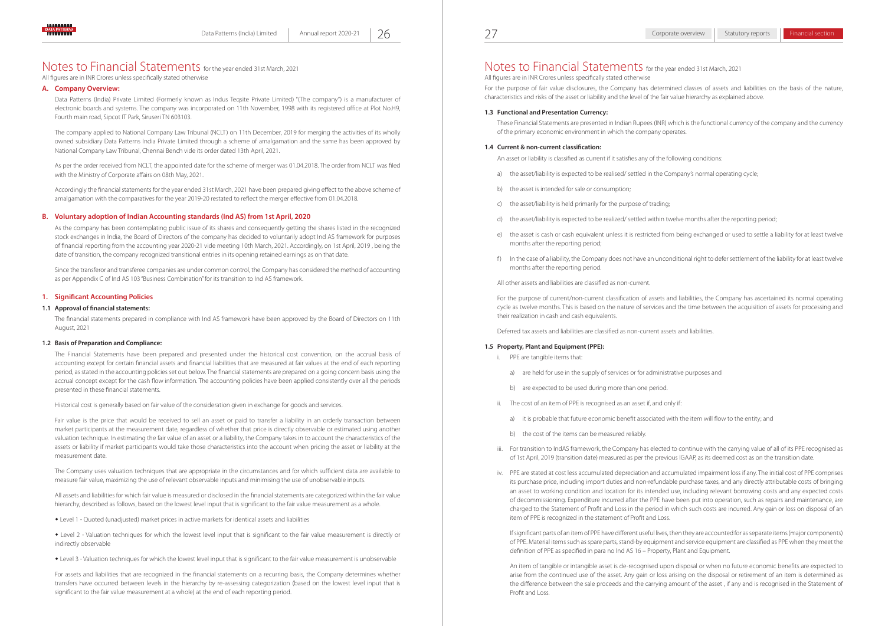# Notes to Financial Statements for the year ended 31st March, 2021

All figures are in INR Crores unless specifically stated otherwise

## A. Company Overview:

Data Patterns (India) Private Limited (Formerly known as Indus Teqsite Private Limited) "(The company") is a manufacturer of electronic boards and systems. The company was incorporated on 11th November, 1998 with its registered office at Plot No.H9, Fourth main road, Sipcot IT Park, Siruseri TN 603103.

The company applied to National Company Law Tribunal (NCLT) on 11th December, 2019 for merging the activities of its wholly owned subsidiary Data Patterns India Private Limited through a scheme of amalgamation and the same has been approved by National Company Law Tribunal, Chennai Bench vide its order dated 13th April, 2021.

As per the order received from NCLT, the appointed date for the scheme of merger was 01.04.2018. The order from NCLT was filed with the Ministry of Corporate affairs on 08th May, 2021.

Accordingly the financial statements for the year ended 31st March, 2021 have been prepared giving effect to the above scheme of amalgamation with the comparatives for the year 2019-20 restated to reflect the merger effective from 01.04.2018.

## B. Voluntary adoption of Indian Accounting standards (Ind AS) from 1st April, 2020

As the company has been contemplating public issue of its shares and consequently getting the shares listed in the recognized stock exchanges in India, the Board of Directors of the company has decided to voluntarily adopt Ind AS framework for purposes of financial reporting from the accounting year 2020-21 vide meeting 10th March, 2021. Accordingly, on 1st April, 2019 , being the date of transition, the company recognized transitional entries in its opening retained earnings as on that date.

Since the transferor and transferee companies are under common control, the Company has considered the method of accounting as per Appendix C of Ind AS 103 "Business Combination" for its transition to Ind AS framework.

## 1. Significant Accounting Policies

### 1.1 Approval of financial statements:

The financial statements prepared in compliance with Ind AS framework have been approved by the Board of Directors on 11th August, 2021

### 1.2 Basis of Preparation and Compliance:

The Financial Statements have been prepared and presented under the historical cost convention, on the accrual basis of accounting except for certain financial assets and financial liabilities that are measured at fair values at the end of each reporting period, as stated in the accounting policies set out below. The financial statements are prepared on a going concern basis using the accrual concept except for the cash flow information. The accounting policies have been applied consistently over all the periods presented in these financial statements.

Historical cost is generally based on fair value of the consideration given in exchange for goods and services.

Fair value is the price that would be received to sell an asset or paid to transfer a liability in an orderly transaction between market participants at the measurement date, regardless of whether that price is directly observable or estimated using another valuation technique. In estimating the fair value of an asset or a liability, the Company takes in to account the characteristics of the assets or liability if market participants would take those characteristics into the account when pricing the asset or liability at the measurement date.

The Company uses valuation techniques that are appropriate in the circumstances and for which sufficient data are available to measure fair value, maximizing the use of relevant observable inputs and minimising the use of unobservable inputs.

All assets and liabilities for which fair value is measured or disclosed in the financial statements are categorized within the fair value hierarchy, described as follows, based on the lowest level input that is significant to the fair value measurement as a whole.

- Level 1 - Quoted (unadjusted) market prices in active markets for identical assets and liabilities
- Level 2 - Valuation techniques for which the lowest level input that is significant to the fair value measurement is directly or indirectly observable
- Level 3 - Valuation techniques for which the lowest level input that is significant to the fair value measurement is unobservable

For assets and liabilities that are recognized in the financial statements on a recurring basis, the Company determines whether transfers have occurred between levels in the hierarchy by re-assessing categorization (based on the lowest level input that is significant to the fair value measurement at a whole) at the end of each reporting period.

For the purpose of fair value disclosures, the Company has determined classes of assets and liabilities on the basis of the nature, characteristics and risks of the asset or liability and the level of the fair value hierarchy as explained above.

### 1.3 Functional and Presentation Currency:

These Financial Statements are presented in Indian Rupees (INR) which is the functional currency of the company and the currency of the primary economic environment in which the company operates.

### 1.4 Current & non-current classification:

An asset or liability is classified as current if it satisfies any of the following conditions:

a) the asset/liability is expected to be realised/ settled in the Company's normal operating cycle;

b) the asset is intended for sale or consumption;

c) the asset/liability is held primarily for the purpose of trading;

d) the asset/liability is expected to be realized/ settled within twelve months after the reporting period;

e) the asset is cash or cash equivalent unless it is restricted from being exchanged or used to settle a liability for at least twelve months after the reporting period;

f) In the case of a liability, the Company does not have an unconditional right to defer settlement of the liability for at least twelve months after the reporting period.

All other assets and liabilities are classified as non-current.

For the purpose of current/non-current classification of assets and liabilities, the Company has ascertained its normal operating cycle as twelve months. This is based on the nature of services and the time between the acquisition of assets for processing and their realization in cash and cash equivalents.

Deferred tax assets and liabilities are classified as non-current assets and liabilities.

### 1.5 Property, Plant and Equipment (PPE):

i. PPE are tangible items that:

   a) are held for use in the supply of services or for administrative purposes and

   b) are expected to be used during more than one period.

ii. The cost of an item of PPE is recognised as an asset if, and only if:

   a) it is probable that future economic benefit associated with the item will flow to the entity; and

   b) the cost of the items can be measured reliably.

iii. For transition to IndAS framework, the Company has elected to continue with the carrying value of all of its PPE recognised as of 1st April, 2019 (transition date) measured as per the previous IGAAP, as its deemed cost as on the transition date.

iv. PPE are stated at cost less accumulated depreciation and accumulated impairment loss if any. The initial cost of PPE comprises its purchase price, including import duties and non-refundable purchase taxes, and any directly attributable costs of bringing an asset to working condition and location for its intended use, including relevant borrowing costs and any expected costs of decommissioning. Expenditure incurred after the PPE have been put into operation, such as repairs and maintenance, are charged to the Statement of Profit and Loss in the period in which such costs are incurred. Any gain or loss on disposal of an item of PPE is recognized in the statement of Profit and Loss.

   If significant parts of an item of PPE have different useful lives, then they are accounted for as separate items (major components) of PPE. Material items such as spare parts, stand-by equipment and service equipment are classified as PPE when they meet the definition of PPE as specified in para no Ind AS 16 – Property, Plant and Equipment.

   An item of tangible or intangible asset is de-recognised upon disposal or when no future economic benefits are expected to arise from the continued use of the asset. Any gain or loss arising on the disposal or retirement of an item is determined as the difference between the sale proceeds and the carrying amount of the asset , if any and is recognised in the Statement of Profit and Loss.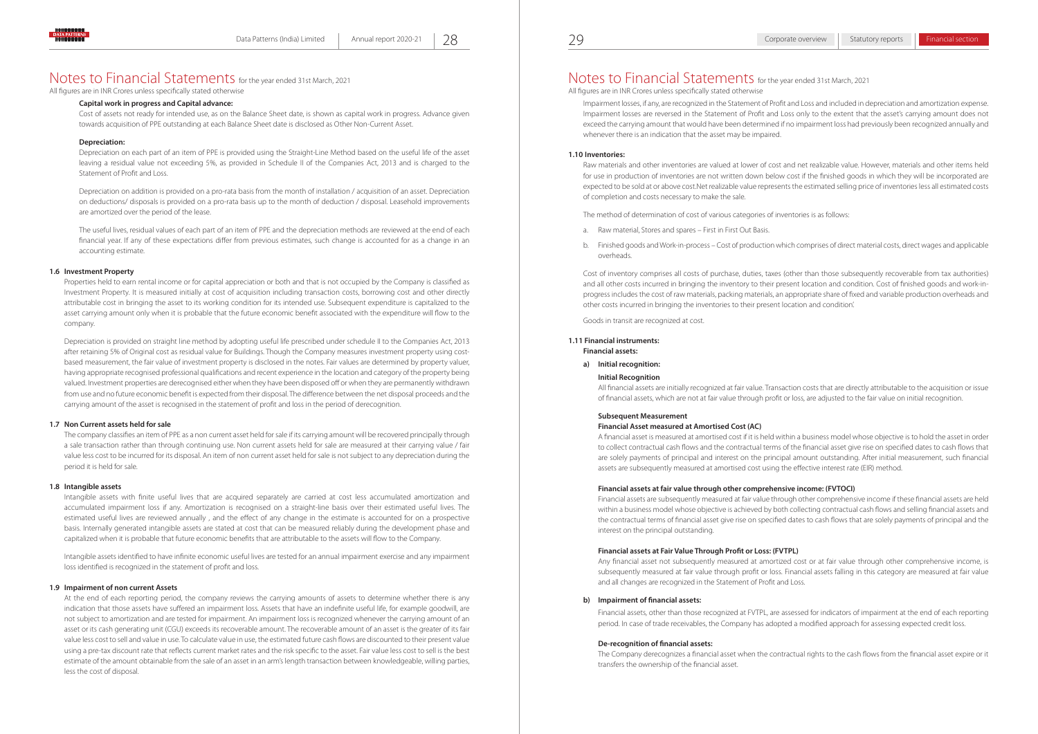# Notes to Financial Statements for the year ended 31st March, 2021

All figures are in INR Crores unless specifically stated otherwise

**Capital work in progress and Capital advance:**

Cost of assets not ready for intended use, as on the Balance Sheet date, is shown as capital work in progress. Advance given towards acquisition of PPE outstanding at each Balance Sheet date is disclosed as Other Non-Current Asset.

**Depreciation:**

Depreciation on each part of an item of PPE is provided using the Straight-Line Method based on the useful life of the asset leaving a residual value not exceeding 5%, as provided in Schedule II of the Companies Act, 2013 and is charged to the Statement of Profit and Loss.

Depreciation on addition is provided on a pro-rata basis from the month of installation / acquisition of an asset. Depreciation on deductions/ disposals is provided on a pro-rata basis up to the month of deduction / disposal. Leasehold improvements are amortized over the period of the lease.

The useful lives, residual values of each part of an item of PPE and the depreciation methods are reviewed at the end of each financial year. If any of these expectations differ from previous estimates, such change is accounted for as a change in an accounting estimate.

### 1.6 Investment Property

Properties held to earn rental income or for capital appreciation or both and that is not occupied by the Company is classified as Investment Property. It is measured initially at cost of acquisition including transaction costs, borrowing cost and other directly attributable cost in bringing the asset to its working condition for its intended use. Subsequent expenditure is capitalized to the asset carrying amount only when it is probable that the future economic benefit associated with the expenditure will flow to the company.

Depreciation is provided on straight line method by adopting useful life prescribed under schedule II to the Companies Act, 2013 after retaining 5% of Original cost as residual value for Buildings. Though the Company measures investment property using cost-based measurement, the fair value of investment property is disclosed in the notes. Fair values are determined by property valuer, having appropriate recognised professional qualifications and recent experience in the location and category of the property being valued. Investment properties are derecognised either when they have been disposed off or when they are permanently withdrawn from use and no future economic benefit is expected from their disposal. The difference between the net disposal proceeds and the carrying amount of the asset is recognised in the statement of profit and loss in the period of derecognition.

### 1.7 Non Current assets held for sale

The company classifies an item of PPE as a non current asset held for sale if its carrying amount will be recovered principally through a sale transaction rather than through continuing use. Non current assets held for sale are measured at their carrying value / fair value less cost to be incurred for its disposal. An item of non current asset held for sale is not subject to any depreciation during the period it is held for sale.

### 1.8 Intangible assets

Intangible assets with finite useful lives that are acquired separately are carried at cost less accumulated amortization and accumulated impairment loss if any. Amortization is recognised on a straight-line basis over their estimated useful lives. The estimated useful lives are reviewed annually , and the effect of any change in the estimate is accounted for on a prospective basis. Internally generated intangible assets are stated at cost that can be measured reliably during the development phase and capitalized when it is probable that future economic benefits that are attributable to the assets will flow to the Company.

Intangible assets identified to have infinite economic useful lives are tested for an annual impairment exercise and any impairment loss identified is recognized in the statement of profit and loss.

### 1.9 Impairment of non current Assets

At the end of each reporting period, the company reviews the carrying amounts of assets to determine whether there is any indication that those assets have suffered an impairment loss. Assets that have an indefinite useful life, for example goodwill, are not subject to amortization and are tested for impairment. An impairment loss is recognized whenever the carrying amount of an asset or its cash generating unit (CGU) exceeds its recoverable amount. The recoverable amount of an asset is the greater of its fair value less cost to sell and value in use. To calculate value in use, the estimated future cash flows are discounted to their present value using a pre-tax discount rate that reflects current market rates and the risk specific to the asset. Fair value less cost to sell is the best estimate of the amount obtainable from the sale of an asset in an arm's length transaction between knowledgeable, willing parties, less the cost of disposal.

Impairment losses, if any, are recognized in the Statement of Profit and Loss and included in depreciation and amortization expense. Impairment losses are reversed in the Statement of Profit and Loss only to the extent that the asset's carrying amount does not exceed the carrying amount that would have been determined if no impairment loss had previously been recognized annually and whenever there is an indication that the asset may be impaired.

### 1.10 Inventories:

Raw materials and other inventories are valued at lower of cost and net realizable value. However, materials and other items held for use in production of inventories are not written down below cost if the finished goods in which they will be incorporated are expected to be sold at or above cost.Net realizable value represents the estimated selling price of inventories less all estimated costs of completion and costs necessary to make the sale.

The method of determination of cost of various categories of inventories is as follows:

a. Raw material, Stores and spares – First in First Out Basis.

b. Finished goods and Work-in-process – Cost of production which comprises of direct material costs, direct wages and applicable overheads.

Cost of inventory comprises all costs of purchase, duties, taxes (other than those subsequently recoverable from tax authorities) and all other costs incurred in bringing the inventory to their present location and condition. Cost of finished goods and work-in-progress includes the cost of raw materials, packing materials, an appropriate share of fixed and variable production overheads and other costs incurred in bringing the inventories to their present location and condition'.

Goods in transit are recognized at cost.

### 1.11 Financial instruments:

**Financial assets:**

**a) Initial recognition:**

**Initial Recognition**

All financial assets are initially recognized at fair value. Transaction costs that are directly attributable to the acquisition or issue of financial assets, which are not at fair value through profit or loss, are adjusted to the fair value on initial recognition.

**Subsequent Measurement**

**Financial Asset measured at Amortised Cost (AC)**

A financial asset is measured at amortised cost if it is held within a business model whose objective is to hold the asset in order to collect contractual cash flows and the contractual terms of the financial asset give rise on specified dates to cash flows that are solely payments of principal and interest on the principal amount outstanding. After initial measurement, such financial assets are subsequently measured at amortised cost using the effective interest rate (EIR) method.

**Financial assets at fair value through other comprehensive income: (FVTOCI)**

Financial assets are subsequently measured at fair value through other comprehensive income if these financial assets are held within a business model whose objective is achieved by both collecting contractual cash flows and selling financial assets and the contractual terms of financial asset give rise on specified dates to cash flows that are solely payments of principal and the interest on the principal outstanding.

**Financial assets at Fair Value Through Profit or Loss: (FVTPL)**

Any financial asset not subsequently measured at amortized cost or at fair value through other comprehensive income, is subsequently measured at fair value through profit or loss. Financial assets falling in this category are measured at fair value and all changes are recognized in the Statement of Profit and Loss.

**b) Impairment of financial assets:**

Financial assets, other than those recognized at FVTPL, are assessed for indicators of impairment at the end of each reporting period. In case of trade receivables, the Company has adopted a modified approach for assessing expected credit loss.

**De-recognition of financial assets:**

The Company derecognizes a financial asset when the contractual rights to the cash flows from the financial asset expire or it transfers the ownership of the financial asset.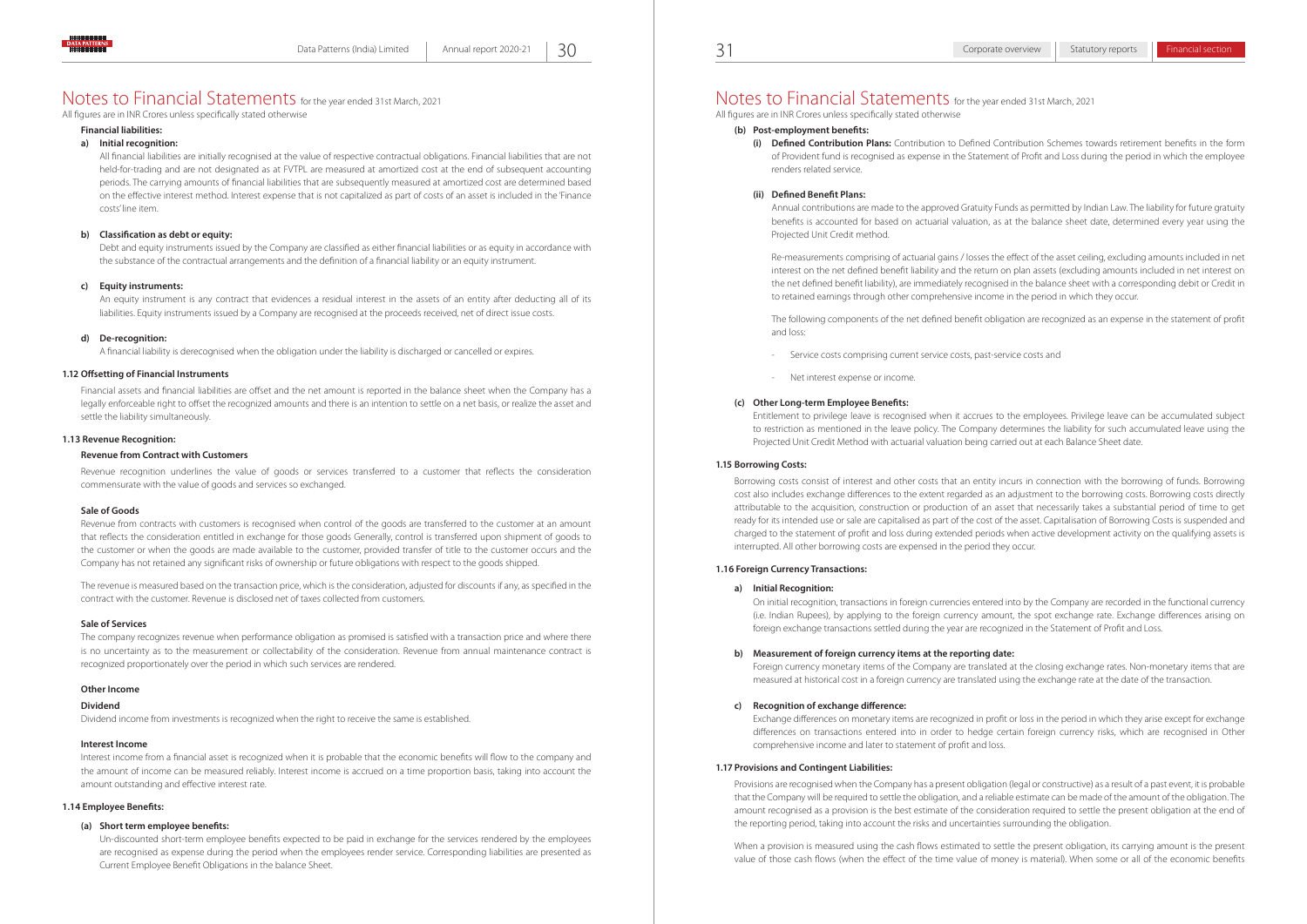# Notes to Financial Statements for the year ended 31st March, 2021

All figures are in INR Crores unless specifically stated otherwise

**Financial liabilities:**

**a) Initial recognition:**

All financial liabilities are initially recognised at the value of respective contractual obligations. Financial liabilities that are not held-for-trading and are not designated as at FVTPL are measured at amortized cost at the end of subsequent accounting periods. The carrying amounts of financial liabilities that are subsequently measured at amortized cost are determined based on the effective interest method. Interest expense that is not capitalized as part of costs of an asset is included in the 'Finance costs' line item.

**b) Classification as debt or equity:**

Debt and equity instruments issued by the Company are classified as either financial liabilities or as equity in accordance with the substance of the contractual arrangements and the definition of a financial liability or an equity instrument.

**c) Equity instruments:**

An equity instrument is any contract that evidences a residual interest in the assets of an entity after deducting all of its liabilities. Equity instruments issued by a Company are recognised at the proceeds received, net of direct issue costs.

**d) De-recognition:**

A financial liability is derecognised when the obligation under the liability is discharged or cancelled or expires.

### 1.12 Offsetting of Financial Instruments

Financial assets and financial liabilities are offset and the net amount is reported in the balance sheet when the Company has a legally enforceable right to offset the recognized amounts and there is an intention to settle on a net basis, or realize the asset and settle the liability simultaneously.

### 1.13 Revenue Recognition:

**Revenue from Contract with Customers**

Revenue recognition underlines the value of goods or services transferred to a customer that reflects the consideration commensurate with the value of goods and services so exchanged.

**Sale of Goods**

Revenue from contracts with customers is recognised when control of the goods are transferred to the customer at an amount that reflects the consideration entitled in exchange for those goods Generally, control is transferred upon shipment of goods to the customer or when the goods are made available to the customer, provided transfer of title to the customer occurs and the Company has not retained any significant risks of ownership or future obligations with respect to the goods shipped.

The revenue is measured based on the transaction price, which is the consideration, adjusted for discounts if any, as specified in the contract with the customer. Revenue is disclosed net of taxes collected from customers.

**Sale of Services**

The company recognizes revenue when performance obligation as promised is satisfied with a transaction price and where there is no uncertainty as to the measurement or collectability of the consideration. Revenue from annual maintenance contract is recognized proportionately over the period in which such services are rendered.

**Other Income**

**Dividend**

Dividend income from investments is recognized when the right to receive the same is established.

**Interest Income**

Interest income from a financial asset is recognized when it is probable that the economic benefits will flow to the company and the amount of income can be measured reliably. Interest income is accrued on a time proportion basis, taking into account the amount outstanding and effective interest rate.

### 1.14 Employee Benefits:

**(a) Short term employee benefits:**

Un-discounted short-term employee benefits expected to be paid in exchange for the services rendered by the employees are recognised as expense during the period when the employees render service. Corresponding liabilities are presented as Current Employee Benefit Obligations in the balance Sheet.

**(b) Post-employment benefits:**

**(i) Defined Contribution Plans:** Contribution to Defined Contribution Schemes towards retirement benefits in the form of Provident fund is recognised as expense in the Statement of Profit and Loss during the period in which the employee renders related service.

**(ii) Defined Benefit Plans:**

Annual contributions are made to the approved Gratuity Funds as permitted by Indian Law. The liability for future gratuity benefits is accounted for based on actuarial valuation, as at the balance sheet date, determined every year using the Projected Unit Credit method.

Re-measurements comprising of actuarial gains / losses the effect of the asset ceiling, excluding amounts included in net interest on the net defined benefit liability and the return on plan assets (excluding amounts included in net interest on the net defined benefit liability), are immediately recognised in the balance sheet with a corresponding debit or Credit in to retained earnings through other comprehensive income in the period in which they occur.

The following components of the net defined benefit obligation are recognized as an expense in the statement of profit and loss:

- Service costs comprising current service costs, past-service costs and
- Net interest expense or income.

**(c) Other Long-term Employee Benefits:**

Entitlement to privilege leave is recognised when it accrues to the employees. Privilege leave can be accumulated subject to restriction as mentioned in the leave policy. The Company determines the liability for such accumulated leave using the Projected Unit Credit Method with actuarial valuation being carried out at each Balance Sheet date.

### 1.15 Borrowing Costs:

Borrowing costs consist of interest and other costs that an entity incurs in connection with the borrowing of funds. Borrowing cost also includes exchange differences to the extent regarded as an adjustment to the borrowing costs. Borrowing costs directly attributable to the acquisition, construction or production of an asset that necessarily takes a substantial period of time to get ready for its intended use or sale are capitalised as part of the cost of the asset. Capitalisation of Borrowing Costs is suspended and charged to the statement of profit and loss during extended periods when active development activity on the qualifying assets is interrupted. All other borrowing costs are expensed in the period they occur.

### 1.16 Foreign Currency Transactions:

**a) Initial Recognition:**

On initial recognition, transactions in foreign currencies entered into by the Company are recorded in the functional currency (i.e. Indian Rupees), by applying to the foreign currency amount, the spot exchange rate. Exchange differences arising on foreign exchange transactions settled during the year are recognized in the Statement of Profit and Loss.

**b) Measurement of foreign currency items at the reporting date:**

Foreign currency monetary items of the Company are translated at the closing exchange rates. Non-monetary items that are measured at historical cost in a foreign currency are translated using the exchange rate at the date of the transaction.

**c) Recognition of exchange difference:**

Exchange differences on monetary items are recognized in profit or loss in the period in which they arise except for exchange differences on transactions entered into in order to hedge certain foreign currency risks, which are recognised in Other comprehensive income and later to statement of profit and loss.

### 1.17 Provisions and Contingent Liabilities:

Provisions are recognised when the Company has a present obligation (legal or constructive) as a result of a past event, it is probable that the Company will be required to settle the obligation, and a reliable estimate can be made of the amount of the obligation. The amount recognised as a provision is the best estimate of the consideration required to settle the present obligation at the end of the reporting period, taking into account the risks and uncertainties surrounding the obligation.

When a provision is measured using the cash flows estimated to settle the present obligation, its carrying amount is the present value of those cash flows (when the effect of the time value of money is material). When some or all of the economic benefits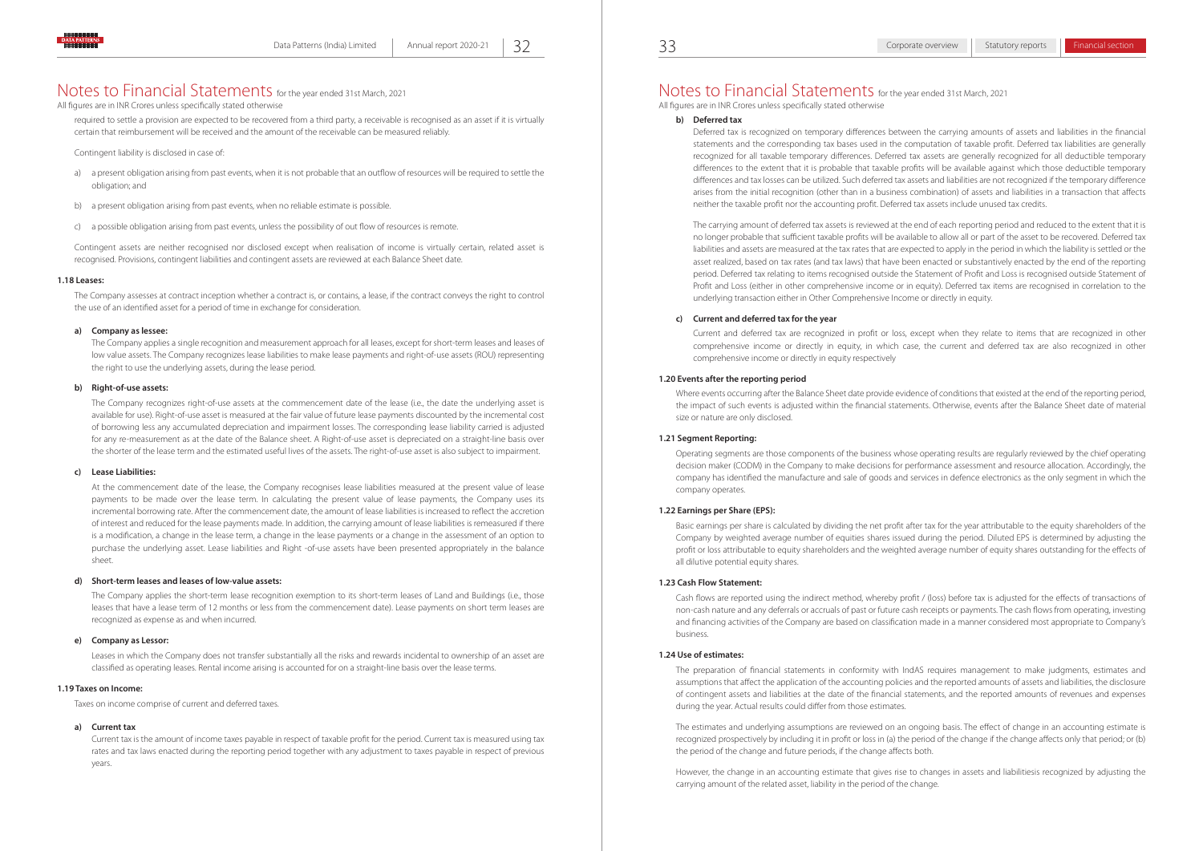# Notes to Financial Statements for the year ended 31st March, 2021

All figures are in INR Crores unless specifically stated otherwise

required to settle a provision are expected to be recovered from a third party, a receivable is recognised as an asset if it is virtually certain that reimbursement will be received and the amount of the receivable can be measured reliably.

Contingent liability is disclosed in case of:

a) a present obligation arising from past events, when it is not probable that an outflow of resources will be required to settle the obligation; and

b) a present obligation arising from past events, when no reliable estimate is possible.

c) a possible obligation arising from past events, unless the possibility of out flow of resources is remote.

Contingent assets are neither recognised nor disclosed except when realisation of income is virtually certain, related asset is recognised. Provisions, contingent liabilities and contingent assets are reviewed at each Balance Sheet date.

### 1.18 Leases:

The Company assesses at contract inception whether a contract is, or contains, a lease, if the contract conveys the right to control the use of an identified asset for a period of time in exchange for consideration.

**a) Company as lessee:**

The Company applies a single recognition and measurement approach for all leases, except for short-term leases and leases of low value assets. The Company recognizes lease liabilities to make lease payments and right-of-use assets (ROU) representing the right to use the underlying assets, during the lease period.

**b) Right-of-use assets:**

The Company recognizes right-of-use assets at the commencement date of the lease (i.e., the date the underlying asset is available for use). Right-of-use asset is measured at the fair value of future lease payments discounted by the incremental cost of borrowing less any accumulated depreciation and impairment losses. The corresponding lease liability carried is adjusted for any re-measurement as at the date of the Balance sheet. A Right-of-use asset is depreciated on a straight-line basis over the shorter of the lease term and the estimated useful lives of the assets. The right-of-use asset is also subject to impairment.

**c) Lease Liabilities:**

At the commencement date of the lease, the Company recognises lease liabilities measured at the present value of lease payments to be made over the lease term. In calculating the present value of lease payments, the Company uses its incremental borrowing rate. After the commencement date, the amount of lease liabilities is increased to reflect the accretion of interest and reduced for the lease payments made. In addition, the carrying amount of lease liabilities is remeasured if there is a modification, a change in the lease term, a change in the lease payments or a change in the assessment of an option to purchase the underlying asset. Lease liabilities and Right -of-use assets have been presented appropriately in the balance sheet.

**d) Short-term leases and leases of low-value assets:**

The Company applies the short-term lease recognition exemption to its short-term leases of Land and Buildings (i.e., those leases that have a lease term of 12 months or less from the commencement date). Lease payments on short term leases are recognized as expense as and when incurred.

**e) Company as Lessor:**

Leases in which the Company does not transfer substantially all the risks and rewards incidental to ownership of an asset are classified as operating leases. Rental income arising is accounted for on a straight-line basis over the lease terms.

### 1.19 Taxes on Income:

Taxes on income comprise of current and deferred taxes.

**a) Current tax**

Current tax is the amount of income taxes payable in respect of taxable profit for the period. Current tax is measured using tax rates and tax laws enacted during the reporting period together with any adjustment to taxes payable in respect of previous years.

**b) Deferred tax**

Deferred tax is recognized on temporary differences between the carrying amounts of assets and liabilities in the financial statements and the corresponding tax bases used in the computation of taxable profit. Deferred tax liabilities are generally recognized for all taxable temporary differences. Deferred tax assets are generally recognized for all deductible temporary differences to the extent that it is probable that taxable profits will be available against which those deductible temporary differences and tax losses can be utilized. Such deferred tax assets and liabilities are not recognized if the temporary difference arises from the initial recognition (other than in a business combination) of assets and liabilities in a transaction that affects neither the taxable profit nor the accounting profit. Deferred tax assets include unused tax credits.

The carrying amount of deferred tax assets is reviewed at the end of each reporting period and reduced to the extent that it is no longer probable that sufficient taxable profits will be available to allow all or part of the asset to be recovered. Deferred tax liabilities and assets are measured at the tax rates that are expected to apply in the period in which the liability is settled or the asset realized, based on tax rates (and tax laws) that have been enacted or substantively enacted by the end of the reporting period. Deferred tax relating to items recognised outside the Statement of Profit and Loss is recognised outside Statement of Profit and Loss (either in other comprehensive income or in equity). Deferred tax items are recognised in correlation to the underlying transaction either in Other Comprehensive Income or directly in equity.

**c) Current and deferred tax for the year**

Current and deferred tax are recognized in profit or loss, except when they relate to items that are recognized in other comprehensive income or directly in equity, in which case, the current and deferred tax are also recognized in other comprehensive income or directly in equity respectively

### 1.20 Events after the reporting period

Where events occurring after the Balance Sheet date provide evidence of conditions that existed at the end of the reporting period, the impact of such events is adjusted within the financial statements. Otherwise, events after the Balance Sheet date of material size or nature are only disclosed.

### 1.21 Segment Reporting:

Operating segments are those components of the business whose operating results are regularly reviewed by the chief operating decision maker (CODM) in the Company to make decisions for performance assessment and resource allocation. Accordingly, the company has identified the manufacture and sale of goods and services in defence electronics as the only segment in which the company operates.

### 1.22 Earnings per Share (EPS):

Basic earnings per share is calculated by dividing the net profit after tax for the year attributable to the equity shareholders of the Company by weighted average number of equities shares issued during the period. Diluted EPS is determined by adjusting the profit or loss attributable to equity shareholders and the weighted average number of equity shares outstanding for the effects of all dilutive potential equity shares.

### 1.23 Cash Flow Statement:

Cash flows are reported using the indirect method, whereby profit / (loss) before tax is adjusted for the effects of transactions of non-cash nature and any deferrals or accruals of past or future cash receipts or payments. The cash flows from operating, investing and financing activities of the Company are based on classification made in a manner considered most appropriate to Company's business.

### 1.24 Use of estimates:

The preparation of financial statements in conformity with IndAS requires management to make judgments, estimates and assumptions that affect the application of the accounting policies and the reported amounts of assets and liabilities, the disclosure of contingent assets and liabilities at the date of the financial statements, and the reported amounts of revenues and expenses during the year. Actual results could differ from those estimates.

The estimates and underlying assumptions are reviewed on an ongoing basis. The effect of change in an accounting estimate is recognized prospectively by including it in profit or loss in (a) the period of the change if the change affects only that period; or (b) the period of the change and future periods, if the change affects both.

However, the change in an accounting estimate that gives rise to changes in assets and liabilitiesis recognized by adjusting the carrying amount of the related asset, liability in the period of the change.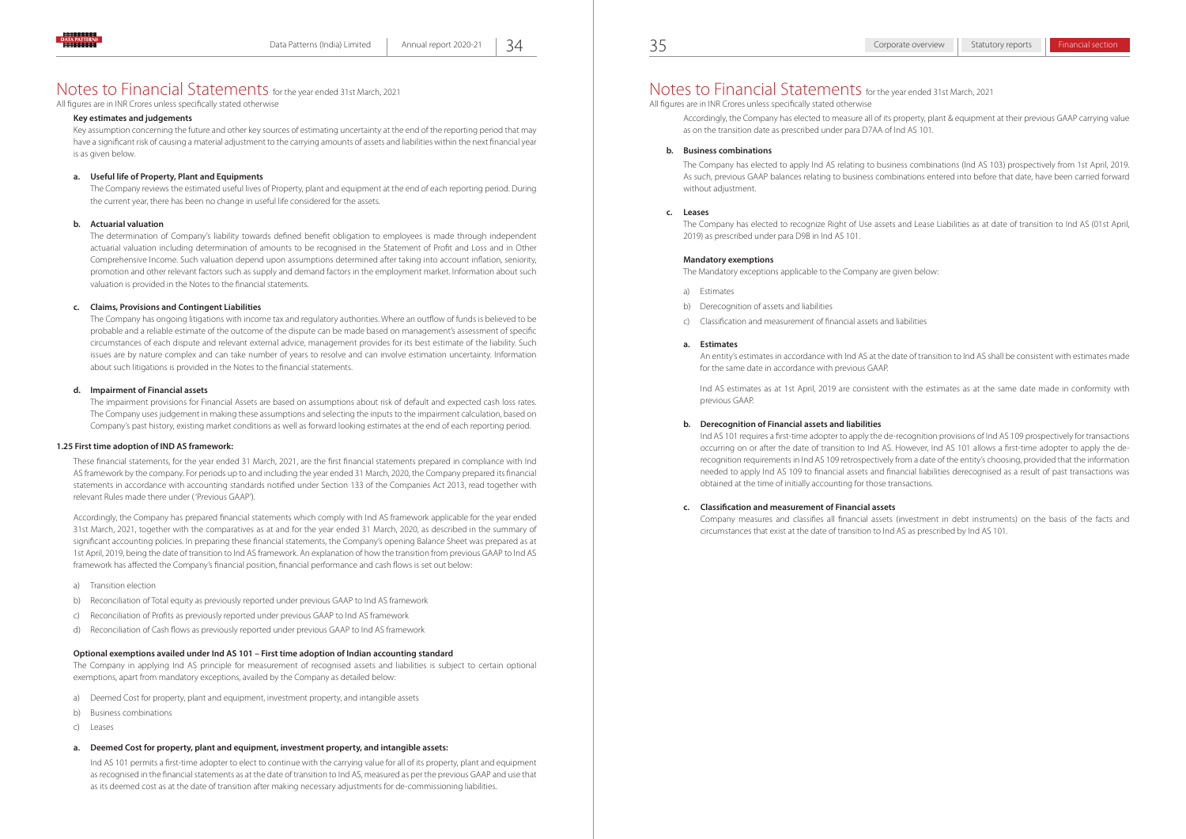# Notes to Financial Statements for the year ended 31st March, 2021

All figures are in INR Crores unless specifically stated otherwise

### Key estimates and judgements

Key assumption concerning the future and other key sources of estimating uncertainty at the end of the reporting period that may have a significant risk of causing a material adjustment to the carrying amounts of assets and liabilities within the next financial year is as given below.

**a. Useful life of Property, Plant and Equipments**

The Company reviews the estimated useful lives of Property, plant and equipment at the end of each reporting period. During the current year, there has been no change in useful life considered for the assets.

**b. Actuarial valuation**

The determination of Company's liability towards defined benefit obligation to employees is made through independent actuarial valuation including determination of amounts to be recognised in the Statement of Profit and Loss and in Other Comprehensive Income. Such valuation depend upon assumptions determined after taking into account inflation, seniority, promotion and other relevant factors such as supply and demand factors in the employment market. Information about such valuation is provided in the Notes to the financial statements.

**c. Claims, Provisions and Contingent Liabilities**

The Company has ongoing litigations with income tax and regulatory authorities. Where an outflow of funds is believed to be probable and a reliable estimate of the outcome of the dispute can be made based on management's assessment of specific circumstances of each dispute and relevant external advice, management provides for its best estimate of the liability. Such issues are by nature complex and can take number of years to resolve and can involve estimation uncertainty. Information about such litigations is provided in the Notes to the financial statements.

**d. Impairment of Financial assets**

The impairment provisions for Financial Assets are based on assumptions about risk of default and expected cash loss rates. The Company uses judgement in making these assumptions and selecting the inputs to the impairment calculation, based on Company's past history, existing market conditions as well as forward looking estimates at the end of each reporting period.

### 1.25 First time adoption of IND AS framework:

These financial statements, for the year ended 31 March, 2021, are the first financial statements prepared in compliance with Ind AS framework by the company. For periods up to and including the year ended 31 March, 2020, the Company prepared its financial statements in accordance with accounting standards notified under Section 133 of the Companies Act 2013, read together with relevant Rules made there under ('Previous GAAP').

Accordingly, the Company has prepared financial statements which comply with Ind AS framework applicable for the year ended 31st March, 2021, together with the comparatives as at and for the year ended 31 March, 2020, as described in the summary of significant accounting policies. In preparing these financial statements, the Company's opening Balance Sheet was prepared as at 1st April, 2019, being the date of transition to Ind AS framework. An explanation of how the transition from previous GAAP to Ind AS framework has affected the Company's financial position, financial performance and cash flows is set out below:

a) Transition election

b) Reconciliation of Total equity as previously reported under previous GAAP to Ind AS framework

c) Reconciliation of Profits as previously reported under previous GAAP to Ind AS framework

d) Reconciliation of Cash flows as previously reported under previous GAAP to Ind AS framework

### Optional exemptions availed under Ind AS 101 – First time adoption of Indian accounting standard

The Company in applying Ind AS principle for measurement of recognised assets and liabilities is subject to certain optional exemptions, apart from mandatory exceptions, availed by the Company as detailed below:

a) Deemed Cost for property, plant and equipment, investment property, and intangible assets

b) Business combinations

c) Leases

**a. Deemed Cost for property, plant and equipment, investment property, and intangible assets:**

Ind AS 101 permits a first-time adopter to elect to continue with the carrying value for all of its property, plant and equipment as recognised in the financial statements as at the date of transition to Ind AS, measured as per the previous GAAP and use that as its deemed cost as at the date of transition after making necessary adjustments for de-commissioning liabilities.

Accordingly, the Company has elected to measure all of its property, plant & equipment at their previous GAAP carrying value as on the transition date as prescribed under para D7AA of Ind AS 101.

**b. Business combinations**

The Company has elected to apply Ind AS relating to business combinations (Ind AS 103) prospectively from 1st April, 2019. As such, previous GAAP balances relating to business combinations entered into before that date, have been carried forward without adjustment.

**c. Leases**

The Company has elected to recognize Right of Use assets and Lease Liabilities as at date of transition to Ind AS (01st April, 2019) as prescribed under para D9B in Ind AS 101.

### Mandatory exemptions

The Mandatory exceptions applicable to the Company are given below:

a) Estimates

b) Derecognition of assets and liabilities

c) Classification and measurement of financial assets and liabilities

**a. Estimates**

An entity's estimates in accordance with Ind AS at the date of transition to Ind AS shall be consistent with estimates made for the same date in accordance with previous GAAP.

Ind AS estimates as at 1st April, 2019 are consistent with the estimates as at the same date made in conformity with previous GAAP.

**b. Derecognition of Financial assets and liabilities**

Ind AS 101 requires a first-time adopter to apply the de-recognition provisions of Ind AS 109 prospectively for transactions occurring on or after the date of transition to Ind AS. However, Ind AS 101 allows a first-time adopter to apply the de-recognition requirements in Ind AS 109 retrospectively from a date of the entity's choosing, provided that the information needed to apply Ind AS 109 to financial assets and financial liabilities derecognised as a result of past transactions was obtained at the time of initially accounting for those transactions.

**c. Classification and measurement of Financial assets**

Company measures and classifies all financial assets (investment in debt instruments) on the basis of the facts and circumstances that exist at the date of transition to Ind AS as prescribed by Ind AS 101.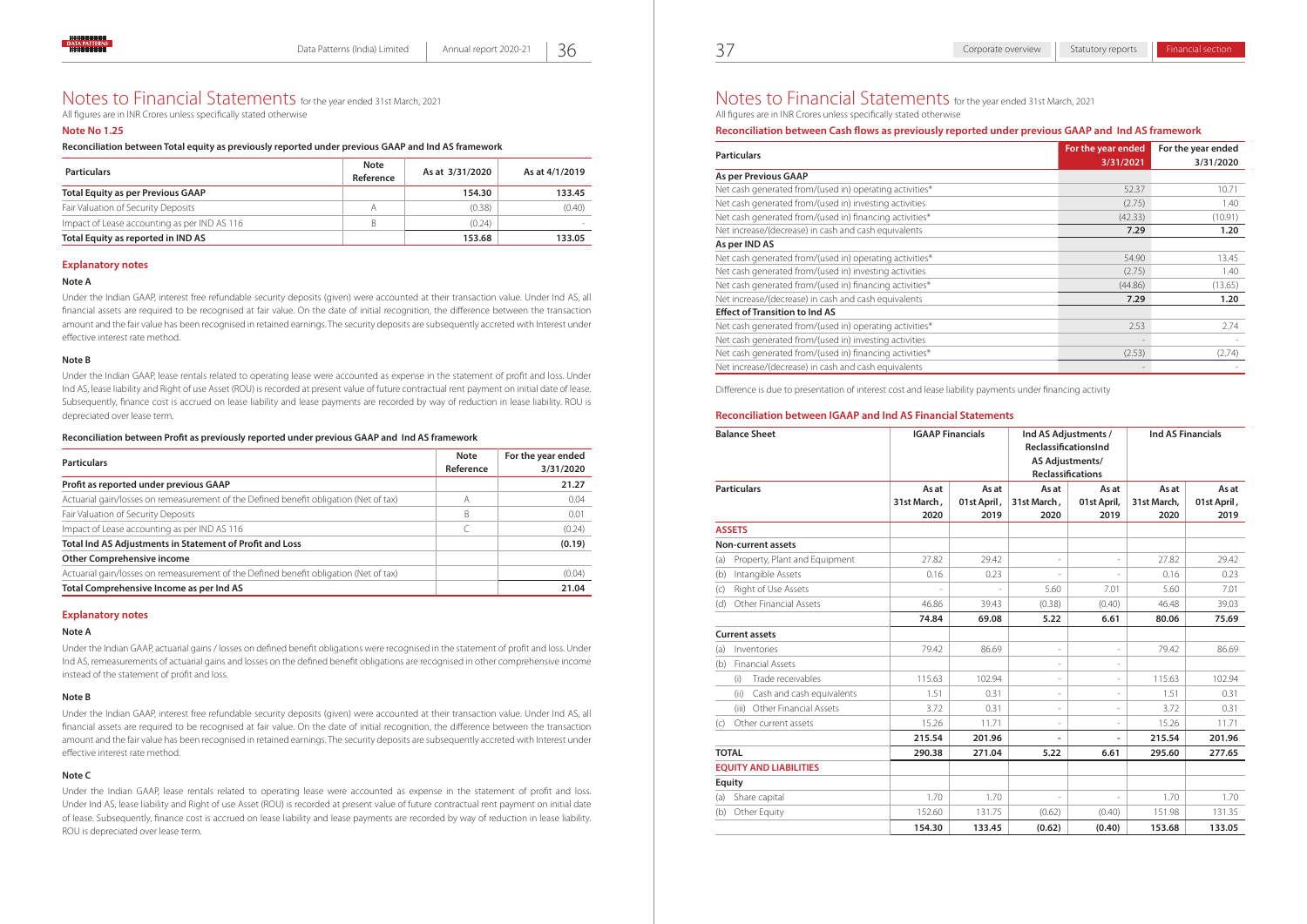# Notes to Financial Statements for the year ended 31st March, 2021

All figures are in INR Crores unless specifically stated otherwise

## Note No 1.25

**Reconciliation between Total equity as previously reported under previous GAAP and Ind AS framework**

| Particulars | Note Reference | As at 3/31/2020 | As at 4/1/2019 |
|---|---|---|---|
| **Total Equity as per Previous GAAP** | | **154.30** | **133.45** |
| Fair Valuation of Security Deposits | A | (0.38) | (0.40) |
| Impact of Lease accounting as per IND AS 116 | B | (0.24) | - |
| **Total Equity as reported in IND AS** | | **153.68** | **133.05** |

### Explanatory notes

**Note A**

Under the Indian GAAP, interest free refundable security deposits (given) were accounted at their transaction value. Under Ind AS, all financial assets are required to be recognised at fair value. On the date of initial recognition, the difference between the transaction amount and the fair value has been recognised in retained earnings. The security deposits are subsequently accreted with Interest under effective interest rate method.

**Note B**

Under the Indian GAAP, lease rentals related to operating lease were accounted as expense in the statement of profit and loss. Under Ind AS, lease liability and Right of use Asset (ROU) is recorded at present value of future contractual rent payment on initial date of lease. Subsequently, finance cost is accrued on lease liability and lease payments are recorded by way of reduction in lease liability. ROU is depreciated over lease term.

**Reconciliation between Profit as previously reported under previous GAAP and Ind AS framework**

| Particulars | Note Reference | For the year ended 3/31/2020 |
|---|---|---|
| **Profit as reported under previous GAAP** | | **21.27** |
| Actuarial gain/losses on remeasurement of the Defined benefit obligation (Net of tax) | A | 0.04 |
| Fair Valuation of Security Deposits | B | 0.01 |
| Impact of Lease accounting as per IND AS 116 | C | (0.24) |
| **Total Ind AS Adjustments in Statement of Profit and Loss** | | **(0.19)** |
| **Other Comprehensive income** | | |
| Actuarial gain/losses on remeasurement of the Defined benefit obligation (Net of tax) | | (0.04) |
| **Total Comprehensive Income as per Ind AS** | | **21.04** |

### Explanatory notes

**Note A**

Under the Indian GAAP, actuarial gains / losses on defined benefit obligations were recognised in the statement of profit and loss. Under Ind AS, remeasurements of actuarial gains and losses on the defined benefit obligations are recognised in other comprehensive income instead of the statement of profit and loss.

**Note B**

Under the Indian GAAP, interest free refundable security deposits (given) were accounted at their transaction value. Under Ind AS, all financial assets are required to be recognised at fair value. On the date of initial recognition, the difference between the transaction amount and the fair value has been recognised in retained earnings. The security deposits are subsequently accreted with Interest under effective interest rate method.

**Note C**

Under the Indian GAAP, lease rentals related to operating lease were accounted as expense in the statement of profit and loss. Under Ind AS, lease liability and Right of use Asset (ROU) is recorded at present value of future contractual rent payment on initial date of lease. Subsequently, finance cost is accrued on lease liability and lease payments are recorded by way of reduction in lease liability. ROU is depreciated over lease term.

# Notes to Financial Statements for the year ended 31st March, 2021

All figures are in INR Crores unless specifically stated otherwise

**Reconciliation between Cash flows as previously reported under previous GAAP and Ind AS framework**

| Particulars | For the year ended 3/31/2021 | For the year ended 3/31/2020 |
|---|---|---|
| **As per Previous GAAP** | | |
| Net cash generated from/(used in) operating activities* | 52.37 | 10.71 |
| Net cash generated from/(used in) investing activities | (2.75) | 1.40 |
| Net cash generated from/(used in) financing activities* | (42.33) | (10.91) |
| Net increase/(decrease) in cash and cash equivalents | **7.29** | **1.20** |
| **As per IND AS** | | |
| Net cash generated from/(used in) operating activities* | 54.90 | 13.45 |
| Net cash generated from/(used in) investing activities | (2.75) | 1.40 |
| Net cash generated from/(used in) financing activities* | (44.86) | (13.65) |
| Net increase/(decrease) in cash and cash equivalents | **7.29** | **1.20** |
| **Effect of Transition to Ind AS** | | |
| Net cash generated from/(used in) operating activities* | 2.53 | 2.74 |
| Net cash generated from/(used in) investing activities | - | - |
| Net cash generated from/(used in) financing activities* | (2.53) | (2.74) |
| Net increase/(decrease) in cash and cash equivalents | - | - |

Difference is due to presentation of interest cost and lease liability payments under financing activity

**Reconciliation between IGAAP and Ind AS Financial Statements**

| Balance Sheet | IGAAP Financials | | Ind AS Adjustments / ReclassificationsInd AS Adjustments/ Reclassifications | | Ind AS Financials | |
|---|---|---|---|---|---|---|
| **Particulars** | **As at 31st March, 2020** | **As at 01st April, 2019** | **As at 31st March, 2020** | **As at 01st April, 2019** | **As at 31st March, 2020** | **As at 01st April, 2019** |
| **ASSETS** | | | | | | |
| **Non-current assets** | | | | | | |
| (a) Property, Plant and Equipment | 27.82 | 29.42 | - | - | 27.82 | 29.42 |
| (b) Intangible Assets | 0.16 | 0.23 | - | - | 0.16 | 0.23 |
| (c) Right of Use Assets | - | - | 5.60 | 7.01 | 5.60 | 7.01 |
| (d) Other Financial Assets | 46.86 | 39.43 | (0.38) | (0.40) | 46.48 | 39.03 |
| | **74.84** | **69.08** | **5.22** | **6.61** | **80.06** | **75.69** |
| **Current assets** | | | | | | |
| (a) Inventories | 79.42 | 86.69 | - | - | 79.42 | 86.69 |
| (b) Financial Assets | | | - | - | | |
| (i) Trade receivables | 115.63 | 102.94 | - | - | 115.63 | 102.94 |
| (ii) Cash and cash equivalents | 1.51 | 0.31 | - | - | 1.51 | 0.31 |
| (iii) Other Financial Assets | 3.72 | 0.31 | - | - | 3.72 | 0.31 |
| (c) Other current assets | 15.26 | 11.71 | - | - | 15.26 | 11.71 |
| | **215.54** | **201.96** | **-** | **-** | **215.54** | **201.96** |
| **TOTAL** | **290.38** | **271.04** | **5.22** | **6.61** | **295.60** | **277.65** |
| **EQUITY AND LIABILITIES** | | | | | | |
| **Equity** | | | | | | |
| (a) Share capital | 1.70 | 1.70 | - | - | 1.70 | 1.70 |
| (b) Other Equity | 152.60 | 131.75 | (0.62) | (0.40) | 151.98 | 131.35 |
| | **154.30** | **133.45** | **(0.62)** | **(0.40)** | **153.68** | **133.05** |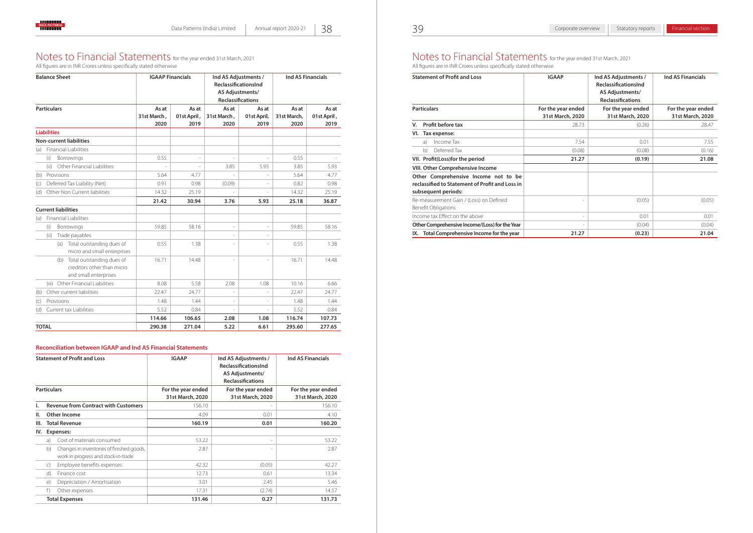# Notes to Financial Statements for the year ended 31st March, 2021

All figures are in INR Crores unless specifically stated otherwise

| Balance Sheet | IGAAP Financials | | Ind AS Adjustments / ReclassificationsInd AS Adjustments/ Reclassifications | | Ind AS Financials | |
|---|---|---|---|---|---|---|
| **Particulars** | As at 31st March, 2020 | As at 01st April, 2019 | As at 31st March, 2020 | As at 01st April, 2019 | As at 31st March, 2020 | As at 01st April, 2019 |
| **Liabilities** | | | | | | |
| **Non-current liabilities** | | | | | | |
| (a) Financial Liabilities | | | | | | |
| (i) Borrowings | 0.55 | - | - | - | 0.55 | - |
| (ii) Other Financial Liabilities | - | - | 3.85 | 5.93 | 3.85 | 5.93 |
| (b) Provisions | 5.64 | 4.77 | - | - | 5.64 | 4.77 |
| (c) Deferred Tax Liability (Net) | 0.91 | 0.98 | (0.09) | - | 0.82 | 0.98 |
| (d) Other Non Current liabilities | 14.32 | 25.19 | - | - | 14.32 | 25.19 |
| | **21.42** | **30.94** | **3.76** | **5.93** | **25.18** | **36.87** |
| **Current liabilities** | | | | | | |
| (a) Financial Liabilities | | | | | | |
| (i) Borrowings | 59.85 | 58.16 | - | - | 59.85 | 58.16 |
| (ii) Trade payables | | | - | - | | |
| (a) Total outstanding dues of micro and small enterprises | 0.55 | 1.38 | - | - | 0.55 | 1.38 |
| (b) Total outstanding dues of creditors other than micro and small enterprises | 16.71 | 14.48 | - | - | 16.71 | 14.48 |
| (iii) Other Financial Liabilities | 8.08 | 5.58 | 2.08 | 1.08 | 10.16 | 6.66 |
| (b) Other current liabilities | 22.47 | 24.77 | - | - | 22.47 | 24.77 |
| (c) Provisions | 1.48 | 1.44 | - | - | 1.48 | 1.44 |
| (d) Current tax Liabilities | 5.52 | 0.84 | - | - | 5.52 | 0.84 |
| | **114.66** | **106.65** | **2.08** | **1.08** | **116.74** | **107.73** |
| **TOTAL** | **290.38** | **271.04** | **5.22** | **6.61** | **295.60** | **277.65** |

### Reconciliation between IGAAP and Ind AS Financial Statements

| Statement of Profit and Loss | IGAAP | Ind AS Adjustments / ReclassificationsInd AS Adjustments/ Reclassifications | Ind AS Financials |
|---|---|---|---|
| **Particulars** | For the year ended 31st March, 2020 | For the year ended 31st March, 2020 | For the year ended 31st March, 2020 |
| **I. Revenue from Contract with Customers** | 156.10 | - | 156.10 |
| **II. Other Income** | 4.09 | 0.01 | 4.10 |
| **III. Total Revenue** | **160.19** | **0.01** | **160.20** |
| **IV. Expenses:** | | | |
| a) Cost of materials consumed | 53.22 | - | 53.22 |
| b) Changes in inventories of finished goods, work in progress and stock-in-trade | 2.87 | - | 2.87 |
| c) Employee benefits expenses | 42.32 | (0.05) | 42.27 |
| d) Finance cost | 12.73 | 0.61 | 13.34 |
| e) Depreciation / Amortisation | 3.01 | 2.45 | 5.46 |
| f) Other expenses | 17.31 | (2.74) | 14.57 |
| **Total Expenses** | **131.46** | **0.27** | **131.73** |

| Statement of Profit and Loss | IGAAP | Ind AS Adjustments / ReclassificationsInd AS Adjustments/ Reclassifications | Ind AS Financials |
|---|---|---|---|
| **Particulars** | For the year ended 31st March, 2020 | For the year ended 31st March, 2020 | For the year ended 31st March, 2020 |
| **V. Profit before tax** | 28.73 | (0.26) | 28.47 |
| **VI. Tax expense:** | | | |
| a) Income Tax | 7.54 | 0.01 | 7.55 |
| b) Deferred Tax | (0.08) | (0.08) | (0.16) |
| **VII. Profit(Loss)for the period** | **21.27** | **(0.19)** | **21.08** |
| **VIII. Other Comprehensive Income** | | | |
| **Other Comprehensive Income not to be reclassified to Statement of Profit and Loss in subsequent periods:** | | | |
| Re-measurement Gain / (Loss) on Defined Benefit Obligations | - | (0.05) | (0.05) |
| Income tax Effect on the above | - | 0.01 | 0.01 |
| **Other Comprehensive Income/(Loss) for the Year** | - | (0.04) | (0.04) |
| **IX. Total Comprehensive Income for the year** | **21.27** | **(0.23)** | **21.04** |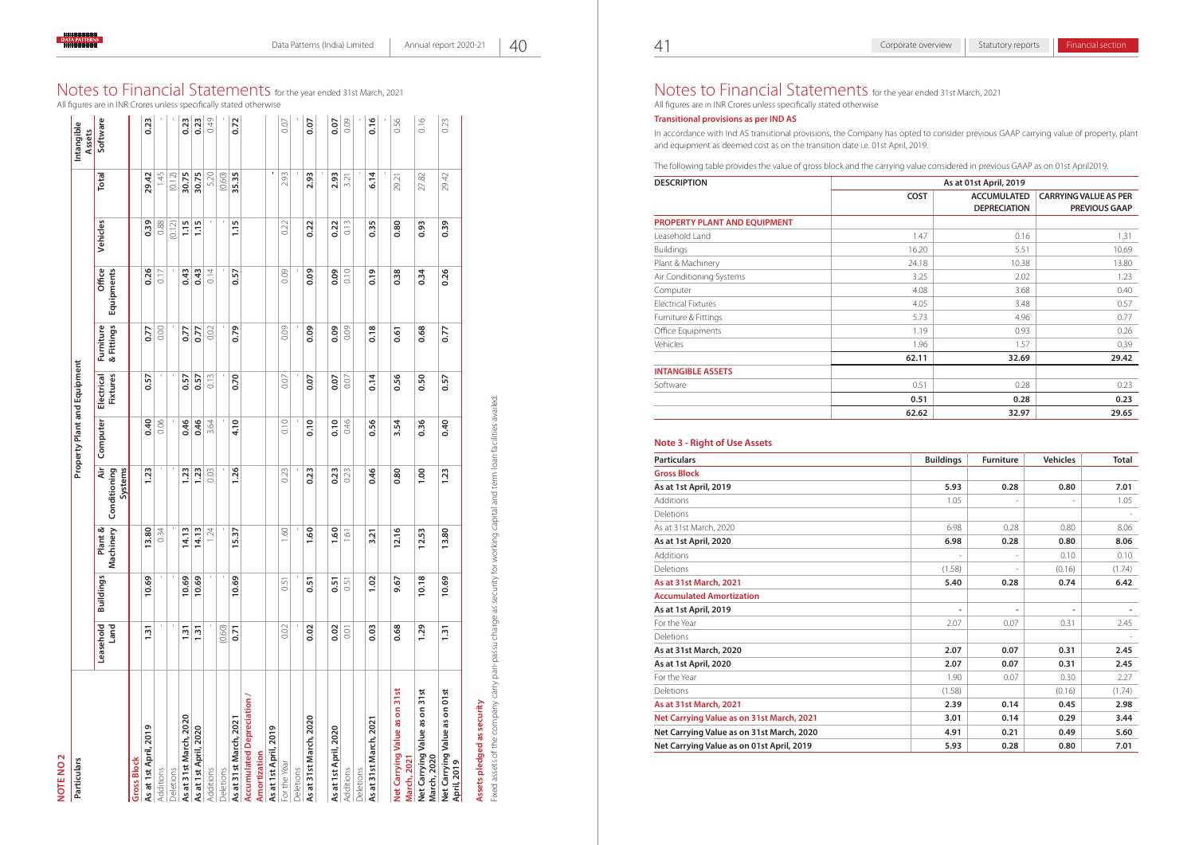# Notes to Financial Statements for the year ended 31st March, 2021

All figures are in INR Crores unless specifically stated otherwise

## NOTE NO 2

| Particulars | Property Plant and Equipment | | | | | | | | | | Intangible Assets |
|---|---|---|---|---|---|---|---|---|---|---|---|
| | Leasehold Land | Buildings | Plant & Machinery | Air Conditioning Systems | Computer | Electrical Fixtures | Furniture & Fittings | Office Equipments | Vehicles | Total | Software |
| **Gross Block** | | | | | | | | | | | |
| **As at 1st April, 2019** | **1.31** | **10.69** | **13.80** | **1.23** | **0.40** | **0.57** | **0.77** | **0.26** | **0.39** | **29.42** | **0.23** |
| Additions | - | - | 0.34 | - | 0.06 | - | 0.00 | 0.17 | 0.88 | 1.45 | - |
| Deletions | - | - | - | - | - | - | - | - | (0.12) | (0.12) | - |
| **As at 31st March, 2020** | **1.31** | **10.69** | **14.13** | **1.23** | **0.46** | **0.57** | **0.77** | **0.43** | **1.15** | **30.75** | **0.23** |
| **As at 1st April, 2020** | **1.31** | **10.69** | **14.13** | **1.23** | **0.46** | **0.57** | **0.77** | **0.43** | **1.15** | **30.75** | **0.23** |
| Additions | - | - | 1.24 | 0.03 | 3.64 | 0.13 | 0.02 | 0.14 | - | 5.20 | 0.49 |
| Deletions | (0.60) | - | - | - | - | - | - | - | - | (0.60) | - |
| **As at 31st March, 2021** | **0.71** | **10.69** | **15.37** | **1.26** | **4.10** | **0.70** | **0.79** | **0.57** | **1.15** | **35.35** | **0.72** |
| **Accumulated Depreciation / Amortization** | | | | | | | | | | | |
| As at 1st April, 2019 | | | | | | | | | | - | |
| For the Year | 0.02 | 0.51 | 1.60 | 0.23 | 0.10 | 0.07 | 0.09 | 0.09 | 0.22 | 2.93 | 0.07 |
| Deletions | - | - | - | - | - | - | - | - | - | - | - |
| **As at 31st March, 2020** | **0.02** | **0.51** | **1.60** | **0.23** | **0.10** | **0.07** | **0.09** | **0.09** | **0.22** | **2.93** | **0.07** |
| | | | | | | | | | | | |
| **As at 1st April, 2020** | **0.02** | **0.51** | **1.60** | **0.23** | **0.10** | **0.07** | **0.09** | **0.09** | **0.22** | **2.93** | **0.07** |
| Additions | 0.01 | 0.51 | 1.61 | 0.23 | 0.46 | 0.07 | 0.09 | 0.10 | 0.13 | 3.21 | 0.09 |
| Deletions | | | | | | | | | | - | - |
| **As at 31st March, 2021** | **0.03** | **1.02** | **3.21** | **0.46** | **0.56** | **0.14** | **0.18** | **0.19** | **0.35** | **6.14** | **0.16** |
| | | | | | | | | | | - | - |
| **Net Carrying Value as on 31st March, 2021** | **0.68** | **9.67** | **12.16** | **0.80** | **3.54** | **0.56** | **0.61** | **0.38** | **0.80** | 29.21 | 0.56 |
| **Net Carrying Value as on 31st March, 2020** | **1.29** | **10.18** | **12.53** | **1.00** | **0.36** | **0.50** | **0.68** | **0.34** | **0.93** | 27.82 | 0.16 |
| **Net Carrying Value as on 01st April, 2019** | **1.31** | **10.69** | **13.80** | **1.23** | **0.40** | **0.57** | **0.77** | **0.26** | **0.39** | 29.42 | 0.23 |

**Assets pledged as security**

Fixed assets of the company carry pari-passu charge as security for working capital and term loan facilities availed.

# Notes to Financial Statements for the year ended 31st March, 2021

All figures are in INR Crores unless specifically stated otherwise

**Transitional provisions as per IND AS**

In accordance with Ind AS transitional provisions, the Company has opted to consider previous GAAP carrying value of property, plant and equipment as deemed cost as on the transition date i.e. 01st April, 2019.

The following table provides the value of gross block and the carrying value considered in previous GAAP as on 01st April2019.

| DESCRIPTION | As at 01st April, 2019 | | |
|---|---|---|---|
| | COST | ACCUMULATED DEPRECIATION | CARRYING VALUE AS PER PREVIOUS GAAP |
| **PROPERTY PLANT AND EQUIPMENT** | | | |
| Leasehold Land | 1.47 | 0.16 | 1.31 |
| Buildings | 16.20 | 5.51 | 10.69 |
| Plant & Machinery | 24.18 | 10.38 | 13.80 |
| Air Conditioning Systems | 3.25 | 2.02 | 1.23 |
| Computer | 4.08 | 3.68 | 0.40 |
| Electrical Fixtures | 4.05 | 3.48 | 0.57 |
| Furniture & Fittings | 5.73 | 4.96 | 0.77 |
| Office Equipments | 1.19 | 0.93 | 0.26 |
| Vehicles | 1.96 | 1.57 | 0.39 |
| | **62.11** | **32.69** | **29.42** |
| **INTANGIBLE ASSETS** | | | |
| Software | 0.51 | 0.28 | 0.23 |
| | **0.51** | **0.28** | **0.23** |
| | **62.62** | **32.97** | **29.65** |

## Note 3 - Right of Use Assets

| Particulars | Buildings | Furniture | Vehicles | Total |
|---|---|---|---|---|
| **Gross Block** | | | | |
| **As at 1st April, 2019** | **5.93** | **0.28** | **0.80** | **7.01** |
| Additions | 1.05 | - | - | 1.05 |
| Deletions | | | | - |
| As at 31st March, 2020 | 6.98 | 0.28 | 0.80 | 8.06 |
| **As at 1st April, 2020** | **6.98** | **0.28** | **0.80** | **8.06** |
| Additions | - | - | 0.10 | 0.10 |
| Deletions | (1.58) | - | (0.16) | (1.74) |
| **As at 31st March, 2021** | **5.40** | **0.28** | **0.74** | **6.42** |
| **Accumulated Amortization** | | | | |
| **As at 1st April, 2019** | **-** | **-** | **-** | **-** |
| For the Year | 2.07 | 0.07 | 0.31 | 2.45 |
| Deletions | | | | - |
| **As at 31st March, 2020** | **2.07** | **0.07** | **0.31** | **2.45** |
| **As at 1st April, 2020** | **2.07** | **0.07** | **0.31** | **2.45** |
| For the Year | 1.90 | 0.07 | 0.30 | 2.27 |
| Deletions | (1.58) | | (0.16) | (1.74) |
| **As at 31st March, 2021** | **2.39** | **0.14** | **0.45** | **2.98** |
| **Net Carrying Value as on 31st March, 2021** | **3.01** | **0.14** | **0.29** | **3.44** |
| **Net Carrying Value as on 31st March, 2020** | **4.91** | **0.21** | **0.49** | **5.60** |
| **Net Carrying Value as on 01st April, 2019** | **5.93** | **0.28** | **0.80** | **7.01** |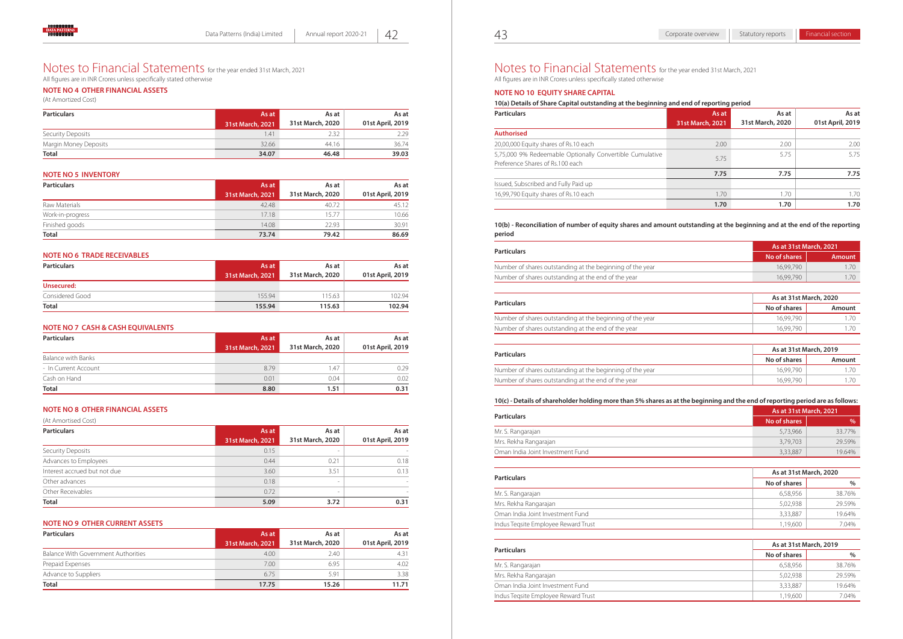# Notes to Financial Statements for the year ended 31st March, 2021

All figures are in INR Crores unless specifically stated otherwise

### NOTE NO 4 OTHER FINANCIAL ASSETS

(At Amortized Cost)

| Particulars | As at 31st March, 2021 | As at 31st March, 2020 | As at 01st April, 2019 |
|---|---|---|---|
| Security Deposits | 1.41 | 2.32 | 2.29 |
| Margin Money Deposits | 32.66 | 44.16 | 36.74 |
| **Total** | **34.07** | **46.48** | **39.03** |

### NOTE NO 5 INVENTORY

| Particulars | As at 31st March, 2021 | As at 31st March, 2020 | As at 01st April, 2019 |
|---|---|---|---|
| Raw Materials | 42.48 | 40.72 | 45.12 |
| Work-in-progress | 17.18 | 15.77 | 10.66 |
| Finished goods | 14.08 | 22.93 | 30.91 |
| **Total** | **73.74** | **79.42** | **86.69** |

### NOTE NO 6 TRADE RECEIVABLES

| Particulars | As at 31st March, 2021 | As at 31st March, 2020 | As at 01st April, 2019 |
|---|---|---|---|
| **Unsecured:** | | | |
| Considered Good | 155.94 | 115.63 | 102.94 |
| **Total** | **155.94** | **115.63** | **102.94** |

### NOTE NO 7 CASH & CASH EQUIVALENTS

| Particulars | As at 31st March, 2021 | As at 31st March, 2020 | As at 01st April, 2019 |
|---|---|---|---|
| Balance with Banks | | | |
| - In Current Account | 8.79 | 1.47 | 0.29 |
| Cash on Hand | 0.01 | 0.04 | 0.02 |
| **Total** | **8.80** | **1.51** | **0.31** |

### NOTE NO 8 OTHER FINANCIAL ASSETS

(At Amortised Cost)

| Particulars | As at 31st March, 2021 | As at 31st March, 2020 | As at 01st April, 2019 |
|---|---|---|---|
| Security Deposits | 0.15 | - | - |
| Advances to Employees | 0.44 | 0.21 | 0.18 |
| Interest accrued but not due | 3.60 | 3.51 | 0.13 |
| Other advances | 0.18 | - | - |
| Other Receivables | 0.72 | - | - |
| **Total** | **5.09** | **3.72** | **0.31** |

### NOTE NO 9 OTHER CURRENT ASSETS

| Particulars | As at 31st March, 2021 | As at 31st March, 2020 | As at 01st April, 2019 |
|---|---|---|---|
| Balance With Government Authorities | 4.00 | 2.40 | 4.31 |
| Prepaid Expenses | 7.00 | 6.95 | 4.02 |
| Advance to Suppliers | 6.75 | 5.91 | 3.38 |
| **Total** | **17.75** | **15.26** | **11.71** |

# Notes to Financial Statements for the year ended 31st March, 2021

All figures are in INR Crores unless specifically stated otherwise

### NOTE NO 10 EQUITY SHARE CAPITAL

**10(a) Details of Share Capital outstanding at the beginning and end of reporting period**

| Particulars | As at 31st March, 2021 | As at 31st March, 2020 | As at 01st April, 2019 |
|---|---|---|---|
| **Authorised** | | | |
| 20,00,000 Equity shares of Rs.10 each | 2.00 | 2.00 | 2.00 |
| 5,75,000 9% Redeemable Optionally Convertible Cumulative Preference Shares of Rs.100 each | 5.75 | 5.75 | 5.75 |
| | **7.75** | **7.75** | **7.75** |
| Issued, Subscribed and Fully Paid up | | | |
| 16,99,790 Equity shares of Rs.10 each | 1.70 | 1.70 | 1.70 |
| | **1.70** | **1.70** | **1.70** |

**10(b) - Reconciliation of number of equity shares and amount outstanding at the beginning and at the end of the reporting period**

| Particulars | As at 31st March, 2021 | |
|---|---|---|
| | No of shares | Amount |
| Number of shares outstanding at the beginning of the year | 16,99,790 | 1.70 |
| Number of shares outstanding at the end of the year | 16,99,790 | 1.70 |

| Particulars | As at 31st March, 2020 | |
|---|---|---|
| | No of shares | Amount |
| Number of shares outstanding at the beginning of the year | 16,99,790 | 1.70 |
| Number of shares outstanding at the end of the year | 16,99,790 | 1.70 |

| Particulars | As at 31st March, 2019 | |
|---|---|---|
| | No of shares | Amount |
| Number of shares outstanding at the beginning of the year | 16,99,790 | 1.70 |
| Number of shares outstanding at the end of the year | 16,99,790 | 1.70 |

**10(c) - Details of shareholder holding more than 5% shares as at the beginning and the end of reporting period are as follows:**

| Particulars | As at 31st March, 2021 | |
|---|---|---|
| | No of shares | % |
| Mr. S. Rangarajan | 5,73,966 | 33.77% |
| Mrs. Rekha Rangarajan | 3,79,703 | 29.59% |
| Oman India Joint Investment Fund | 3,33,887 | 19.64% |

| Particulars | As at 31st March, 2020 | |
|---|---|---|
| | No of shares | % |
| Mr. S. Rangarajan | 6,58,956 | 38.76% |
| Mrs. Rekha Rangarajan | 5,02,938 | 29.59% |
| Oman India Joint Investment Fund | 3,33,887 | 19.64% |
| Indus Teqsite Employee Reward Trust | 1,19,600 | 7.04% |

| Particulars | As at 31st March, 2019 | |
|---|---|---|
| | No of shares | % |
| Mr. S. Rangarajan | 6,58,956 | 38.76% |
| Mrs. Rekha Rangarajan | 5,02,938 | 29.59% |
| Oman India Joint Investment Fund | 3,33,887 | 19.64% |
| Indus Teqsite Employee Reward Trust | 1,19,600 | 7.04% |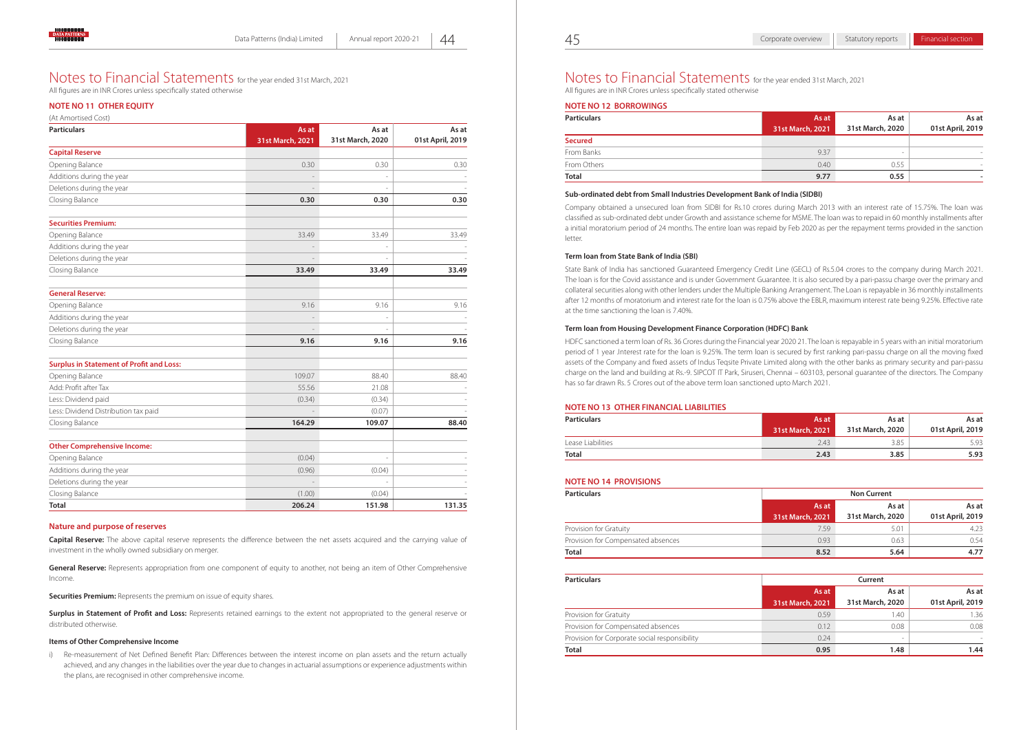# Notes to Financial Statements for the year ended 31st March, 2021

All figures are in INR Crores unless specifically stated otherwise

## NOTE NO 11 OTHER EQUITY

(At Amortised Cost)

| Particulars | As at 31st March, 2021 | As at 31st March, 2020 | As at 01st April, 2019 |
|---|---|---|---|
| **Capital Reserve** | | | |
| Opening Balance | 0.30 | 0.30 | 0.30 |
| Additions during the year | - | - | - |
| Deletions during the year | - | - | - |
| Closing Balance | **0.30** | **0.30** | **0.30** |
| **Securities Premium:** | | | |
| Opening Balance | 33.49 | 33.49 | 33.49 |
| Additions during the year | - | - | - |
| Deletions during the year | - | - | - |
| Closing Balance | **33.49** | **33.49** | **33.49** |
| **General Reserve:** | | | |
| Opening Balance | 9.16 | 9.16 | 9.16 |
| Additions during the year | - | - | - |
| Deletions during the year | - | - | - |
| Closing Balance | **9.16** | **9.16** | **9.16** |
| **Surplus in Statement of Profit and Loss:** | | | |
| Opening Balance | 109.07 | 88.40 | 88.40 |
| Add: Profit after Tax | 55.56 | 21.08 | - |
| Less: Dividend paid | (0.34) | (0.34) | - |
| Less: Dividend Distribution tax paid | - | (0.07) | - |
| Closing Balance | **164.29** | **109.07** | **88.40** |
| **Other Comprehensive Income:** | | | |
| Opening Balance | (0.04) | - | - |
| Additions during the year | (0.96) | (0.04) | - |
| Deletions during the year | - | - | - |
| Closing Balance | (1.00) | (0.04) | - |
| **Total** | **206.24** | **151.98** | **131.35** |

### Nature and purpose of reserves

**Capital Reserve:** The above capital reserve represents the difference between the net assets acquired and the carrying value of investment in the wholly owned subsidiary on merger.

**General Reserve:** Represents appropriation from one component of equity to another, not being an item of Other Comprehensive Income.

**Securities Premium:** Represents the premium on issue of equity shares.

**Surplus in Statement of Profit and Loss:** Represents retained earnings to the extent not appropriated to the general reserve or distributed otherwise.

**Items of Other Comprehensive Income**

i) Re-measurement of Net Defined Benefit Plan: Differences between the interest income on plan assets and the return actually achieved, and any changes in the liabilities over the year due to changes in actuarial assumptions or experience adjustments within the plans, are recognised in other comprehensive income.

## NOTE NO 12 BORROWINGS

| Particulars | As at 31st March, 2021 | As at 31st March, 2020 | As at 01st April, 2019 |
|---|---|---|---|
| **Secured** | | | |
| From Banks | 9.37 | - | - |
| From Others | 0.40 | 0.55 | - |
| **Total** | **9.77** | **0.55** | **-** |

**Sub-ordinated debt from Small Industries Development Bank of India (SIDBI)**

Company obtained a unsecured loan from SIDBI for Rs.10 crores during March 2013 with an interest rate of 15.75%. The loan was classified as sub-ordinated debt under Growth and assistance scheme for MSME. The loan was to repaid in 60 monthly installments after a initial moratorium period of 24 months. The entire loan was repaid by Feb 2020 as per the repayment terms provided in the sanction letter.

**Term loan from State Bank of India (SBI)**

State Bank of India has sanctioned Guaranteed Emergency Credit Line (GECL) of Rs.5.04 crores to the company during March 2021. The loan is for the Covid assistance and is under Government Guarantee. It is also secured by a pari-passu charge over the primary and collateral securities along with other lenders under the Multiple Banking Arrangement. The Loan is repayable in 36 monthly installments after 12 months of moratorium and interest rate for the loan is 0.75% above the EBLR, maximum interest rate being 9.25%. Effective rate at the time sanctioning the loan is 7.40%.

**Term loan from Housing Development Finance Corporation (HDFC) Bank**

HDFC sanctioned a term loan of Rs. 36 Crores during the Financial year 2020 21. The loan is repayable in 5 years with an initial moratorium period of 1 year .Interest rate for the loan is 9.25%. The term loan is secured by first ranking pari-passu charge on all the moving fixed assets of the Company and fixed assets of Indus Teqsite Private Limited along with the other banks as primary security and pari-passu charge on the land and building at Rs.-9. SIPCOT IT Park, Siruseri, Chennai – 603103, personal guarantee of the directors. The Company has so far drawn Rs. 5 Crores out of the above term loan sanctioned upto March 2021.

## NOTE NO 13 OTHER FINANCIAL LIABILITIES

| Particulars | As at 31st March, 2021 | As at 31st March, 2020 | As at 01st April, 2019 |
|---|---|---|---|
| Lease Liabilities | 2.43 | 3.85 | 5.93 |
| **Total** | **2.43** | **3.85** | **5.93** |

## NOTE NO 14 PROVISIONS

| Particulars | Non Current | | |
|---|---|---|---|
| | As at 31st March, 2021 | As at 31st March, 2020 | As at 01st April, 2019 |
| Provision for Gratuity | 7.59 | 5.01 | 4.23 |
| Provision for Compensated absences | 0.93 | 0.63 | 0.54 |
| **Total** | **8.52** | **5.64** | **4.77** |

| Particulars | Current | | |
|---|---|---|---|
| | As at 31st March, 2021 | As at 31st March, 2020 | As at 01st April, 2019 |
| Provision for Gratuity | 0.59 | 1.40 | 1.36 |
| Provision for Compensated absences | 0.12 | 0.08 | 0.08 |
| Provision for Corporate social responsibility | 0.24 | - | - |
| **Total** | **0.95** | **1.48** | **1.44** |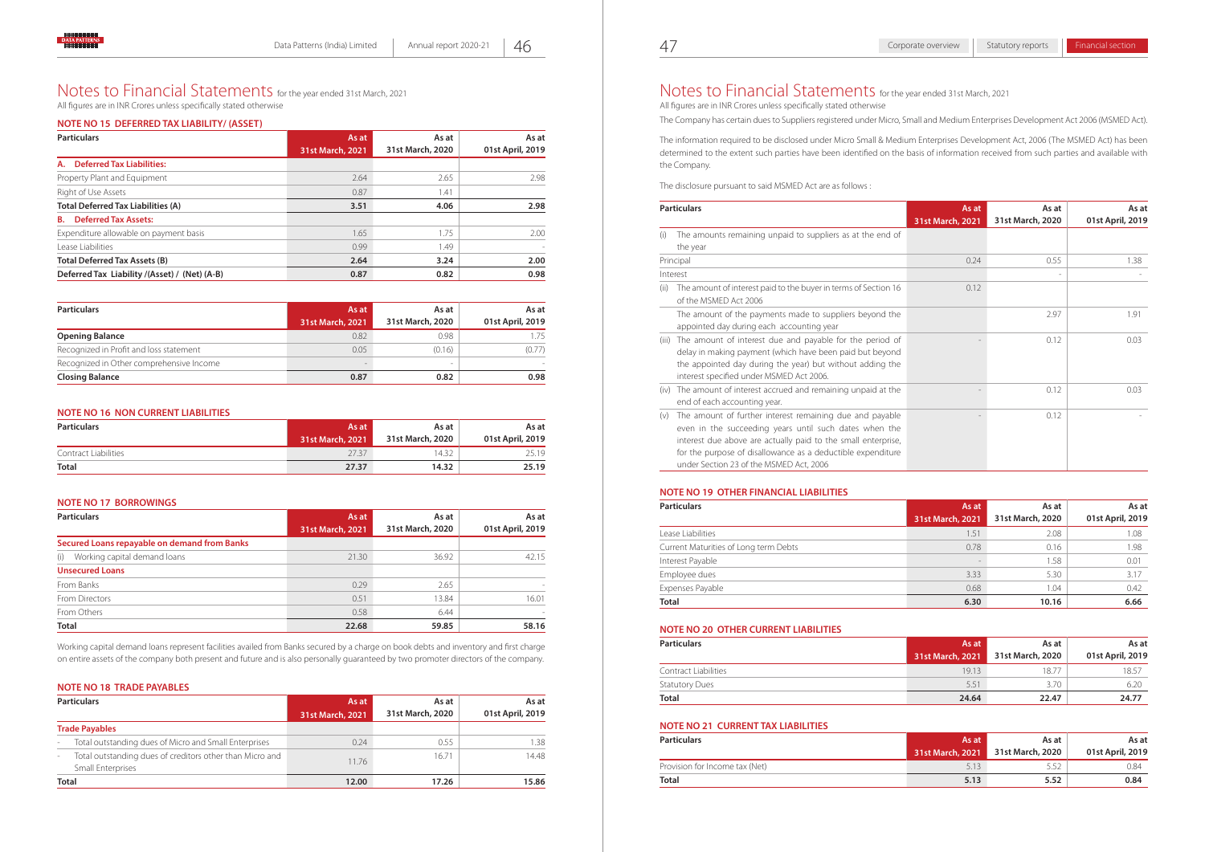# Notes to Financial Statements for the year ended 31st March, 2021

All figures are in INR Crores unless specifically stated otherwise

### NOTE NO 15 DEFERRED TAX LIABILITY/ (ASSET)

| Particulars | As at 31st March, 2021 | As at 31st March, 2020 | As at 01st April, 2019 |
|---|---|---|---|
| **A. Deferred Tax Liabilities:** | | | |
| Property Plant and Equipment | 2.64 | 2.65 | 2.98 |
| Right of Use Assets | 0.87 | 1.41 | |
| **Total Deferred Tax Liabilities (A)** | **3.51** | **4.06** | **2.98** |
| **B. Deferred Tax Assets:** | | | |
| Expenditure allowable on payment basis | 1.65 | 1.75 | 2.00 |
| Lease Liabilities | 0.99 | 1.49 | - |
| **Total Deferred Tax Assets (B)** | **2.64** | **3.24** | **2.00** |
| **Deferred Tax Liability /(Asset) / (Net) (A-B)** | **0.87** | **0.82** | **0.98** |

| Particulars | As at 31st March, 2021 | As at 31st March, 2020 | As at 01st April, 2019 |
|---|---|---|---|
| **Opening Balance** | 0.82 | 0.98 | 1.75 |
| Recognized in Profit and loss statement | 0.05 | (0.16) | (0.77) |
| Recognized in Other comprehensive Income | - | - | - |
| **Closing Balance** | **0.87** | **0.82** | **0.98** |

### NOTE NO 16 NON CURRENT LIABILITIES

| Particulars | As at 31st March, 2021 | As at 31st March, 2020 | As at 01st April, 2019 |
|---|---|---|---|
| Contract Liabilities | 27.37 | 14.32 | 25.19 |
| **Total** | **27.37** | **14.32** | **25.19** |

### NOTE NO 17 BORROWINGS

| Particulars | As at 31st March, 2021 | As at 31st March, 2020 | As at 01st April, 2019 |
|---|---|---|---|
| **Secured Loans repayable on demand from Banks** | | | |
| (i) Working capital demand loans | 21.30 | 36.92 | 42.15 |
| **Unsecured Loans** | | | |
| From Banks | 0.29 | 2.65 | - |
| From Directors | 0.51 | 13.84 | 16.01 |
| From Others | 0.58 | 6.44 | - |
| **Total** | **22.68** | **59.85** | **58.16** |

Working capital demand loans represent facilities availed from Banks secured by a charge on book debts and inventory and first charge on entire assets of the company both present and future and is also personally guaranteed by two promoter directors of the company.

### NOTE NO 18 TRADE PAYABLES

| Particulars | As at 31st March, 2021 | As at 31st March, 2020 | As at 01st April, 2019 |
|---|---|---|---|
| **Trade Payables** | | | |
| - Total outstanding dues of Micro and Small Enterprises | 0.24 | 0.55 | 1.38 |
| - Total outstanding dues of creditors other than Micro and Small Enterprises | 11.76 | 16.71 | 14.48 |
| **Total** | **12.00** | **17.26** | **15.86** |

# Notes to Financial Statements for the year ended 31st March, 2021

All figures are in INR Crores unless specifically stated otherwise

The Company has certain dues to Suppliers registered under Micro, Small and Medium Enterprises Development Act 2006 (MSMED Act).

The information required to be disclosed under Micro Small & Medium Enterprises Development Act, 2006 (The MSMED Act) has been determined to the extent such parties have been identified on the basis of information received from such parties and available with the Company.

The disclosure pursuant to said MSMED Act are as follows :

| Particulars | As at 31st March, 2021 | As at 31st March, 2020 | As at 01st April, 2019 |
|---|---|---|---|
| (i) The amounts remaining unpaid to suppliers as at the end of the year | | | |
| Principal | 0.24 | 0.55 | 1.38 |
| Interest | | - | - |
| (ii) The amount of interest paid to the buyer in terms of Section 16 of the MSMED Act 2006 | 0.12 | | |
| The amount of the payments made to suppliers beyond the appointed day during each accounting year | | 2.97 | 1.91 |
| (iii) The amount of interest due and payable for the period of delay in making payment (which have been paid but beyond the appointed day during the year) but without adding the interest specified under MSMED Act 2006. | - | 0.12 | 0.03 |
| (iv) The amount of interest accrued and remaining unpaid at the end of each accounting year. | - | 0.12 | 0.03 |
| (v) The amount of further interest remaining due and payable even in the succeeding years until such dates when the interest due above are actually paid to the small enterprise, for the purpose of disallowance as a deductible expenditure under Section 23 of the MSMED Act, 2006 | - | 0.12 | - |

### NOTE NO 19 OTHER FINANCIAL LIABILITIES

| Particulars | As at 31st March, 2021 | As at 31st March, 2020 | As at 01st April, 2019 |
|---|---|---|---|
| Lease Liabilities | 1.51 | 2.08 | 1.08 |
| Current Maturities of Long term Debts | 0.78 | 0.16 | 1.98 |
| Interest Payable | - | 1.58 | 0.01 |
| Employee dues | 3.33 | 5.30 | 3.17 |
| Expenses Payable | 0.68 | 1.04 | 0.42 |
| **Total** | **6.30** | **10.16** | **6.66** |

### NOTE NO 20 OTHER CURRENT LIABILITIES

| Particulars | As at 31st March, 2021 | As at 31st March, 2020 | As at 01st April, 2019 |
|---|---|---|---|
| Contract Liabilities | 19.13 | 18.77 | 18.57 |
| Statutory Dues | 5.51 | 3.70 | 6.20 |
| **Total** | **24.64** | **22.47** | **24.77** |

### NOTE NO 21 CURRENT TAX LIABILITIES

| Particulars | As at 31st March, 2021 | As at 31st March, 2020 | As at 01st April, 2019 |
|---|---|---|---|
| Provision for Income tax (Net) | 5.13 | 5.52 | 0.84 |
| **Total** | **5.13** | **5.52** | **0.84** |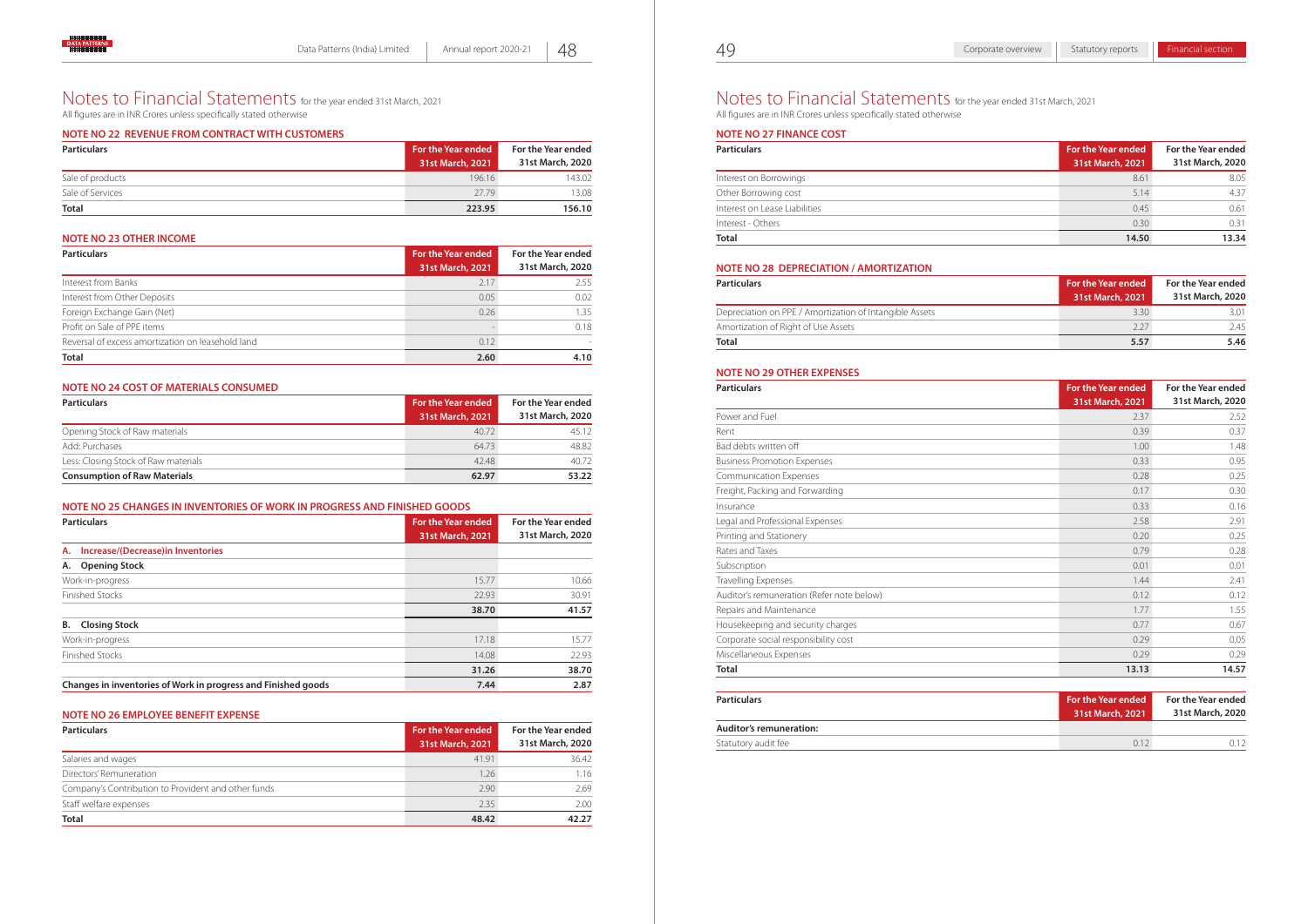# Notes to Financial Statements for the year ended 31st March, 2021

All figures are in INR Crores unless specifically stated otherwise

### NOTE NO 22 REVENUE FROM CONTRACT WITH CUSTOMERS

| Particulars | For the Year ended 31st March, 2021 | For the Year ended 31st March, 2020 |
|---|---|---|
| Sale of products | 196.16 | 143.02 |
| Sale of Services | 27.79 | 13.08 |
| **Total** | **223.95** | **156.10** |

### NOTE NO 23 OTHER INCOME

| Particulars | For the Year ended 31st March, 2021 | For the Year ended 31st March, 2020 |
|---|---|---|
| Interest from Banks | 2.17 | 2.55 |
| Interest from Other Deposits | 0.05 | 0.02 |
| Foreign Exchange Gain (Net) | 0.26 | 1.35 |
| Profit on Sale of PPE items | - | 0.18 |
| Reversal of excess amortization on leasehold land | 0.12 | - |
| **Total** | **2.60** | **4.10** |

### NOTE NO 24 COST OF MATERIALS CONSUMED

| Particulars | For the Year ended 31st March, 2021 | For the Year ended 31st March, 2020 |
|---|---|---|
| Opening Stock of Raw materials | 40.72 | 45.12 |
| Add: Purchases | 64.73 | 48.82 |
| Less: Closing Stock of Raw materials | 42.48 | 40.72 |
| **Consumption of Raw Materials** | **62.97** | **53.22** |

### NOTE NO 25 CHANGES IN INVENTORIES OF WORK IN PROGRESS AND FINISHED GOODS

| Particulars | For the Year ended 31st March, 2021 | For the Year ended 31st March, 2020 |
|---|---|---|
| **A. Increase/(Decrease)in Inventories** | | |
| **A. Opening Stock** | | |
| Work-in-progress | 15.77 | 10.66 |
| Finished Stocks | 22.93 | 30.91 |
| | **38.70** | **41.57** |
| **B. Closing Stock** | | |
| Work-in-progress | 17.18 | 15.77 |
| Finished Stocks | 14.08 | 22.93 |
| | **31.26** | **38.70** |
| **Changes in inventories of Work in progress and Finished goods** | **7.44** | **2.87** |

### NOTE NO 26 EMPLOYEE BENEFIT EXPENSE

| Particulars | For the Year ended 31st March, 2021 | For the Year ended 31st March, 2020 |
|---|---|---|
| Salaries and wages | 41.91 | 36.42 |
| Directors' Remuneration | 1.26 | 1.16 |
| Company's Contribution to Provident and other funds | 2.90 | 2.69 |
| Staff welfare expenses | 2.35 | 2.00 |
| **Total** | **48.42** | **42.27** |

# Notes to Financial Statements for the year ended 31st March, 2021

All figures are in INR Crores unless specifically stated otherwise

### NOTE NO 27 FINANCE COST

| Particulars | For the Year ended 31st March, 2021 | For the Year ended 31st March, 2020 |
|---|---|---|
| Interest on Borrowings | 8.61 | 8.05 |
| Other Borrowing cost | 5.14 | 4.37 |
| Interest on Lease Liabilities | 0.45 | 0.61 |
| Interest - Others | 0.30 | 0.31 |
| **Total** | **14.50** | **13.34** |

### NOTE NO 28 DEPRECIATION / AMORTIZATION

| Particulars | For the Year ended 31st March, 2021 | For the Year ended 31st March, 2020 |
|---|---|---|
| Depreciation on PPE / Amortization of Intangible Assets | 3.30 | 3.01 |
| Amortization of Right of Use Assets | 2.27 | 2.45 |
| **Total** | **5.57** | **5.46** |

### NOTE NO 29 OTHER EXPENSES

| Particulars | For the Year ended 31st March, 2021 | For the Year ended 31st March, 2020 |
|---|---|---|
| Power and Fuel | 2.37 | 2.52 |
| Rent | 0.39 | 0.37 |
| Bad debts written off | 1.00 | 1.48 |
| Business Promotion Expenses | 0.33 | 0.95 |
| Communication Expenses | 0.28 | 0.25 |
| Freight, Packing and Forwarding | 0.17 | 0.30 |
| Insurance | 0.33 | 0.16 |
| Legal and Professional Expenses | 2.58 | 2.91 |
| Printing and Stationery | 0.20 | 0.25 |
| Rates and Taxes | 0.79 | 0.28 |
| Subscription | 0.01 | 0.01 |
| Travelling Expenses | 1.44 | 2.41 |
| Auditor's remuneration (Refer note below) | 0.12 | 0.12 |
| Repairs and Maintenance | 1.77 | 1.55 |
| Housekeeping and security charges | 0.77 | 0.67 |
| Corporate social responsibility cost | 0.29 | 0.05 |
| Miscellaneous Expenses | 0.29 | 0.29 |
| **Total** | **13.13** | **14.57** |

| Particulars | For the Year ended 31st March, 2021 | For the Year ended 31st March, 2020 |
|---|---|---|
| **Auditor's remuneration:** | | |
| Statutory audit fee | 0.12 | 0.12 |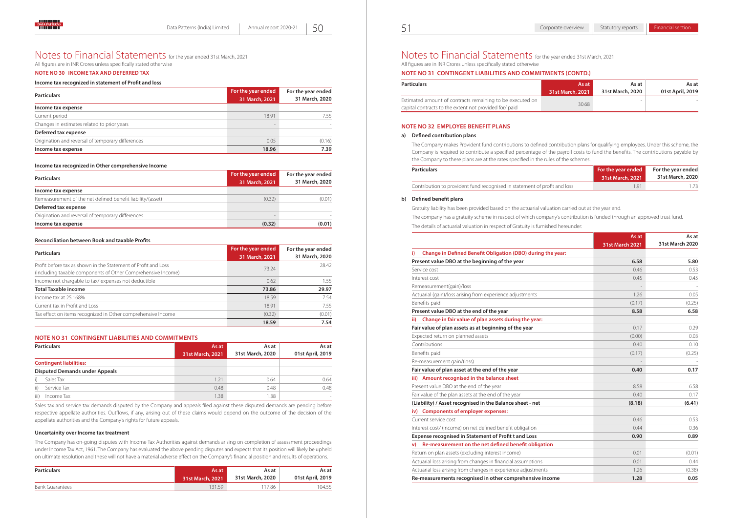# Notes to Financial Statements for the year ended 31st March, 2021

All figures are in INR Crores unless specifically stated otherwise

## NOTE NO 30 INCOME TAX AND DEFERRED TAX

### Income tax recognized in statement of Profit and loss

| Particulars | For the year ended 31 March, 2021 | For the year ended 31 March, 2020 |
|---|---|---|
| **Income tax expense** | | |
| Current period | 18.91 | 7.55 |
| Changes in estimates related to prior years | - | - |
| **Deferred tax expense** | | |
| Origination and reversal of temporary differences | 0.05 | (0.16) |
| **Income tax expense** | **18.96** | **7.39** |

### Income tax recognized in Other comprehensive Income

| Particulars | For the year ended 31 March, 2021 | For the year ended 31 March, 2020 |
|---|---|---|
| **Income tax expense** | | |
| Remeasurement of the net defined benefit liability/(asset) | (0.32) | (0.01) |
| **Deferred tax expense** | | |
| Origination and reversal of temporary differences | - | - |
| **Income tax expense** | **(0.32)** | **(0.01)** |

### Reconciliation between Book and taxable Profits

| Particulars | For the year ended 31 March, 2021 | For the year ended 31 March, 2020 |
|---|---|---|
| Profit before tax as shown in the Statement of Profit and Loss (Including taxable components of Other Comprehensive Income) | 73.24 | 28.42 |
| Income not chargable to tax/ expenses not deductible | 0.62 | 1.55 |
| **Total Taxable income** | **73.86** | **29.97** |
| Income tax at 25.168% | 18.59 | 7.54 |
| Current tax in Profit and Loss | 18.91 | 7.55 |
| Tax effect on items recognized in Other comprehensive Income | (0.32) | (0.01) |
| | **18.59** | **7.54** |

## NOTE NO 31 CONTINGENT LIABILITIES AND COMMITMENTS

| Particulars | As at 31st March, 2021 | As at 31st March, 2020 | As at 01st April, 2019 |
|---|---|---|---|
| **Contingent liabilities:** | | | |
| **Disputed Demands under Appeals** | | | |
| i) Sales Tax | 1.21 | 0.64 | 0.64 |
| ii) Service Tax | 0.48 | 0.48 | 0.48 |
| iii) Income Tax | 1.38 | 1.38 | - |

Sales tax and service tax demands disputed by the Company and appeals filed against these disputed demands are pending before respective appellate authorities. Outflows, if any, arising out of these claims would depend on the outcome of the decision of the appellate authorities and the Company's rights for future appeals.

### Uncertainity over Income tax treatment

The Company has on-going disputes with Income Tax Authorities against demands arising on completion of assessment proceedings under Income Tax Act, 1961. The Company has evaluated the above pending disputes and expects that its position will likely be upheld on ultimate resolution and these will not have a material adverse effect on the Company's financial position and results of operations.

| Particulars | As at 31st March, 2021 | As at 31st March, 2020 | As at 01st April, 2019 |
|---|---|---|---|
| Bank Guarantees | 131.59 | 117.86 | 104.55 |

## NOTE NO 31 CONTINGENT LIABILITIES AND COMMITMENTS (CONTD.)

| Particulars | As at 31st March, 2021 | As at 31st March, 2020 | As at 01st April, 2019 |
|---|---|---|---|
| Estimated amount of contracts remaining to be executed on capital contracts to the extent not provided for/ paid | 30.68 | - | - |

## NOTE NO 32 EMPLOYEE BENEFIT PLANS

### a) Defined contribution plans

The Company makes Provident fund contributions to defined contribution plans for qualifying employees. Under this scheme, the Company is required to contribute a specified percentage of the payroll costs to fund the benefits. The contributions payable by the Company to these plans are at the rates specified in the rules of the schemes.

| Particulars | For the year ended 31st March, 2021 | For the year ended 31st March, 2020 |
|---|---|---|
| Contribution to provident fund recognised in statement of profit and loss | 1.91 | 1.73 |

### b) Defined benefit plans

Gratuity liability has been provided based on the actuarial valuation carried out at the year end.

The company has a gratuity scheme in respect of which company's contribution is funded through an approved trust fund.

The details of actuarial valuation in respect of Gratuity is furnished hereunder:

| | As at 31st March 2021 | As at 31st March 2020 |
|---|---|---|
| **i) Change in Defined Benefit Obligation (DBO) during the year:** | | |
| **Present value DBO at the beginning of the year** | **6.58** | **5.80** |
| Service cost | 0.46 | 0.53 |
| Interest cost | 0.45 | 0.45 |
| Remeasurement(gain)/loss | - | - |
| Actuarial (gain)/loss arising from experience adjustments | 1.26 | 0.05 |
| Benefits paid | (0.17) | (0.25) |
| **Present value DBO at the end of the year** | **8.58** | **6.58** |
| **ii) Change in fair value of plan assets during the year:** | | |
| **Fair value of plan assets as at beginning of the year** | 0.17 | 0.29 |
| Expected return on planned assets | (0.00) | 0.03 |
| Contributions | 0.40 | 0.10 |
| Benefits paid | (0.17) | (0.25) |
| Re-measurement gain/(loss) | - | - |
| **Fair value of plan asset at the end of the year** | **0.40** | **0.17** |
| **iii) Amount recognised in the balance sheet** | | |
| Present value DBO at the end of the year | 8.58 | 6.58 |
| Fair value of the plan assets at the end of the year | 0.40 | 0.17 |
| **(Liability) / Asset recognised in the Balance sheet - net** | **(8.18)** | **(6.41)** |
| **iv) Components of employer expenses:** | | |
| Current service cost | 0.46 | 0.53 |
| Interest cost/ (income) on net defined benefit obligation | 0.44 | 0.36 |
| **Expense recognised in Statement of Profit t and Loss** | **0.90** | **0.89** |
| **v) Re-measurement on the net defined benefit obligation** | | |
| Return on plan assets (excluding interest income) | 0.01 | (0.01) |
| Actuarial loss arising from changes in financial assumptions | 0.01 | 0.44 |
| Actuarial loss arising from changes in experience adjustments | 1.26 | (0.38) |
| **Re-measurements recognised in other comprehensive income** | **1.28** | **0.05** |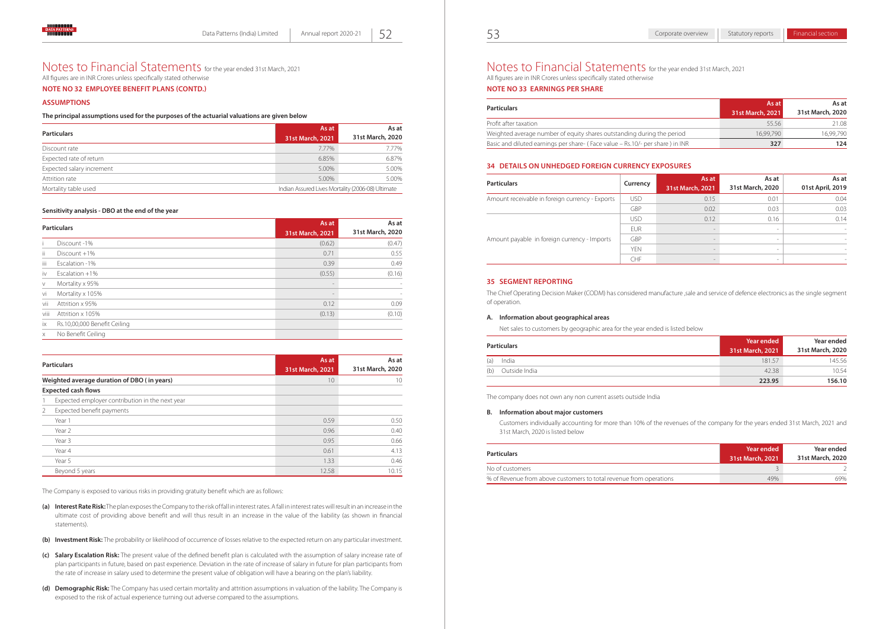# Notes to Financial Statements for the year ended 31st March, 2021

All figures are in INR Crores unless specifically stated otherwise

## NOTE NO 32 EMPLOYEE BENEFIT PLANS (CONTD.)

### ASSUMPTIONS

**The principal assumptions used for the purposes of the actuarial valuations are given below**

| Particulars | As at 31st March, 2021 | As at 31st March, 2020 |
|---|---|---|
| Discount rate | 7.77% | 7.77% |
| Expected rate of return | 6.85% | 6.87% |
| Expected salary increment | 5.00% | 5.00% |
| Attrition rate | 5.00% | 5.00% |
| Mortality table used | Indian Assured Lives Mortality (2006-08) Ultimate | |

**Sensitivity analysis - DBO at the end of the year**

| | Particulars | As at 31st March, 2021 | As at 31st March, 2020 |
|---|---|---|---|
| i | Discount -1% | (0.62) | (0.47) |
| ii | Discount +1% | 0.71 | 0.55 |
| iii | Escalation -1% | 0.39 | 0.49 |
| iv | Escalation +1% | (0.55) | (0.16) |
| v | Mortality x 95% | - | - |
| vi | Mortality x 105% | - | - |
| vii | Attrition x 95% | 0.12 | 0.09 |
| viii | Attrition x 105% | (0.13) | (0.10) |
| ix | Rs.10,00,000 Benefit Ceiling | | |
| x | No Benefit Ceiling | | |

| Particulars | As at 31st March, 2021 | As at 31st March, 2020 |
|---|---|---|
| **Weighted average duration of DBO ( in years)** | 10 | 10 |
| **Expected cash flows** | | |
| 1 Expected employer contribution in the next year | | |
| 2 Expected benefit payments | | |
| Year 1 | 0.59 | 0.50 |
| Year 2 | 0.96 | 0.40 |
| Year 3 | 0.95 | 0.66 |
| Year 4 | 0.61 | 4.13 |
| Year 5 | 1.33 | 0.46 |
| Beyond 5 years | 12.58 | 10.15 |

The Company is exposed to various risks in providing gratuity benefit which are as follows:

**(a) Interest Rate Risk:** The plan exposes the Company to the risk of fall in interest rates. A fall in interest rates will result in an increase in the ultimate cost of providing above benefit and will thus result in an increase in the value of the liability (as shown in financial statements).

**(b) Investment Risk:** The probability or likelihood of occurrence of losses relative to the expected return on any particular investment.

**(c) Salary Escalation Risk:** The present value of the defined benefit plan is calculated with the assumption of salary increase rate of plan participants in future, based on past experience. Deviation in the rate of increase of salary in future for plan participants from the rate of increase in salary used to determine the present value of obligation will have a bearing on the plan's liability.

**(d) Demographic Risk:** The Company has used certain mortality and attrition assumptions in valuation of the liability. The Company is exposed to the risk of actual experience turning out adverse compared to the assumptions.

# Notes to Financial Statements for the year ended 31st March, 2021

All figures are in INR Crores unless specifically stated otherwise

## NOTE NO 33 EARNINGS PER SHARE

| Particulars | As at 31st March, 2021 | As at 31st March, 2020 |
|---|---|---|
| Profit after taxation | 55.56 | 21.08 |
| Weighted average number of equity shares outstanding during the period | 16,99,790 | 16,99,790 |
| Basic and diluted earnings per share- ( Face value – Rs.10/- per share ) in INR | **327** | **124** |

## 34 DETAILS ON UNHEDGED FOREIGN CURRENCY EXPOSURES

| Particulars | Currency | As at 31st March, 2021 | As at 31st March, 2020 | As at 01st April, 2019 |
|---|---|---|---|---|
| Amount receivable in foreign currency - Exports | USD | 0.15 | 0.01 | 0.04 |
| | GBP | 0.02 | 0.03 | 0.03 |
| Amount payable in foreign currency - Imports | USD | 0.12 | 0.16 | 0.14 |
| | EUR | - | - | - |
| | GBP | - | - | - |
| | YEN | - | - | - |
| | CHF | - | - | - |

## 35 SEGMENT REPORTING

The Chief Operating Decision Maker (CODM) has considered manufacture ,sale and service of defence electronics as the single segment of operation.

### A. Information about geographical areas

Net sales to customers by geographic area for the year ended is listed below

| Particulars | Year ended 31st March, 2021 | Year ended 31st March, 2020 |
|---|---|---|
| (a) India | 181.57 | 145.56 |
| (b) Outside India | 42.38 | 10.54 |
| | **223.95** | **156.10** |

The company does not own any non current assets outside India

### B. Information about major customers

Customers individually accounting for more than 10% of the revenues of the company for the years ended 31st March, 2021 and 31st March, 2020 is listed below

| Particulars | Year ended 31st March, 2021 | Year ended 31st March, 2020 |
|---|---|---|
| No of customers | 3 | 2 |
| % of Revenue from above customers to total revenue from operations | 49% | 69% |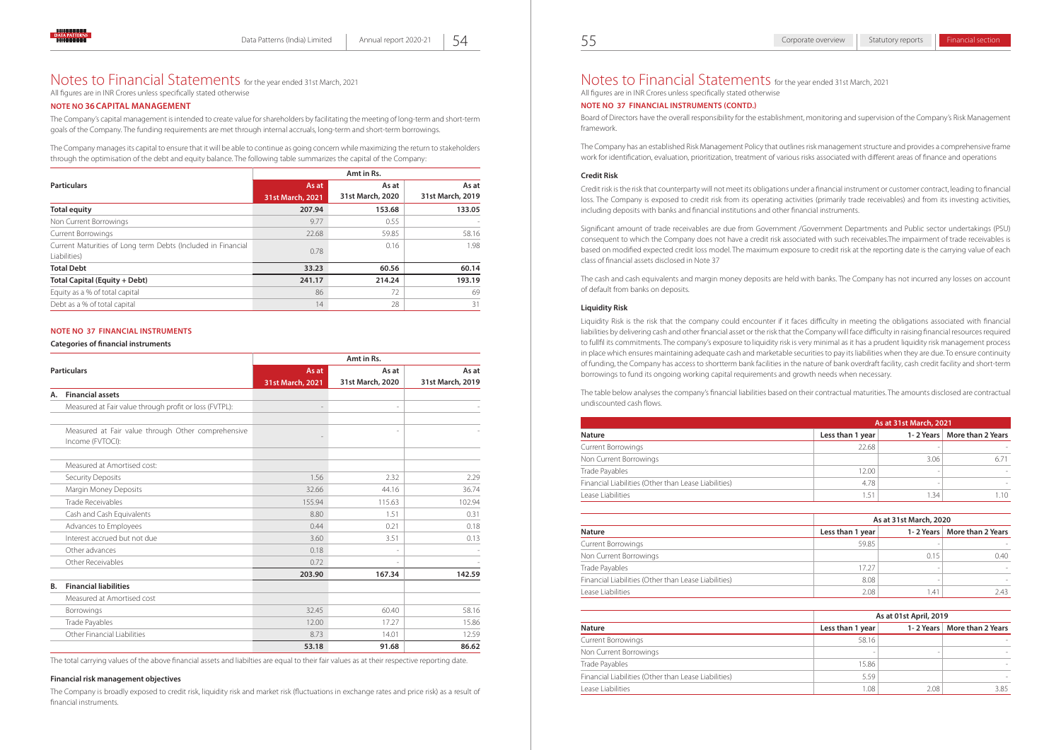# Notes to Financial Statements for the year ended 31st March, 2021

All figures are in INR Crores unless specifically stated otherwise

## NOTE NO 36 CAPITAL MANAGEMENT

The Company's capital management is intended to create value for shareholders by facilitating the meeting of long-term and short-term goals of the Company. The funding requirements are met through internal accruals, long-term and short-term borrowings.

The Company manages its capital to ensure that it will be able to continue as going concern while maximizing the return to stakeholders through the optimisation of the debt and equity balance. The following table summarizes the capital of the Company:

| Particulars | Amt in Rs. | | |
|---|---|---|---|
| | As at 31st March, 2021 | As at 31st March, 2020 | As at 31st March, 2019 |
| **Total equity** | **207.94** | **153.68** | **133.05** |
| Non Current Borrowings | 9.77 | 0.55 | - |
| Current Borrowings | 22.68 | 59.85 | 58.16 |
| Current Maturities of Long term Debts (Included in Financial Liabilities) | 0.78 | 0.16 | 1.98 |
| **Total Debt** | **33.23** | **60.56** | **60.14** |
| **Total Capital (Equity + Debt)** | **241.17** | **214.24** | **193.19** |
| Equity as a % of total capital | 86 | 72 | 69 |
| Debt as a % of total capital | 14 | 28 | 31 |

## NOTE NO 37 FINANCIAL INSTRUMENTS

**Categories of financial instruments**

| Particulars | Amt in Rs. | | |
|---|---|---|---|
| | As at 31st March, 2021 | As at 31st March, 2020 | As at 31st March, 2019 |
| **A. Financial assets** | | | |
| Measured at Fair value through profit or loss (FVTPL): | - | - | - |
| Measured at Fair value through Other comprehensive Income (FVTOCI): | - | - | - |
| Measured at Amortised cost: | | | |
| Security Deposits | 1.56 | 2.32 | 2.29 |
| Margin Money Deposits | 32.66 | 44.16 | 36.74 |
| Trade Receivables | 155.94 | 115.63 | 102.94 |
| Cash and Cash Equivalents | 8.80 | 1.51 | 0.31 |
| Advances to Employees | 0.44 | 0.21 | 0.18 |
| Interest accrued but not due | 3.60 | 3.51 | 0.13 |
| Other advances | 0.18 | - | - |
| Other Receivables | 0.72 | - | - |
| | **203.90** | **167.34** | **142.59** |
| **B. Financial liabilities** | | | |
| Measured at Amortised cost | | | |
| Borrowings | 32.45 | 60.40 | 58.16 |
| Trade Payables | 12.00 | 17.27 | 15.86 |
| Other Financial Liabilities | 8.73 | 14.01 | 12.59 |
| | **53.18** | **91.68** | **86.62** |

The total carrying values of the above financial assets and liabilties are equal to their fair values as at their respective reporting date.

**Financial risk management objectives**

The Company is broadly exposed to credit risk, liquidity risk and market risk (fluctuations in exchange rates and price risk) as a result of financial instruments.

# Notes to Financial Statements for the year ended 31st March, 2021

All figures are in INR Crores unless specifically stated otherwise

## NOTE NO 37 FINANCIAL INSTRUMENTS (CONTD.)

Board of Directors have the overall responsibility for the establishment, monitoring and supervision of the Company's Risk Management framework.

The Company has an established Risk Management Policy that outlines risk management structure and provides a comprehensive frame work for identification, evaluation, prioritization, treatment of various risks associated with different areas of finance and operations

**Credit Risk**

Credit risk is the risk that counterparty will not meet its obligations under a financial instrument or customer contract, leading to financial loss. The Company is exposed to credit risk from its operating activities (primarily trade receivables) and from its investing activities, including deposits with banks and financial institutions and other financial instruments.

Significant amount of trade receivables are due from Government /Government Departments and Public sector undertakings (PSU) consequent to which the Company does not have a credit risk associated with such receivables.The impairment of trade receivables is based on modified expected credit loss model. The maximum exposure to credit risk at the reporting date is the carrying value of each class of financial assets disclosed in Note 37

The cash and cash equivalents and margin money deposits are held with banks. The Company has not incurred any losses on account of default from banks on deposits.

**Liquidity Risk**

Liquidity Risk is the risk that the company could encounter if it faces difficulty in meeting the obligations associated with financial liabilities by delivering cash and other financial asset or the risk that the Company will face difficulty in raising financial resources required to fullfil its commitments. The company's exposure to liquidity risk is very minimal as it has a prudent liquidity risk management process in place which ensures maintaining adequate cash and marketable securities to pay its liabilities when they are due. To ensure continuity of funding, the Company has access to shortterm bank facilities in the nature of bank overdraft facility, cash credit facility and short-term borrowings to fund its ongoing working capital requirements and growth needs when necessary.

The table below analyses the company's financial liabilities based on their contractual maturities. The amounts disclosed are contractual undiscounted cash flows.

| Nature | As at 31st March, 2021 | | |
|---|---|---|---|
| | Less than 1 year | 1- 2 Years | More than 2 Years |
| Current Borrowings | 22.68 | - | - |
| Non Current Borrowings | | 3.06 | 6.71 |
| Trade Payables | 12.00 | - | - |
| Financial Liabilities (Other than Lease Liabilities) | 4.78 | - | - |
| Lease Liabilities | 1.51 | 1.34 | 1.10 |

| Nature | As at 31st March, 2020 | | |
|---|---|---|---|
| | Less than 1 year | 1- 2 Years | More than 2 Years |
| Current Borrowings | 59.85 | - | - |
| Non Current Borrowings | | 0.15 | 0.40 |
| Trade Payables | 17.27 | - | - |
| Financial Liabilities (Other than Lease Liabilities) | 8.08 | - | - |
| Lease Liabilities | 2.08 | 1.41 | 2.43 |

| Nature | As at 01st April, 2019 | | |
|---|---|---|---|
| | Less than 1 year | 1- 2 Years | More than 2 Years |
| Current Borrowings | 58.16 | | - |
| Non Current Borrowings | - | - | - |
| Trade Payables | 15.86 | | - |
| Financial Liabilities (Other than Lease Liabilities) | 5.59 | | - |
| Lease Liabilities | 1.08 | 2.08 | 3.85 |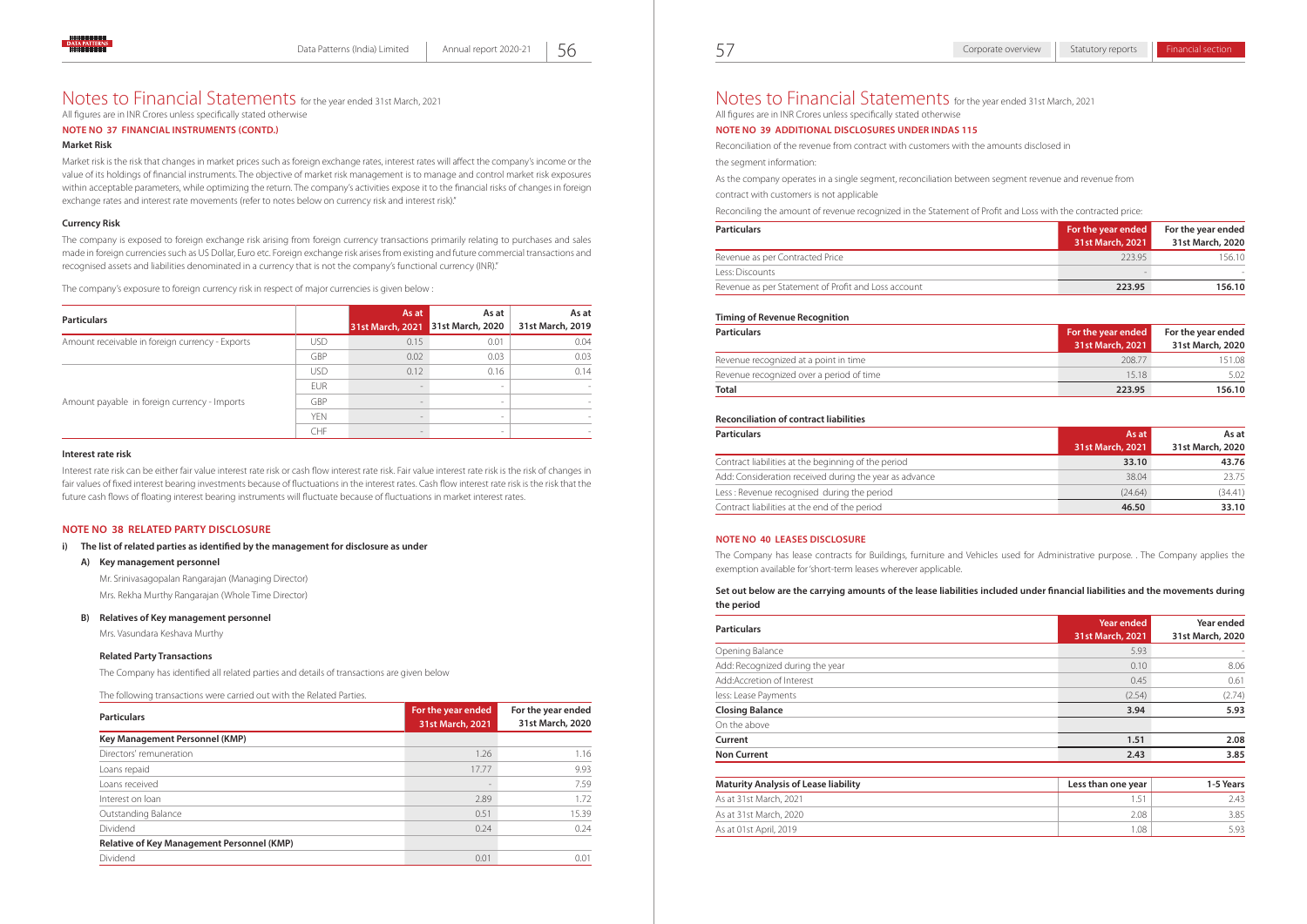# Notes to Financial Statements for the year ended 31st March, 2021

All figures are in INR Crores unless specifically stated otherwise

## NOTE NO 37 FINANCIAL INSTRUMENTS (CONTD.)

### Market Risk

Market risk is the risk that changes in market prices such as foreign exchange rates, interest rates will affect the company's income or the value of its holdings of financial instruments. The objective of market risk management is to manage and control market risk exposures within acceptable parameters, while optimizing the return. The company's activities expose it to the financial risks of changes in foreign exchange rates and interest rate movements (refer to notes below on currency risk and interest risk)."

### Currency Risk

The company is exposed to foreign exchange risk arising from foreign currency transactions primarily relating to purchases and sales made in foreign currencies such as US Dollar, Euro etc. Foreign exchange risk arises from existing and future commercial transactions and recognised assets and liabilities denominated in a currency that is not the company's functional currency (INR)."

The company's exposure to foreign currency risk in respect of major currencies is given below :

| Particulars | | As at 31st March, 2021 | As at 31st March, 2020 | As at 31st March, 2019 |
|---|---|---|---|---|
| Amount receivable in foreign currency - Exports | USD | 0.15 | 0.01 | 0.04 |
| | GBP | 0.02 | 0.03 | 0.03 |
| Amount payable in foreign currency - Imports | USD | 0.12 | 0.16 | 0.14 |
| | EUR | - | - | - |
| | GBP | - | - | - |
| | YEN | - | - | - |
| | CHF | - | - | - |

### Interest rate risk

Interest rate risk can be either fair value interest rate risk or cash flow interest rate risk. Fair value interest rate risk is the risk of changes in fair values of fixed interest bearing investments because of fluctuations in the interest rates. Cash flow interest rate risk is the risk that the future cash flows of floating interest bearing instruments will fluctuate because of fluctuations in market interest rates.

## NOTE NO 38 RELATED PARTY DISCLOSURE

**i) The list of related parties as identified by the management for disclosure as under**

**A) Key management personnel**

Mr. Srinivasagopalan Rangarajan (Managing Director)

Mrs. Rekha Murthy Rangarajan (Whole Time Director)

**B) Relatives of Key management personnel**

Mrs. Vasundara Keshava Murthy

**Related Party Transactions**

The Company has identified all related parties and details of transactions are given below

The following transactions were carried out with the Related Parties.

| Particulars | For the year ended 31st March, 2021 | For the year ended 31st March, 2020 |
|---|---|---|
| **Key Management Personnel (KMP)** | | |
| Directors' remuneration | 1.26 | 1.16 |
| Loans repaid | 17.77 | 9.93 |
| Loans received | - | 7.59 |
| Interest on loan | 2.89 | 1.72 |
| Outstanding Balance | 0.51 | 15.39 |
| Dividend | 0.24 | 0.24 |
| **Relative of Key Management Personnel (KMP)** | | |
| Dividend | 0.01 | 0.01 |

# Notes to Financial Statements for the year ended 31st March, 2021

All figures are in INR Crores unless specifically stated otherwise

## NOTE NO 39 ADDITIONAL DISCLOSURES UNDER INDAS 115

Reconciliation of the revenue from contract with customers with the amounts disclosed in

the segment information:

As the company operates in a single segment, reconciliation between segment revenue and revenue from

contract with customers is not applicable

Reconciling the amount of revenue recognized in the Statement of Profit and Loss with the contracted price:

| Particulars | For the year ended 31st March, 2021 | For the year ended 31st March, 2020 |
|---|---|---|
| Revenue as per Contracted Price | 223.95 | 156.10 |
| Less: Discounts | - | - |
| Revenue as per Statement of Profit and Loss account | **223.95** | **156.10** |

### Timing of Revenue Recognition

| Particulars | For the year ended 31st March, 2021 | For the year ended 31st March, 2020 |
|---|---|---|
| Revenue recognized at a point in time | 208.77 | 151.08 |
| Revenue recognized over a period of time | 15.18 | 5.02 |
| **Total** | **223.95** | **156.10** |

### Reconciliation of contract liabilities

| Particulars | As at 31st March, 2021 | As at 31st March, 2020 |
|---|---|---|
| Contract liabilities at the beginning of the period | **33.10** | **43.76** |
| Add: Consideration received during the year as advance | 38.04 | 23.75 |
| Less : Revenue recognised during the period | (24.64) | (34.41) |
| Contract liabilities at the end of the period | **46.50** | **33.10** |

## NOTE NO 40 LEASES DISCLOSURE

The Company has lease contracts for Buildings, furniture and Vehicles used for Administrative purpose. . The Company applies the exemption available for 'short-term leases wherever applicable.

**Set out below are the carrying amounts of the lease liabilities included under financial liabilities and the movements during the period**

| Particulars | Year ended 31st March, 2021 | Year ended 31st March, 2020 |
|---|---|---|
| Opening Balance | 5.93 | - |
| Add: Recognized during the year | 0.10 | 8.06 |
| Add:Accretion of Interest | 0.45 | 0.61 |
| less: Lease Payments | (2.54) | (2.74) |
| **Closing Balance** | **3.94** | **5.93** |
| On the above | | |
| **Current** | **1.51** | **2.08** |
| **Non Current** | **2.43** | **3.85** |

| Maturity Analysis of Lease liability | Less than one year | 1-5 Years |
|---|---|---|
| As at 31st March, 2021 | 1.51 | 2.43 |
| As at 31st March, 2020 | 2.08 | 3.85 |
| As at 01st April, 2019 | 1.08 | 5.93 |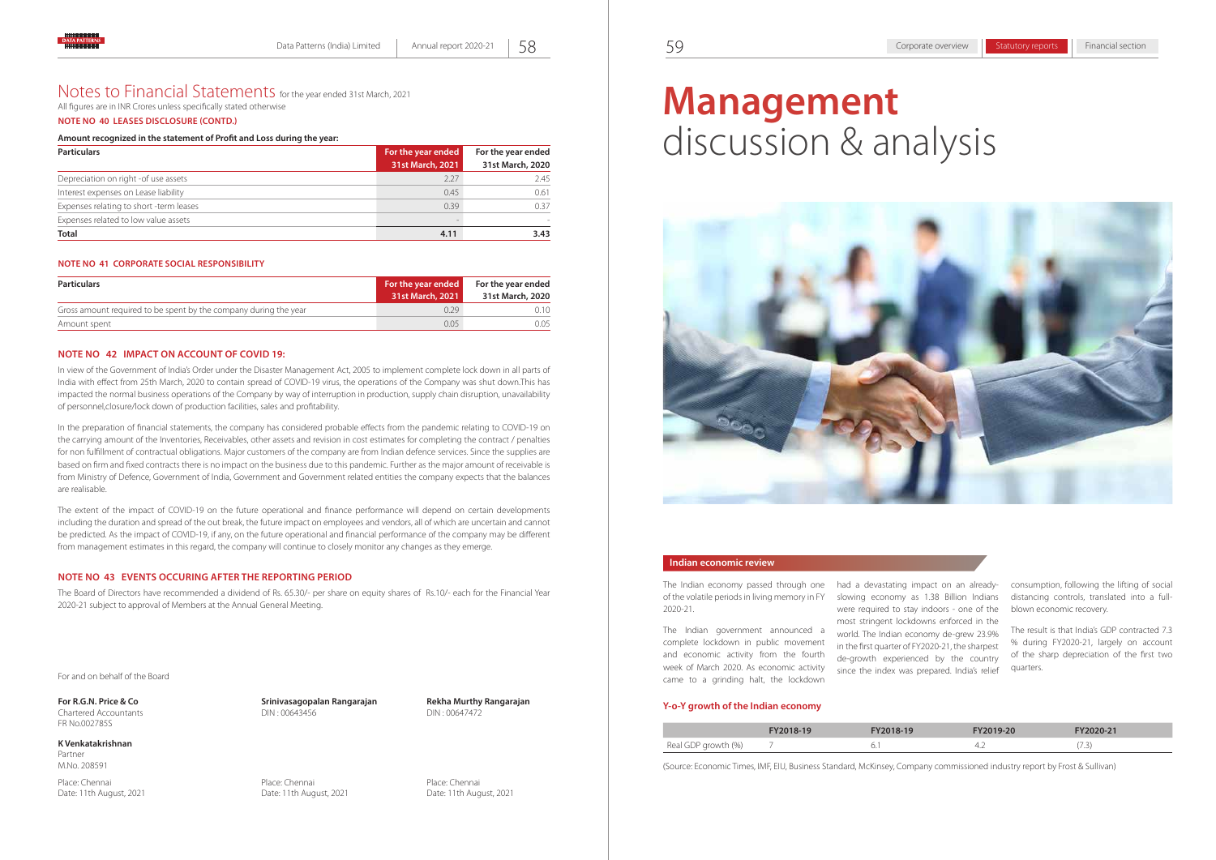# Notes to Financial Statements for the year ended 31st March, 2021

All figures are in INR Crores unless specifically stated otherwise

**NOTE NO 40 LEASES DISCLOSURE (CONTD.)**

**Amount recognized in the statement of Profit and Loss during the year:**

| Particulars | For the year ended 31st March, 2021 | For the year ended 31st March, 2020 |
|---|---|---|
| Depreciation on right -of use assets | 2.27 | 2.45 |
| Interest expenses on Lease liability | 0.45 | 0.61 |
| Expenses relating to short -term leases | 0.39 | 0.37 |
| Expenses related to low value assets | - | - |
| **Total** | **4.11** | **3.43** |

**NOTE NO 41 CORPORATE SOCIAL RESPONSIBILITY**

| Particulars | For the year ended 31st March, 2021 | For the year ended 31st March, 2020 |
|---|---|---|
| Gross amount required to be spent by the company during the year | 0.29 | 0.10 |
| Amount spent | 0.05 | 0.05 |

**NOTE NO 42 IMPACT ON ACCOUNT OF COVID 19:**

In view of the Government of India's Order under the Disaster Management Act, 2005 to implement complete lock down in all parts of India with effect from 25th March, 2020 to contain spread of COVID-19 virus, the operations of the Company was shut down.This has impacted the normal business operations of the Company by way of interruption in production, supply chain disruption, unavailability of personnel,closure/lock down of production facilities, sales and profitability.

In the preparation of financial statements, the company has considered probable effects from the pandemic relating to COVID-19 on the carrying amount of the Inventories, Receivables, other assets and revision in cost estimates for completing the contract / penalties for non fulfillment of contractual obligations. Major customers of the company are from Indian defence services. Since the supplies are based on firm and fixed contracts there is no impact on the business due to this pandemic. Further as the major amount of receivable is from Ministry of Defence, Government of India, Government and Government related entities the company expects that the balances are realisable.

The extent of the impact of COVID-19 on the future operational and finance performance will depend on certain developments including the duration and spread of the out break, the future impact on employees and vendors, all of which are uncertain and cannot be predicted. As the impact of COVID-19, if any, on the future operational and financial performance of the company may be different from management estimates in this regard, the company will continue to closely monitor any changes as they emerge.

**NOTE NO 43 EVENTS OCCURING AFTER THE REPORTING PERIOD**

The Board of Directors have recommended a dividend of Rs. 65.30/- per share on equity shares of Rs.10/- each for the Financial Year 2020-21 subject to approval of Members at the Annual General Meeting.

For and on behalf of the Board

**For R.G.N. Price & Co**
Chartered Accountants
FR No.002785S

**K Venkatakrishnan**
Partner
M.No. 208591

Place: Chennai
Date: 11th August, 2021

**Srinivasagopalan Rangarajan**
DIN : 00643456

Place: Chennai
Date: 11th August, 2021

**Rekha Murthy Rangarajan**
DIN : 00647472

Place: Chennai
Date: 11th August, 2021

# Management discussion & analysis

## Indian economic review

The Indian economy passed through one of the volatile periods in living memory in FY 2020-21.

The Indian government announced a complete lockdown in public movement and economic activity from the fourth week of March 2020. As economic activity came to a grinding halt, the lockdown had a devastating impact on an already-slowing economy as 1.38 Billion Indians were required to stay indoors - one of the most stringent lockdowns enforced in the world. The Indian economy de-grew 23.9% in the first quarter of FY2020-21, the sharpest de-growth experienced by the country since the index was prepared. India's relief consumption, following the lifting of social distancing controls, translated into a full-blown economic recovery.

The result is that India's GDP contracted 7.3 % during FY2020-21, largely on account of the sharp depreciation of the first two quarters.

### Y-o-Y growth of the Indian economy

| | FY2018-19 | FY2018-19 | FY2019-20 | FY2020-21 |
|---|---|---|---|---|
| Real GDP growth (%) | 7 | 6.1 | 4.2 | (7.3) |

(Source: Economic Times, IMF, EIU, Business Standard, McKinsey, Company commissioned industry report by Frost & Sullivan)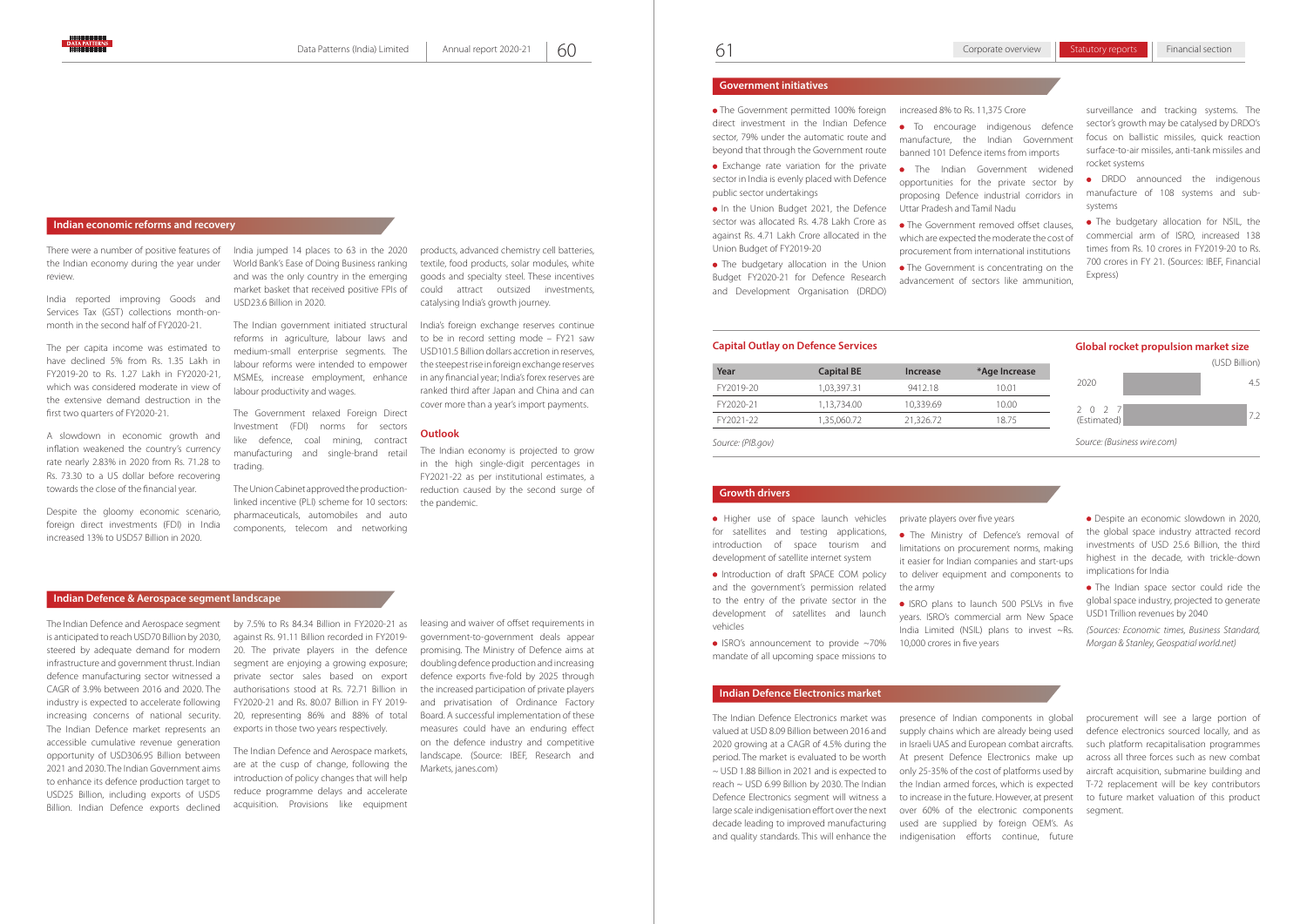## Indian economic reforms and recovery

There were a number of positive features of the Indian economy during the year under review.

India reported improving Goods and Services Tax (GST) collections month-on-month in the second half of FY2020-21.

The per capita income was estimated to have declined 5% from Rs. 1.35 Lakh in FY2019-20 to Rs. 1.27 Lakh in FY2020-21, which was considered moderate in view of the extensive demand destruction in the first two quarters of FY2020-21.

A slowdown in economic growth and inflation weakened the country's currency rate nearly 2.83% in 2020 from Rs. 71.28 to Rs. 73.30 to a US dollar before recovering towards the close of the financial year.

Despite the gloomy economic scenario, foreign direct investments (FDI) in India increased 13% to USD57 Billion in 2020.

India jumped 14 places to 63 in the 2020 World Bank's Ease of Doing Business ranking and was the only country in the emerging market basket that received positive FPIs of USD23.6 Billion in 2020.

The Indian government initiated structural reforms in agriculture, labour laws and medium-small enterprise segments. The labour reforms were intended to empower MSMEs, increase employment, enhance labour productivity and wages.

The Government relaxed Foreign Direct Investment (FDI) norms for sectors like defence, coal mining, contract manufacturing and single-brand retail trading.

The Union Cabinet approved the production-linked incentive (PLI) scheme for 10 sectors: pharmaceuticals, automobiles and auto components, telecom and networking products, advanced chemistry cell batteries, textile, food products, solar modules, white goods and specialty steel. These incentives could attract outsized investments, catalysing India's growth journey.

India's foreign exchange reserves continue to be in record setting mode – FY21 saw USD101.5 Billion dollars accretion in reserves, the steepest rise in foreign exchange reserves in any financial year; India's forex reserves are ranked third after Japan and China and can cover more than a year's import payments.

### Outlook

The Indian economy is projected to grow in the high single-digit percentages in FY2021-22 as per institutional estimates, a reduction caused by the second surge of the pandemic.

## Indian Defence & Aerospace segment landscape

The Indian Defence and Aerospace segment is anticipated to reach USD70 Billion by 2030, steered by adequate demand for modern infrastructure and government thrust. Indian defence manufacturing sector witnessed a CAGR of 3.9% between 2016 and 2020. The industry is expected to accelerate following increasing concerns of national security. The Indian Defence market represents an accessible cumulative revenue generation opportunity of USD306.95 Billion between 2021 and 2030. The Indian Government aims to enhance its defence production target to USD25 Billion, including exports of USD5 Billion. Indian Defence exports declined by 7.5% to Rs 84.34 Billion in FY2020-21 as against Rs. 91.11 Billion recorded in FY2019-20. The private players in the defence segment are enjoying a growing exposure; private sector sales based on export authorisations stood at Rs. 72.71 Billion in FY2020-21 and Rs. 80.07 Billion in FY 2019-20, representing 86% and 88% of total exports in those two years respectively.

The Indian Defence and Aerospace markets, are at the cusp of change, following the introduction of policy changes that will help reduce programme delays and accelerate acquisition. Provisions like equipment leasing and waiver of offset requirements in government-to-government deals appear promising. The Ministry of Defence aims at doubling defence production and increasing defence exports five-fold by 2025 through the increased participation of private players and privatisation of Ordinance Factory Board. A successful implementation of these measures could have an enduring effect on the defence industry and competitive landscape. (Source: IBEF, Research and Markets, janes.com)

## Government initiatives

- The Government permitted 100% foreign direct investment in the Indian Defence sector, 79% under the automatic route and beyond that through the Government route
- Exchange rate variation for the private sector in India is evenly placed with Defence public sector undertakings
- In the Union Budget 2021, the Defence sector was allocated Rs. 4.78 Lakh Crore as against Rs. 4.71 Lakh Crore allocated in the Union Budget of FY2019-20
- The budgetary allocation in the Union Budget FY2020-21 for Defence Research and Development Organisation (DRDO) increased 8% to Rs. 11,375 Crore
- To encourage indigenous defence manufacture, the Indian Government banned 101 Defence items from imports
- The Indian Government widened opportunities for the private sector by proposing Defence industrial corridors in Uttar Pradesh and Tamil Nadu
- The Government removed offset clauses, which are expected the moderate the cost of procurement from international institutions
- The Government is concentrating on the advancement of sectors like ammunition, surveillance and tracking systems. The sector's growth may be catalysed by DRDO's focus on ballistic missiles, quick reaction surface-to-air missiles, anti-tank missiles and rocket systems
- DRDO announced the indigenous manufacture of 108 systems and sub-systems
- The budgetary allocation for NSIL, the commercial arm of ISRO, increased 138 times from Rs. 10 crores in FY2019-20 to Rs. 700 crores in FY 21. (Sources: IBEF, Financial Express)

### Capital Outlay on Defence Services

| Year | Capital BE | Increase | *Age Increase |
|---|---|---|---|
| FY2019-20 | 1,03,397.31 | 9412.18 | 10.01 |
| FY2020-21 | 1,13,734.00 | 10,339.69 | 10.00 |
| FY2021-22 | 1,35,060.72 | 21,326.72 | 18.75 |

*Source: (PIB.gov)*

### Global rocket propulsion market size

(USD Billion)

| Year | Value |
|---|---|
| 2020 | 4.5 |
| 2027 (Estimated) | 7.2 |

*Source: (Business wire.com)*

## Growth drivers

- Higher use of space launch vehicles for satellites and testing applications, introduction of space tourism and development of satellite internet system
- Introduction of draft SPACE COM policy and the government's permission related to the entry of the private sector in the development of satellites and launch vehicles
- ISRO's announcement to provide ~70% mandate of all upcoming space missions to private players over five years
- The Ministry of Defence's removal of limitations on procurement norms, making it easier for Indian companies and start-ups to deliver equipment and components to the army
- ISRO plans to launch 500 PSLVs in five years. ISRO's commercial arm New Space India Limited (NSIL) plans to invest ~Rs. 10,000 crores in five years
- Despite an economic slowdown in 2020, the global space industry attracted record investments of USD 25.6 Billion, the third highest in the decade, with trickle-down implications for India
- The Indian space sector could ride the global space industry, projected to generate USD1 Trillion revenues by 2040

*(Sources: Economic times, Business Standard, Morgan & Stanley, Geospatial world.net)*

## Indian Defence Electronics market

The Indian Defence Electronics market was valued at USD 8.09 Billion between 2016 and 2020 growing at a CAGR of 4.5% during the period. The market is evaluated to be worth ~ USD 1.88 Billion in 2021 and is expected to reach ~ USD 6.99 Billion by 2030. The Indian Defence Electronics segment will witness a large scale indigenisation effort over the next decade leading to improved manufacturing and quality standards. This will enhance the presence of Indian components in global supply chains which are already being used in Israeli UAS and European combat aircrafts. At present Defence Electronics make up only 25-35% of the cost of platforms used by the Indian armed forces, which is expected to increase in the future. However, at present over 60% of the electronic components used are supplied by foreign OEM's. As indigenisation efforts continue, future procurement will see a large portion of defence electronics sourced locally, and as such platform recapitalisation programmes across all three forces such as new combat aircraft acquisition, submarine building and T-72 replacement will be key contributors to future market valuation of this product segment.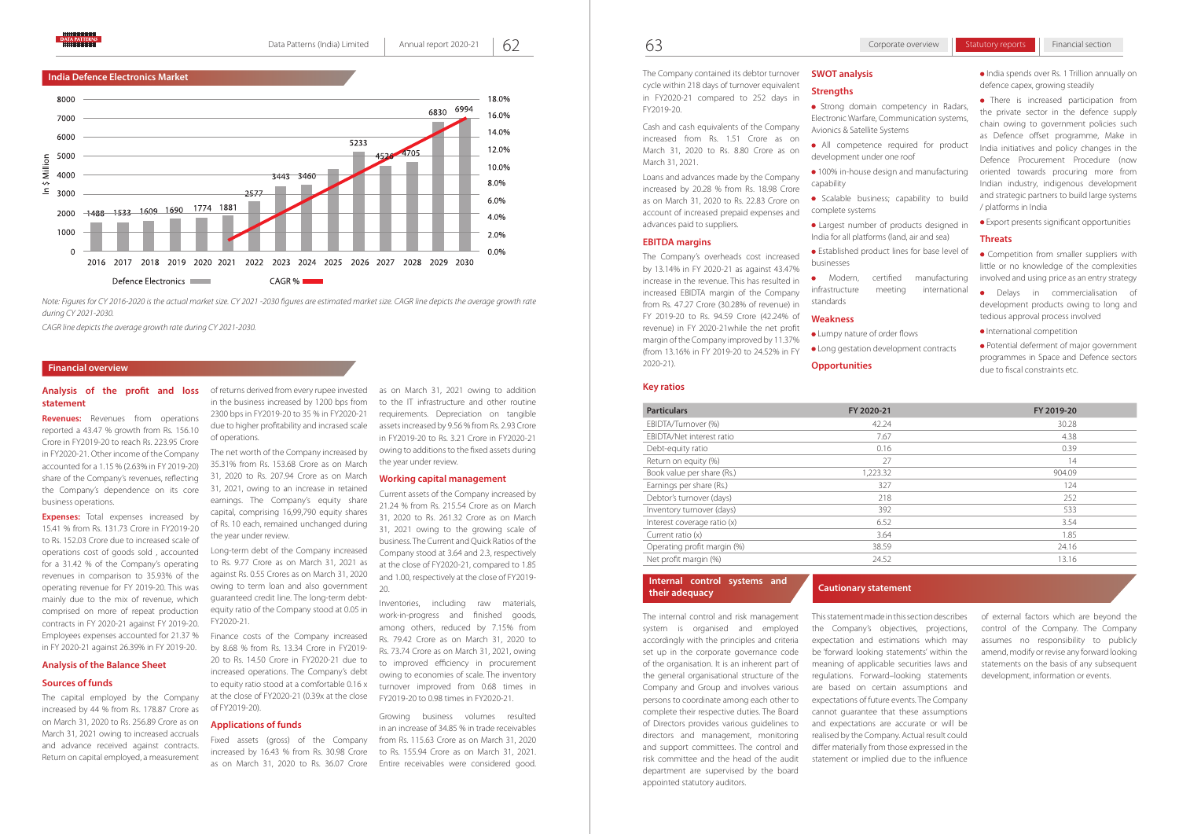## India Defence Electronics Market

8000
7000
6000
5000
4000
3000
2000
1000
0

In $ Million

18.0%
16.0%
14.0%
12.0%
10.0%
8.0%
6.0%
4.0%
2.0%
0.0%

1488 1533 1609 1690 1774 1881 2577 3443 3460 5233 4578 4705 6830 6994

2016 2017 2018 2019 2020 2021 2022 2023 2024 2025 2026 2027 2028 2029 2030

Defence Electronics
CAGR %

*Note: Figures for CY 2016-2020 is the actual market size. CY 2021 -2030 figures are estimated market size. CAGR line depicts the average growth rate during CY 2021-2030.*

*CAGR line depicts the average growth rate during CY 2021-2030.*

## Financial overview

### Analysis of the profit and loss statement

**Revenues:** Revenues from operations reported a 43.47 % growth from Rs. 156.10 Crore in FY2019-20 to reach Rs. 223.95 Crore in FY2020-21. Other income of the Company accounted for a 1.15 % (2.63% in FY 2019-20) share of the Company's revenues, reflecting the Company's dependence on its core business operations.

**Expenses:** Total expenses increased by 15.41 % from Rs. 131.73 Crore in FY2019-20 to Rs. 152.03 Crore due to increased scale of operations cost of goods sold , accounted for a 31.42 % of the Company's operating revenues in comparison to 35.93% of the operating revenue for FY 2019-20. This was mainly due to the mix of revenue, which comprised on more of repeat production contracts in FY 2020-21 against FY 2019-20. Employees expenses accounted for 21.37 % in FY 2020-21 against 26.39% in FY 2019-20.

### Analysis of the Balance Sheet

### Sources of funds

The capital employed by the Company increased by 44 % from Rs. 178.87 Crore as on March 31, 2020 to Rs. 256.89 Crore as on March 31, 2021 owing to increased accruals and advance received against contracts. Return on capital employed, a measurement of returns derived from every rupee invested in the business increased by 1200 bps from 2300 bps in FY2019-20 to 35 % in FY2020-21 due to higher profitability and incrased scale of operations.

The net worth of the Company increased by 35.31% from Rs. 153.68 Crore as on March 31, 2020 to Rs. 207.94 Crore as on March 31, 2021, owing to an increase in retained earnings. The Company's equity share capital, comprising 16,99,790 equity shares of Rs. 10 each, remained unchanged during the year under review.

Long-term debt of the Company increased to Rs. 9.77 Crore as on March 31, 2021 as against Rs. 0.55 Crores as on March 31, 2020 owing to term loan and also government guaranteed credit line. The long-term debt-equity ratio of the Company stood at 0.05 in FY2020-21.

Finance costs of the Company increased by 8.68 % from Rs. 13.34 Crore in FY2019-20 to Rs. 14.50 Crore in FY2020-21 due to increased operations. The Company's debt to equity ratio stood at a comfortable 0.16 x at the close of FY2020-21 (0.39x at the close of FY2019-20).

### Applications of funds

Fixed assets (gross) of the Company increased by 16.43 % from Rs. 30.98 Crore as on March 31, 2020 to Rs. 36.07 Crore as on March 31, 2021 owing to addition to the IT infrastructure and other routine requirements. Depreciation on tangible assets increased by 9.56 % from Rs. 2.93 Crore in FY2019-20 to Rs. 3.21 Crore in FY2020-21 owing to additions to the fixed assets during the year under review.

### Working capital management

Current assets of the Company increased by 21.24 % from Rs. 215.54 Crore as on March 31, 2020 to Rs. 261.32 Crore as on March 31, 2021 owing to the growing scale of business. The Current and Quick Ratios of the Company stood at 3.64 and 2.3, respectively at the close of FY2020-21, compared to 1.85 and 1.00, respectively at the close of FY2019-20.

Inventories, including raw materials, work-in-progress and finished goods, among others, reduced by 7.15% from Rs. 79.42 Crore as on March 31, 2020 to Rs. 73.74 Crore as on March 31, 2021, owing to improved efficiency in procurement owing to economies of scale. The inventory turnover improved from 0.68 times in FY2019-20 to 0.98 times in FY2020-21.

Growing business volumes resulted in an increase of 34.85 % in trade receivables from Rs. 115.63 Crore as on March 31, 2020 to Rs. 155.94 Crore as on March 31, 2021. Entire receivables were considered good. The Company contained its debtor turnover cycle within 218 days of turnover equivalent in FY2020-21 compared to 252 days in FY2019-20.

Cash and cash equivalents of the Company increased from Rs. 1.51 Crore as on March 31, 2020 to Rs. 8.80 Crore as on March 31, 2021.

Loans and advances made by the Company increased by 20.28 % from Rs. 18.98 Crore as on March 31, 2020 to Rs. 22.83 Crore on account of increased prepaid expenses and advances paid to suppliers.

### EBITDA margins

The Company's overheads cost increased by 13.14% in FY 2020-21 as against 43.47% increase in the revenue. This has resulted in increased EBIDTA margin of the Company from Rs. 47.27 Crore (30.28% of revenue) in FY 2019-20 to Rs. 94.59 Crore (42.24% of revenue) in FY 2020-21while the net profit margin of the Company improved by 11.37% (from 13.16% in FY 2019-20 to 24.52% in FY 2020-21).

### SWOT analysis

#### Strengths

- Strong domain competency in Radars, Electronic Warfare, Communication systems, Avionics & Satellite Systems
- All competence required for product development under one roof
- 100% in-house design and manufacturing capability
- Scalable business; capability to build complete systems
- Largest number of products designed in India for all platforms (land, air and sea)
- Established product lines for base level of businesses
- Modern, certified manufacturing infrastructure meeting international standards

#### Weakness

- Lumpy nature of order flows
- Long gestation development contracts

#### Opportunities

- India spends over Rs. 1 Trillion annually on defence capex, growing steadily
- There is increased participation from the private sector in the defence supply chain owing to government policies such as Defence offset programme, Make in India initiatives and policy changes in the Defence Procurement Procedure (now oriented towards procuring more from Indian industry, indigenous development and strategic partners to build large systems / platforms in India
- Export presents significant opportunities

#### Threats

- Competition from smaller suppliers with little or no knowledge of the complexities involved and using price as an entry strategy
- Delays in commercialisation of development products owing to long and tedious approval process involved
- International competition
- Potential deferment of major government programmes in Space and Defence sectors due to fiscal constraints etc.

### Key ratios

| Particulars | FY 2020-21 | FY 2019-20 |
|---|---|---|
| EBIDTA/Turnover (%) | 42.24 | 30.28 |
| EBIDTA/Net interest ratio | 7.67 | 4.38 |
| Debt-equity ratio | 0.16 | 0.39 |
| Return on equity (%) | 27 | 14 |
| Book value per share (Rs.) | 1,223.32 | 904.09 |
| Earnings per share (Rs.) | 327 | 124 |
| Debtor's turnover (days) | 218 | 252 |
| Inventory turnover (days) | 392 | 533 |
| Interest coverage ratio (x) | 6.52 | 3.54 |
| Current ratio (x) | 3.64 | 1.85 |
| Operating profit margin (%) | 38.59 | 24.16 |
| Net profit margin (%) | 24.52 | 13.16 |

## Internal control systems and their adequacy

The internal control and risk management system is organised and employed accordingly with the principles and criteria set up in the corporate governance code of the organisation. It is an inherent part of the general organisational structure of the Company and Group and involves various persons to coordinate among each other to complete their respective duties. The Board of Directors provides various guidelines to directors and management, monitoring and support committees. The control and risk committee and the head of the audit department are supervised by the board appointed statutory auditors.

## Cautionary statement

This statement made in this section describes the Company's objectives, projections, expectation and estimations which may be 'forward looking statements' within the meaning of applicable securities laws and regulations. Forward–looking statements are based on certain assumptions and expectations of future events. The Company cannot guarantee that these assumptions and expectations are accurate or will be realised by the Company. Actual result could differ materially from those expressed in the statement or implied due to the influence of external factors which are beyond the control of the Company. The Company assumes no responsibility to publicly amend, modify or revise any forward looking statements on the basis of any subsequent development, information or events.